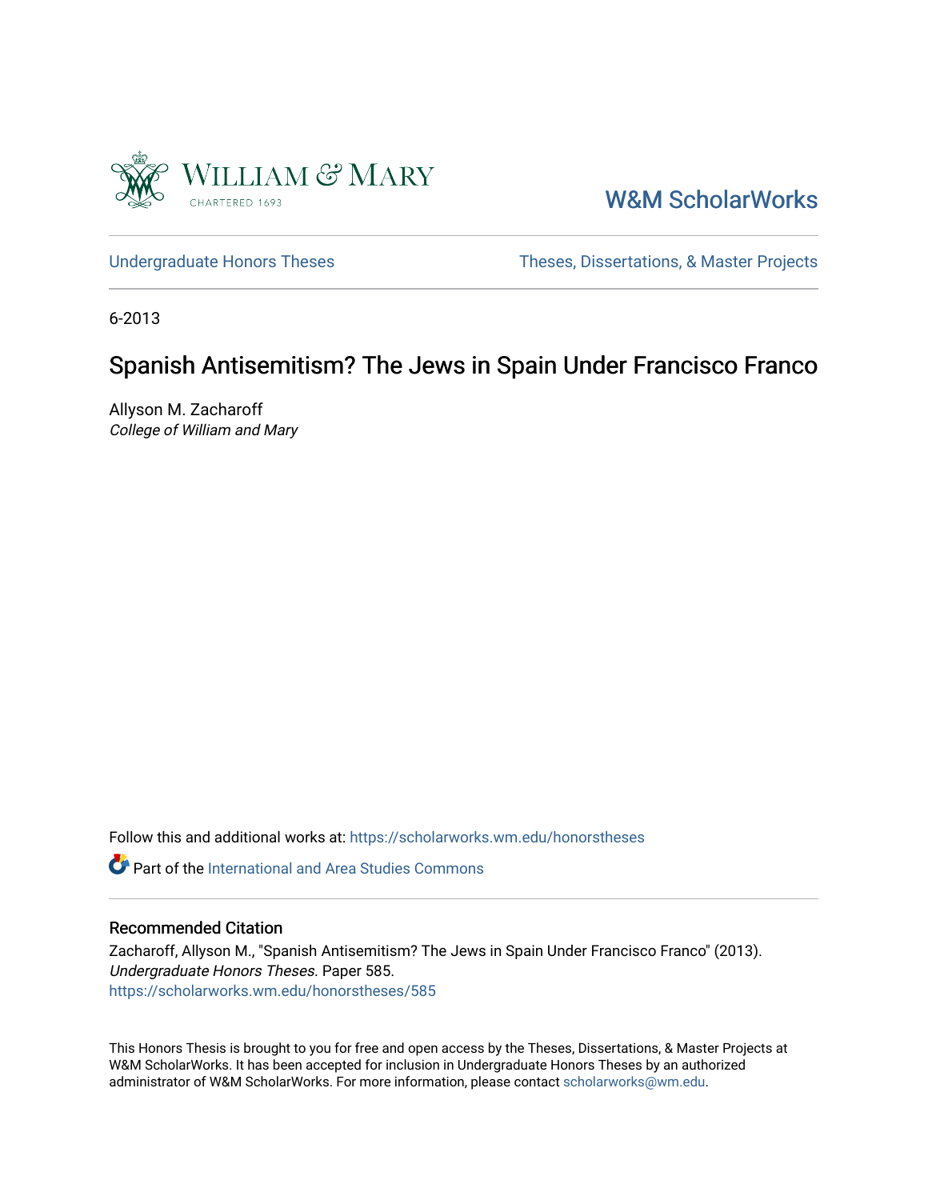William & Mary
CHARTERED 1693

W&M ScholarWorks

Undergraduate Honors Theses

Theses, Dissertations, & Master Projects

6-2013

# Spanish Antisemitism? The Jews in Spain Under Francisco Franco

Allyson M. Zacharoff
*College of William and Mary*

Follow this and additional works at: https://scholarworks.wm.edu/honorstheses

Part of the International and Area Studies Commons

## Recommended Citation

Zacharoff, Allyson M., "Spanish Antisemitism? The Jews in Spain Under Francisco Franco" (2013). *Undergraduate Honors Theses.* Paper 585.
https://scholarworks.wm.edu/honorstheses/585

This Honors Thesis is brought to you for free and open access by the Theses, Dissertations, & Master Projects at W&M ScholarWorks. It has been accepted for inclusion in Undergraduate Honors Theses by an authorized administrator of W&M ScholarWorks. For more information, please contact scholarworks@wm.edu.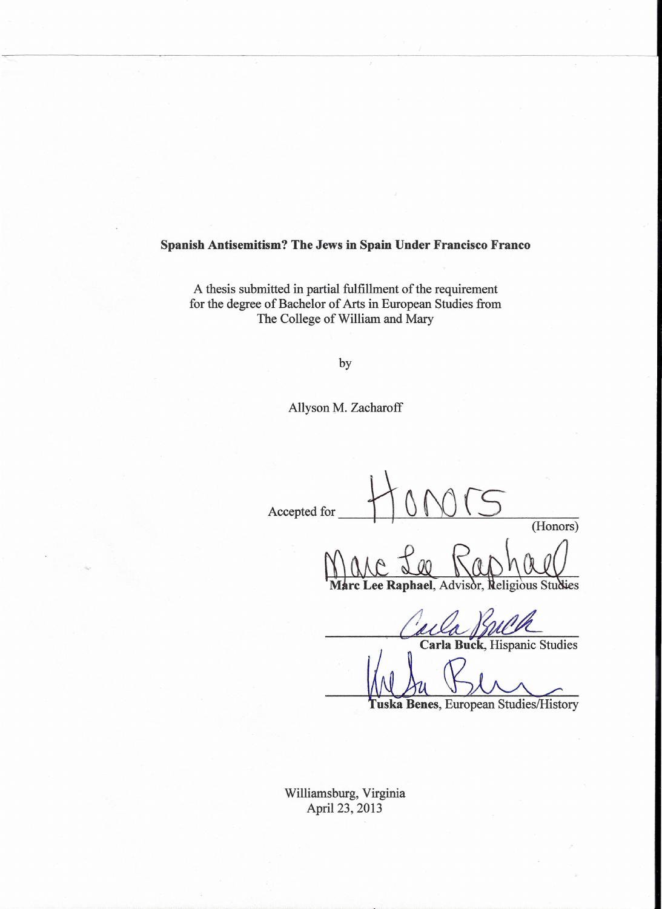**Spanish Antisemitism? The Jews in Spain Under Francisco Franco**

A thesis submitted in partial fulfillment of the requirement
for the degree of Bachelor of Arts in European Studies from
The College of William and Mary

by

Allyson M. Zacharoff

Accepted for Honors (Honors)

Marc Lee Raphael

**Marc Lee Raphael**, Advisor, Religious Studies

Carla Buck

**Carla Buck**, Hispanic Studies

Tuska Benes

**Tuska Benes**, European Studies/History

Williamsburg, Virginia
April 23, 2013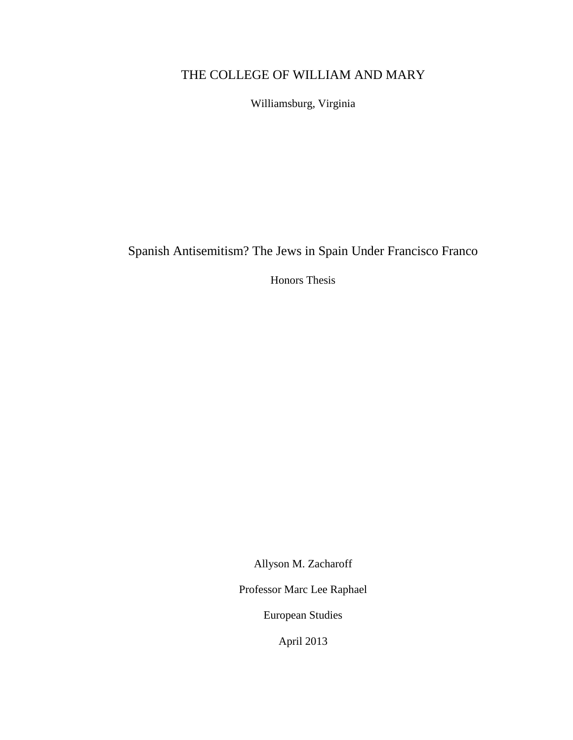THE COLLEGE OF WILLIAM AND MARY

Williamsburg, Virginia

# Spanish Antisemitism? The Jews in Spain Under Francisco Franco

Honors Thesis

Allyson M. Zacharoff

Professor Marc Lee Raphael

European Studies

April 2013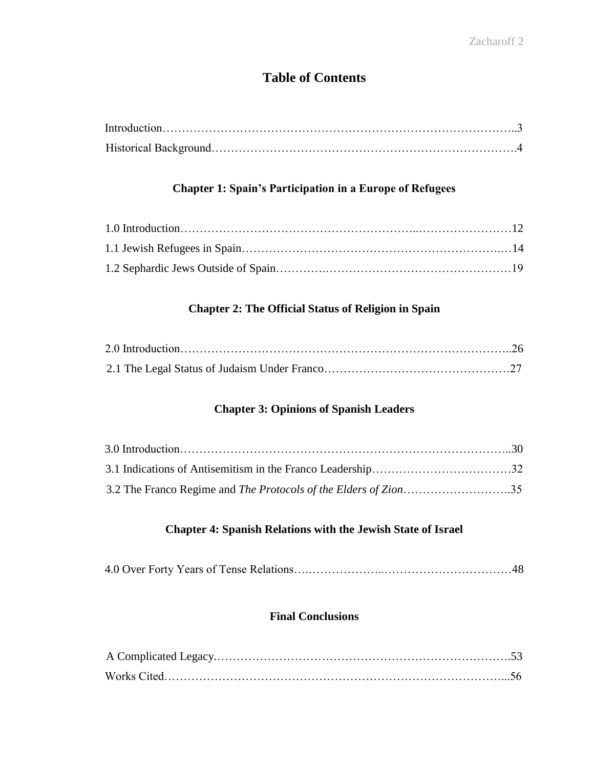# Table of Contents

Introduction……………………………………………………………………………..3

Historical Background………………………………………………………………….4

## Chapter 1: Spain's Participation in a Europe of Refugees

1.0 Introduction……………………………………………………..……………………12

1.1 Jewish Refugees in Spain…………………………………………………………..…14

1.2 Sephardic Jews Outside of Spain………….……………………………………….…19

## Chapter 2: The Official Status of Religion in Spain

2.0 Introduction…………………………………………………………………….……..26

2.1 The Legal Status of Judaism Under Franco…………………………………………27

## Chapter 3: Opinions of Spanish Leaders

3.0 Introduction…………………………………………………………………………..30

3.1 Indications of Antisemitism in the Franco Leadership………………………………32

3.2 The Franco Regime and *The Protocols of the Elders of Zion*……………………….35

## Chapter 4: Spanish Relations with the Jewish State of Israel

4.0 Over Forty Years of Tense Relations….………………...……………………………48

## Final Conclusions

A Complicated Legacy.………………………………………………………………….53

Works Cited…………………………………………………………………………...56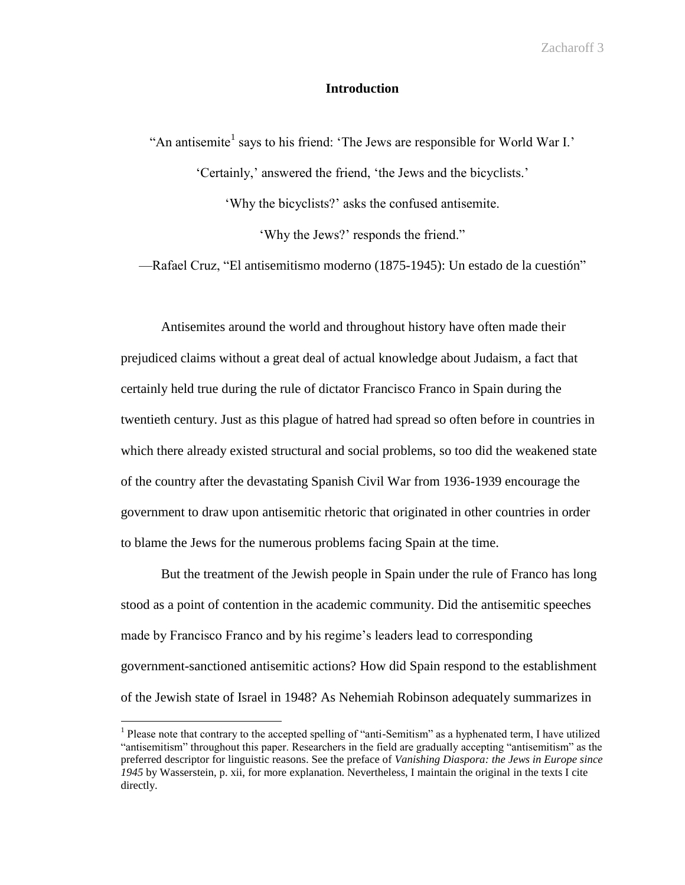## Introduction

"An antisemite[1] says to his friend: 'The Jews are responsible for World War I.'

'Certainly,' answered the friend, 'the Jews and the bicyclists.'

'Why the bicyclists?' asks the confused antisemite.

'Why the Jews?' responds the friend."

—Rafael Cruz, "El antisemitismo moderno (1875-1945): Un estado de la cuestión"

Antisemites around the world and throughout history have often made their prejudiced claims without a great deal of actual knowledge about Judaism, a fact that certainly held true during the rule of dictator Francisco Franco in Spain during the twentieth century. Just as this plague of hatred had spread so often before in countries in which there already existed structural and social problems, so too did the weakened state of the country after the devastating Spanish Civil War from 1936-1939 encourage the government to draw upon antisemitic rhetoric that originated in other countries in order to blame the Jews for the numerous problems facing Spain at the time.

But the treatment of the Jewish people in Spain under the rule of Franco has long stood as a point of contention in the academic community. Did the antisemitic speeches made by Francisco Franco and by his regime's leaders lead to corresponding government-sanctioned antisemitic actions? How did Spain respond to the establishment of the Jewish state of Israel in 1948? As Nehemiah Robinson adequately summarizes in

[1] Please note that contrary to the accepted spelling of "anti-Semitism" as a hyphenated term, I have utilized "antisemitism" throughout this paper. Researchers in the field are gradually accepting "antisemitism" as the preferred descriptor for linguistic reasons. See the preface of *Vanishing Diaspora: the Jews in Europe since 1945* by Wasserstein, p. xii, for more explanation. Nevertheless, I maintain the original in the texts I cite directly.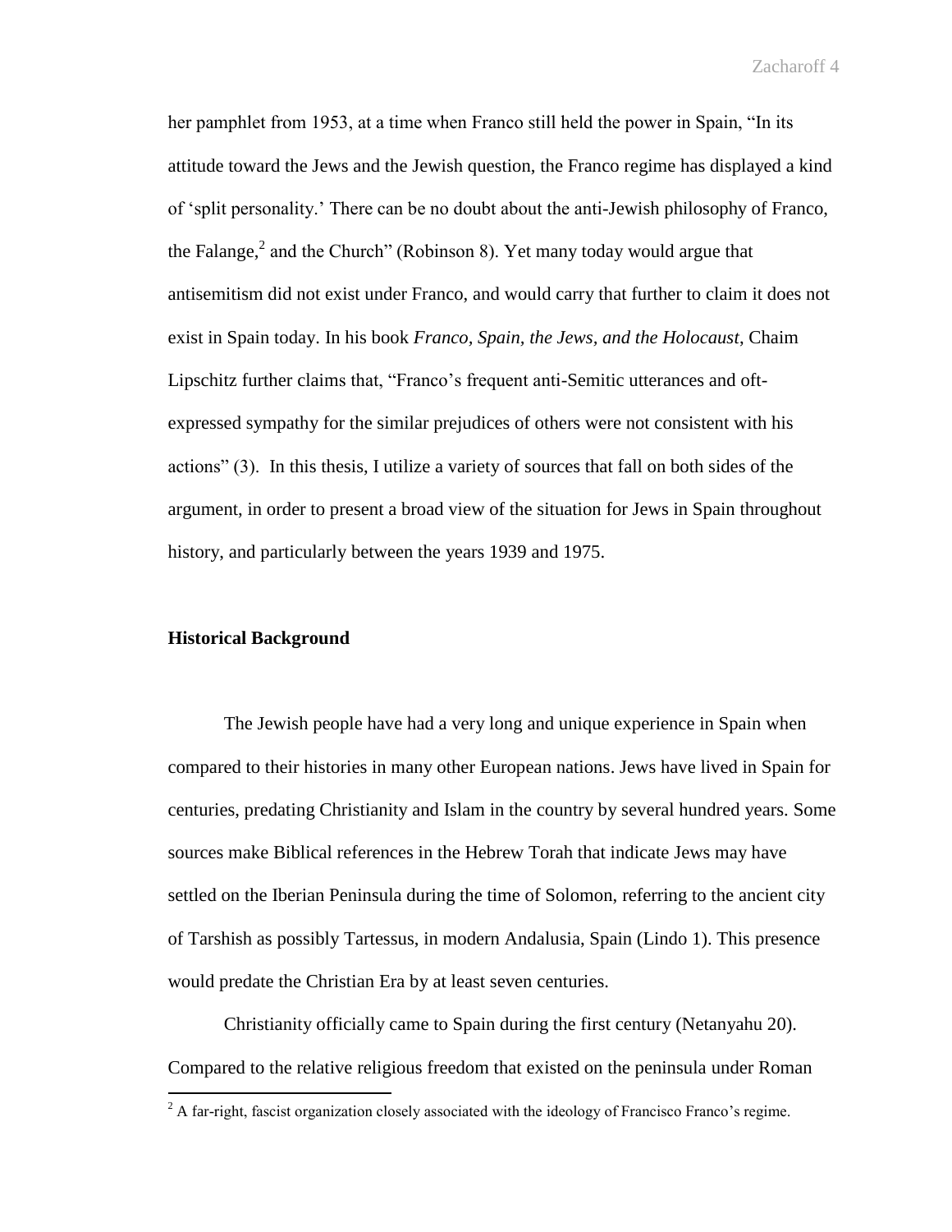her pamphlet from 1953, at a time when Franco still held the power in Spain, "In its attitude toward the Jews and the Jewish question, the Franco regime has displayed a kind of 'split personality.' There can be no doubt about the anti-Jewish philosophy of Franco, the Falange,[2] and the Church" (Robinson 8). Yet many today would argue that antisemitism did not exist under Franco, and would carry that further to claim it does not exist in Spain today. In his book *Franco, Spain, the Jews, and the Holocaust*, Chaim Lipschitz further claims that, "Franco's frequent anti-Semitic utterances and oft-expressed sympathy for the similar prejudices of others were not consistent with his actions" (3). In this thesis, I utilize a variety of sources that fall on both sides of the argument, in order to present a broad view of the situation for Jews in Spain throughout history, and particularly between the years 1939 and 1975.

## Historical Background

The Jewish people have had a very long and unique experience in Spain when compared to their histories in many other European nations. Jews have lived in Spain for centuries, predating Christianity and Islam in the country by several hundred years. Some sources make Biblical references in the Hebrew Torah that indicate Jews may have settled on the Iberian Peninsula during the time of Solomon, referring to the ancient city of Tarshish as possibly Tartessus, in modern Andalusia, Spain (Lindo 1). This presence would predate the Christian Era by at least seven centuries.

Christianity officially came to Spain during the first century (Netanyahu 20). Compared to the relative religious freedom that existed on the peninsula under Roman

[2] A far-right, fascist organization closely associated with the ideology of Francisco Franco's regime.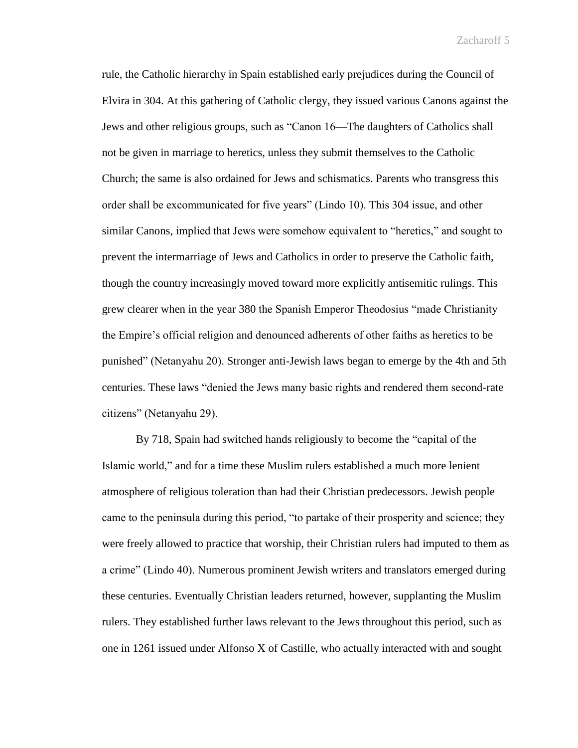rule, the Catholic hierarchy in Spain established early prejudices during the Council of Elvira in 304. At this gathering of Catholic clergy, they issued various Canons against the Jews and other religious groups, such as “Canon 16—The daughters of Catholics shall not be given in marriage to heretics, unless they submit themselves to the Catholic Church; the same is also ordained for Jews and schismatics. Parents who transgress this order shall be excommunicated for five years” (Lindo 10). This 304 issue, and other similar Canons, implied that Jews were somehow equivalent to “heretics,” and sought to prevent the intermarriage of Jews and Catholics in order to preserve the Catholic faith, though the country increasingly moved toward more explicitly antisemitic rulings. This grew clearer when in the year 380 the Spanish Emperor Theodosius “made Christianity the Empire’s official religion and denounced adherents of other faiths as heretics to be punished” (Netanyahu 20). Stronger anti-Jewish laws began to emerge by the 4th and 5th centuries. These laws “denied the Jews many basic rights and rendered them second-rate citizens” (Netanyahu 29).

By 718, Spain had switched hands religiously to become the “capital of the Islamic world,” and for a time these Muslim rulers established a much more lenient atmosphere of religious toleration than had their Christian predecessors. Jewish people came to the peninsula during this period, “to partake of their prosperity and science; they were freely allowed to practice that worship, their Christian rulers had imputed to them as a crime” (Lindo 40). Numerous prominent Jewish writers and translators emerged during these centuries. Eventually Christian leaders returned, however, supplanting the Muslim rulers. They established further laws relevant to the Jews throughout this period, such as one in 1261 issued under Alfonso X of Castille, who actually interacted with and sought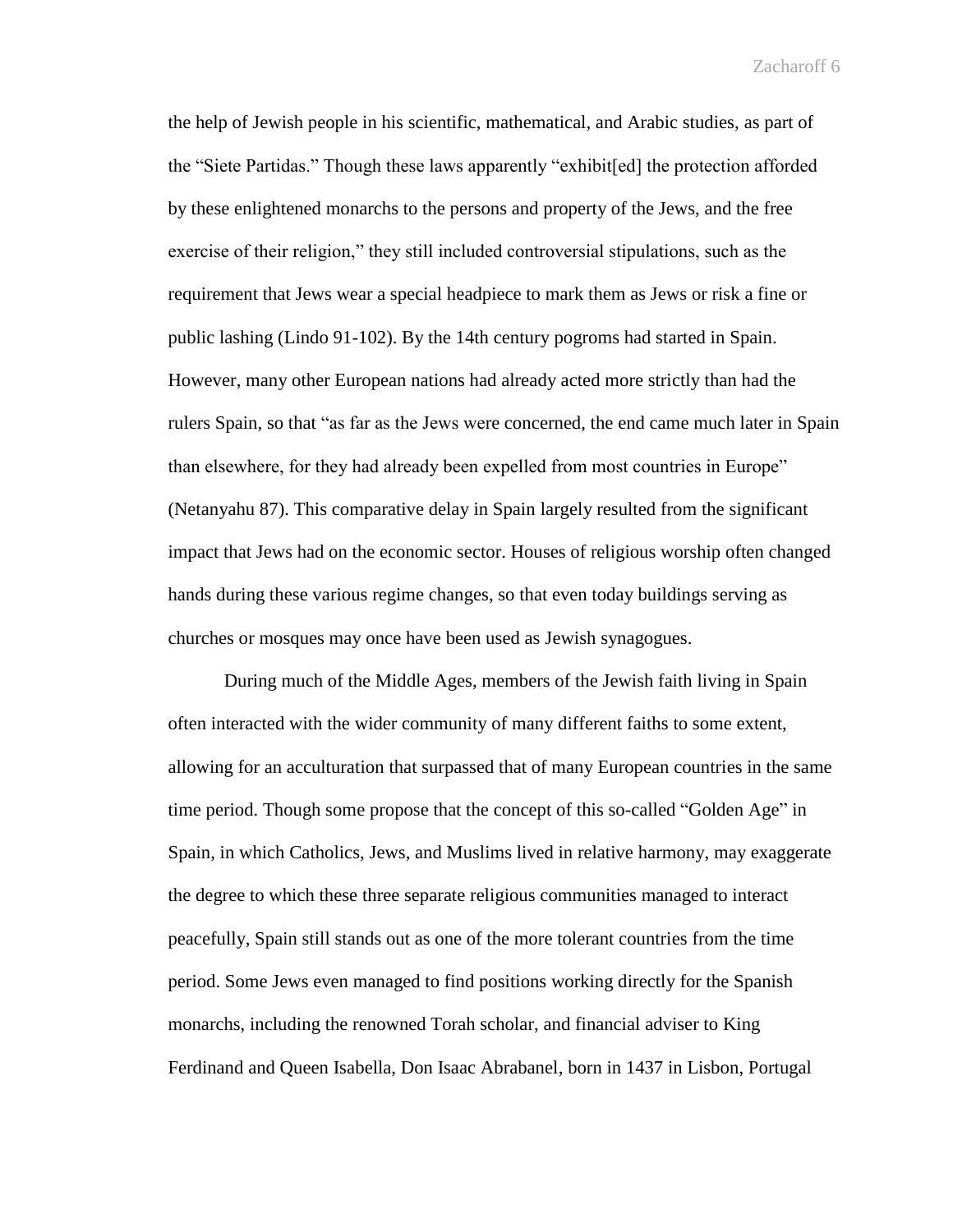the help of Jewish people in his scientific, mathematical, and Arabic studies, as part of the "Siete Partidas." Though these laws apparently "exhibit[ed] the protection afforded by these enlightened monarchs to the persons and property of the Jews, and the free exercise of their religion," they still included controversial stipulations, such as the requirement that Jews wear a special headpiece to mark them as Jews or risk a fine or public lashing (Lindo 91-102). By the 14th century pogroms had started in Spain. However, many other European nations had already acted more strictly than had the rulers Spain, so that "as far as the Jews were concerned, the end came much later in Spain than elsewhere, for they had already been expelled from most countries in Europe" (Netanyahu 87). This comparative delay in Spain largely resulted from the significant impact that Jews had on the economic sector. Houses of religious worship often changed hands during these various regime changes, so that even today buildings serving as churches or mosques may once have been used as Jewish synagogues.

During much of the Middle Ages, members of the Jewish faith living in Spain often interacted with the wider community of many different faiths to some extent, allowing for an acculturation that surpassed that of many European countries in the same time period. Though some propose that the concept of this so-called "Golden Age" in Spain, in which Catholics, Jews, and Muslims lived in relative harmony, may exaggerate the degree to which these three separate religious communities managed to interact peacefully, Spain still stands out as one of the more tolerant countries from the time period. Some Jews even managed to find positions working directly for the Spanish monarchs, including the renowned Torah scholar, and financial adviser to King Ferdinand and Queen Isabella, Don Isaac Abrabanel, born in 1437 in Lisbon, Portugal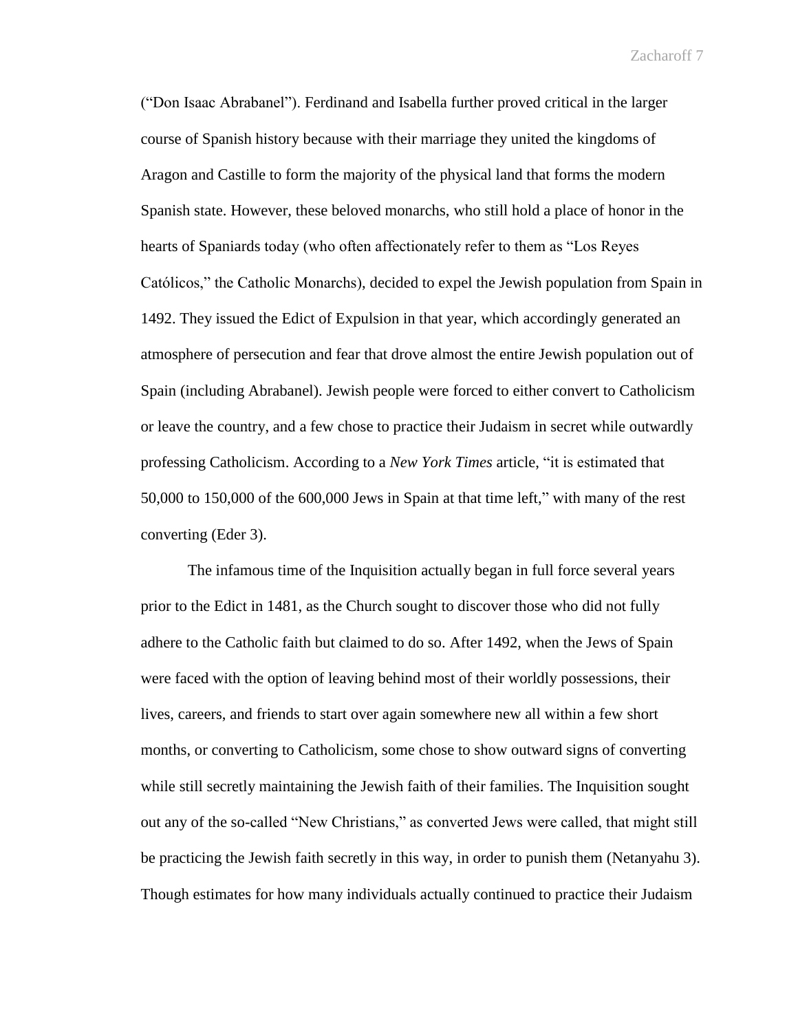("Don Isaac Abrabanel"). Ferdinand and Isabella further proved critical in the larger course of Spanish history because with their marriage they united the kingdoms of Aragon and Castille to form the majority of the physical land that forms the modern Spanish state. However, these beloved monarchs, who still hold a place of honor in the hearts of Spaniards today (who often affectionately refer to them as "Los Reyes Católicos," the Catholic Monarchs), decided to expel the Jewish population from Spain in 1492. They issued the Edict of Expulsion in that year, which accordingly generated an atmosphere of persecution and fear that drove almost the entire Jewish population out of Spain (including Abrabanel). Jewish people were forced to either convert to Catholicism or leave the country, and a few chose to practice their Judaism in secret while outwardly professing Catholicism. According to a *New York Times* article, "it is estimated that 50,000 to 150,000 of the 600,000 Jews in Spain at that time left," with many of the rest converting (Eder 3).

The infamous time of the Inquisition actually began in full force several years prior to the Edict in 1481, as the Church sought to discover those who did not fully adhere to the Catholic faith but claimed to do so. After 1492, when the Jews of Spain were faced with the option of leaving behind most of their worldly possessions, their lives, careers, and friends to start over again somewhere new all within a few short months, or converting to Catholicism, some chose to show outward signs of converting while still secretly maintaining the Jewish faith of their families. The Inquisition sought out any of the so-called "New Christians," as converted Jews were called, that might still be practicing the Jewish faith secretly in this way, in order to punish them (Netanyahu 3). Though estimates for how many individuals actually continued to practice their Judaism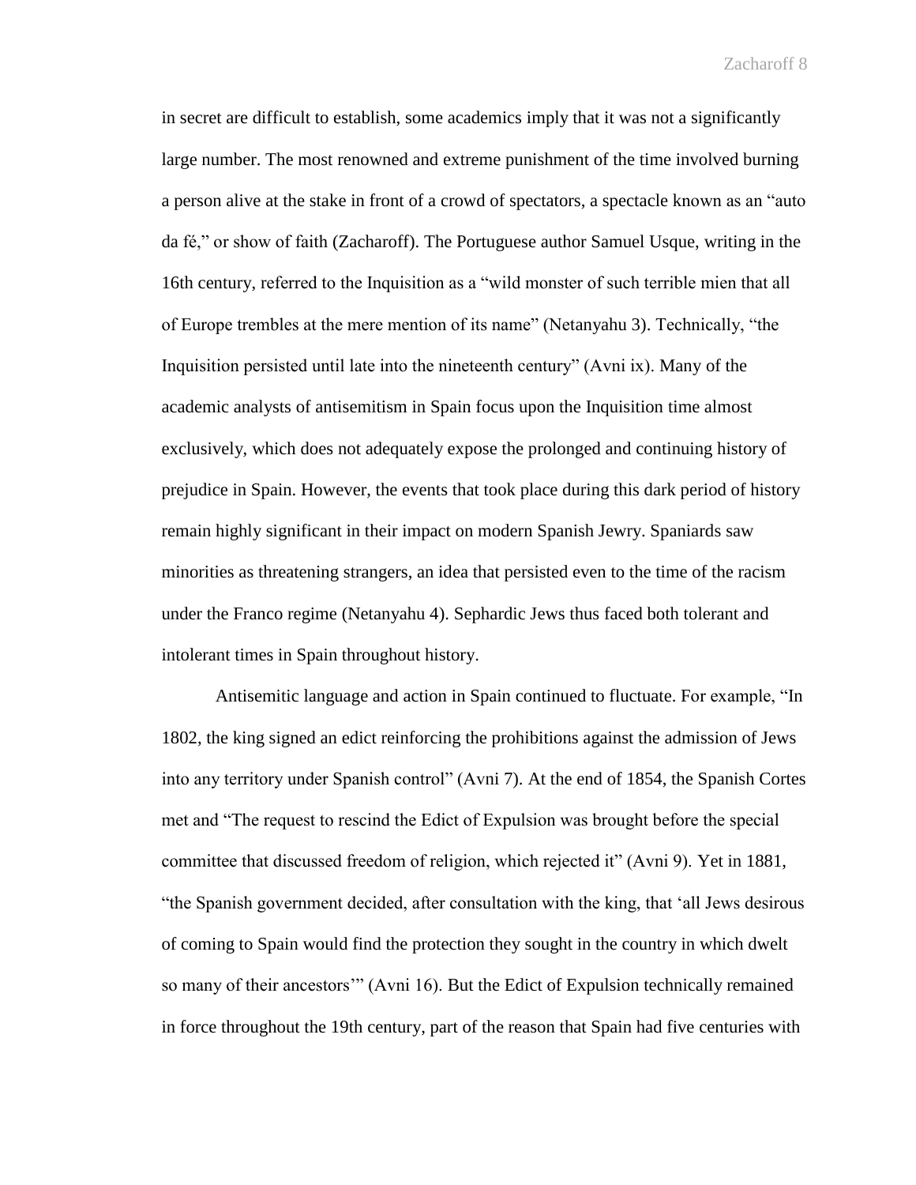in secret are difficult to establish, some academics imply that it was not a significantly large number. The most renowned and extreme punishment of the time involved burning a person alive at the stake in front of a crowd of spectators, a spectacle known as an "auto da fé," or show of faith (Zacharoff). The Portuguese author Samuel Usque, writing in the 16th century, referred to the Inquisition as a "wild monster of such terrible mien that all of Europe trembles at the mere mention of its name" (Netanyahu 3). Technically, "the Inquisition persisted until late into the nineteenth century" (Avni ix). Many of the academic analysts of antisemitism in Spain focus upon the Inquisition time almost exclusively, which does not adequately expose the prolonged and continuing history of prejudice in Spain. However, the events that took place during this dark period of history remain highly significant in their impact on modern Spanish Jewry. Spaniards saw minorities as threatening strangers, an idea that persisted even to the time of the racism under the Franco regime (Netanyahu 4). Sephardic Jews thus faced both tolerant and intolerant times in Spain throughout history.

Antisemitic language and action in Spain continued to fluctuate. For example, "In 1802, the king signed an edict reinforcing the prohibitions against the admission of Jews into any territory under Spanish control" (Avni 7). At the end of 1854, the Spanish Cortes met and "The request to rescind the Edict of Expulsion was brought before the special committee that discussed freedom of religion, which rejected it" (Avni 9). Yet in 1881, "the Spanish government decided, after consultation with the king, that 'all Jews desirous of coming to Spain would find the protection they sought in the country in which dwelt so many of their ancestors'" (Avni 16). But the Edict of Expulsion technically remained in force throughout the 19th century, part of the reason that Spain had five centuries with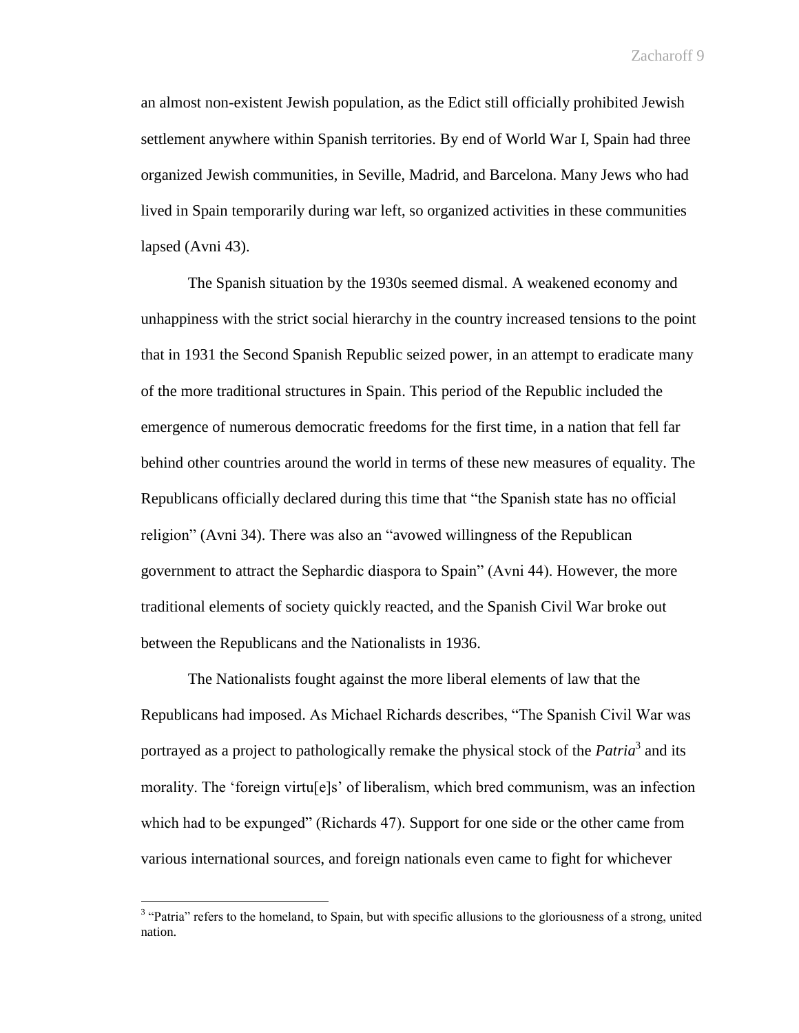an almost non-existent Jewish population, as the Edict still officially prohibited Jewish settlement anywhere within Spanish territories. By end of World War I, Spain had three organized Jewish communities, in Seville, Madrid, and Barcelona. Many Jews who had lived in Spain temporarily during war left, so organized activities in these communities lapsed (Avni 43).

The Spanish situation by the 1930s seemed dismal. A weakened economy and unhappiness with the strict social hierarchy in the country increased tensions to the point that in 1931 the Second Spanish Republic seized power, in an attempt to eradicate many of the more traditional structures in Spain. This period of the Republic included the emergence of numerous democratic freedoms for the first time, in a nation that fell far behind other countries around the world in terms of these new measures of equality. The Republicans officially declared during this time that "the Spanish state has no official religion" (Avni 34). There was also an "avowed willingness of the Republican government to attract the Sephardic diaspora to Spain" (Avni 44). However, the more traditional elements of society quickly reacted, and the Spanish Civil War broke out between the Republicans and the Nationalists in 1936.

The Nationalists fought against the more liberal elements of law that the Republicans had imposed. As Michael Richards describes, "The Spanish Civil War was portrayed as a project to pathologically remake the physical stock of the *Patria*[3] and its morality. The 'foreign virtu[e]s' of liberalism, which bred communism, was an infection which had to be expunged" (Richards 47). Support for one side or the other came from various international sources, and foreign nationals even came to fight for whichever

[3] "Patria" refers to the homeland, to Spain, but with specific allusions to the gloriousness of a strong, united nation.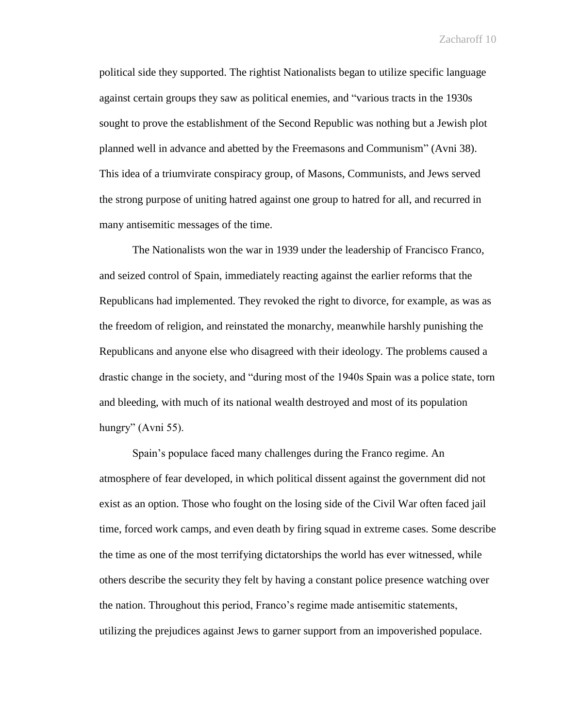political side they supported. The rightist Nationalists began to utilize specific language against certain groups they saw as political enemies, and "various tracts in the 1930s sought to prove the establishment of the Second Republic was nothing but a Jewish plot planned well in advance and abetted by the Freemasons and Communism" (Avni 38). This idea of a triumvirate conspiracy group, of Masons, Communists, and Jews served the strong purpose of uniting hatred against one group to hatred for all, and recurred in many antisemitic messages of the time.

The Nationalists won the war in 1939 under the leadership of Francisco Franco, and seized control of Spain, immediately reacting against the earlier reforms that the Republicans had implemented. They revoked the right to divorce, for example, as was as the freedom of religion, and reinstated the monarchy, meanwhile harshly punishing the Republicans and anyone else who disagreed with their ideology. The problems caused a drastic change in the society, and "during most of the 1940s Spain was a police state, torn and bleeding, with much of its national wealth destroyed and most of its population hungry" (Avni 55).

Spain's populace faced many challenges during the Franco regime. An atmosphere of fear developed, in which political dissent against the government did not exist as an option. Those who fought on the losing side of the Civil War often faced jail time, forced work camps, and even death by firing squad in extreme cases. Some describe the time as one of the most terrifying dictatorships the world has ever witnessed, while others describe the security they felt by having a constant police presence watching over the nation. Throughout this period, Franco's regime made antisemitic statements, utilizing the prejudices against Jews to garner support from an impoverished populace.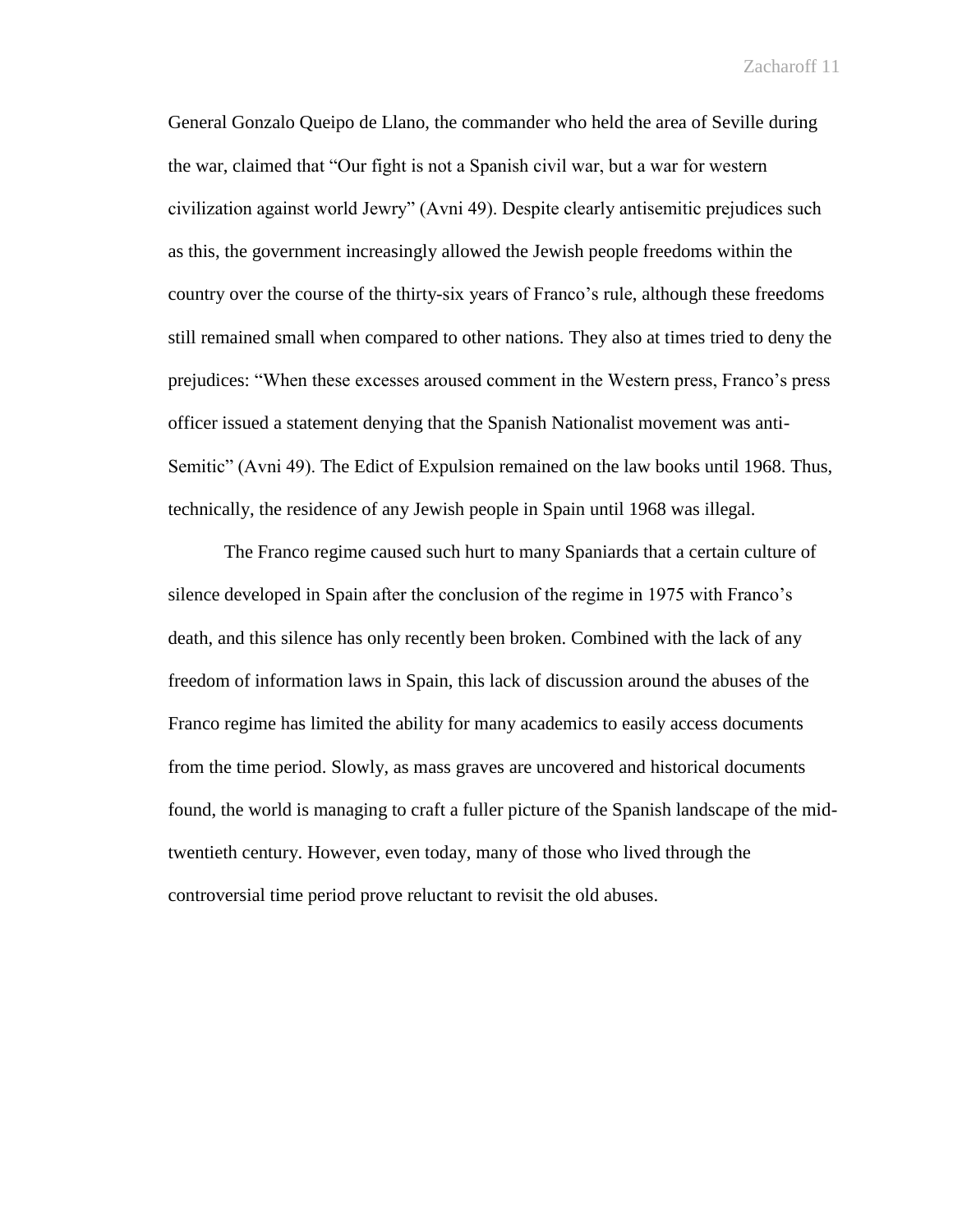General Gonzalo Queipo de Llano, the commander who held the area of Seville during the war, claimed that "Our fight is not a Spanish civil war, but a war for western civilization against world Jewry" (Avni 49). Despite clearly antisemitic prejudices such as this, the government increasingly allowed the Jewish people freedoms within the country over the course of the thirty-six years of Franco's rule, although these freedoms still remained small when compared to other nations. They also at times tried to deny the prejudices: "When these excesses aroused comment in the Western press, Franco's press officer issued a statement denying that the Spanish Nationalist movement was anti-Semitic" (Avni 49). The Edict of Expulsion remained on the law books until 1968. Thus, technically, the residence of any Jewish people in Spain until 1968 was illegal.

The Franco regime caused such hurt to many Spaniards that a certain culture of silence developed in Spain after the conclusion of the regime in 1975 with Franco's death, and this silence has only recently been broken. Combined with the lack of any freedom of information laws in Spain, this lack of discussion around the abuses of the Franco regime has limited the ability for many academics to easily access documents from the time period. Slowly, as mass graves are uncovered and historical documents found, the world is managing to craft a fuller picture of the Spanish landscape of the mid-twentieth century. However, even today, many of those who lived through the controversial time period prove reluctant to revisit the old abuses.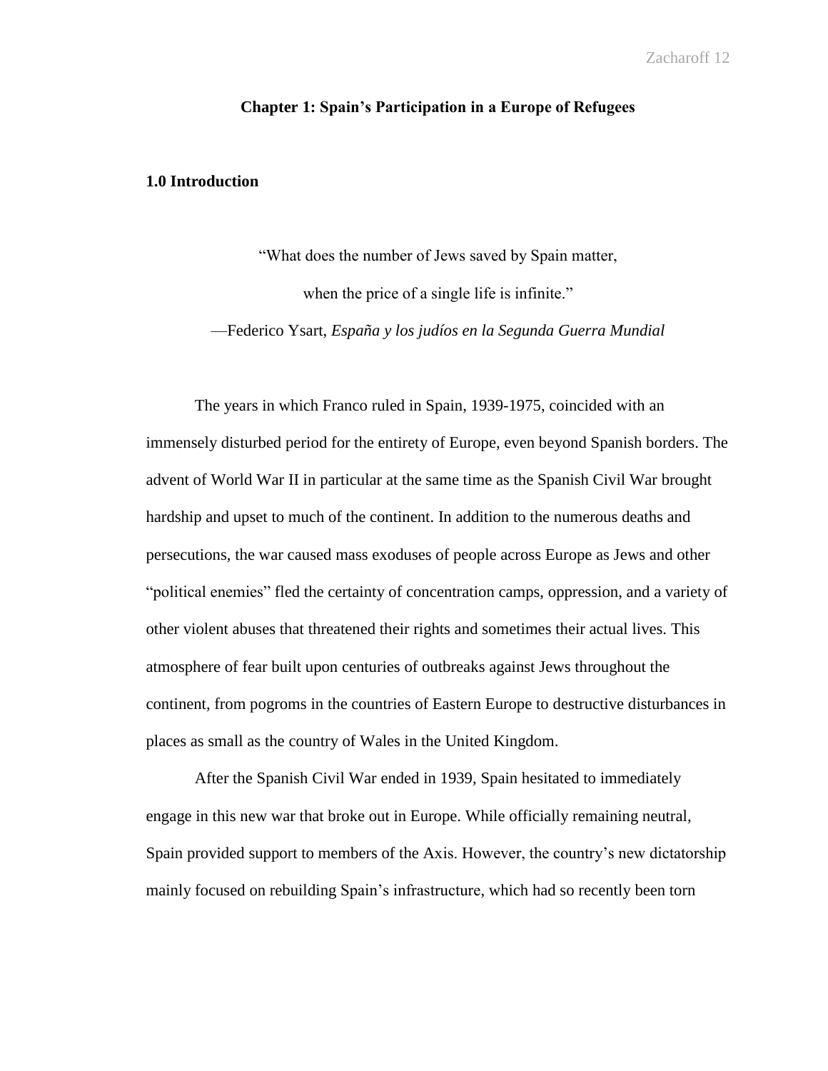## Chapter 1: Spain's Participation in a Europe of Refugees

### 1.0 Introduction

> "What does the number of Jews saved by Spain matter,
>
> when the price of a single life is infinite."
>
> —Federico Ysart, *España y los judíos en la Segunda Guerra Mundial*

The years in which Franco ruled in Spain, 1939-1975, coincided with an immensely disturbed period for the entirety of Europe, even beyond Spanish borders. The advent of World War II in particular at the same time as the Spanish Civil War brought hardship and upset to much of the continent. In addition to the numerous deaths and persecutions, the war caused mass exoduses of people across Europe as Jews and other "political enemies" fled the certainty of concentration camps, oppression, and a variety of other violent abuses that threatened their rights and sometimes their actual lives. This atmosphere of fear built upon centuries of outbreaks against Jews throughout the continent, from pogroms in the countries of Eastern Europe to destructive disturbances in places as small as the country of Wales in the United Kingdom.

After the Spanish Civil War ended in 1939, Spain hesitated to immediately engage in this new war that broke out in Europe. While officially remaining neutral, Spain provided support to members of the Axis. However, the country's new dictatorship mainly focused on rebuilding Spain's infrastructure, which had so recently been torn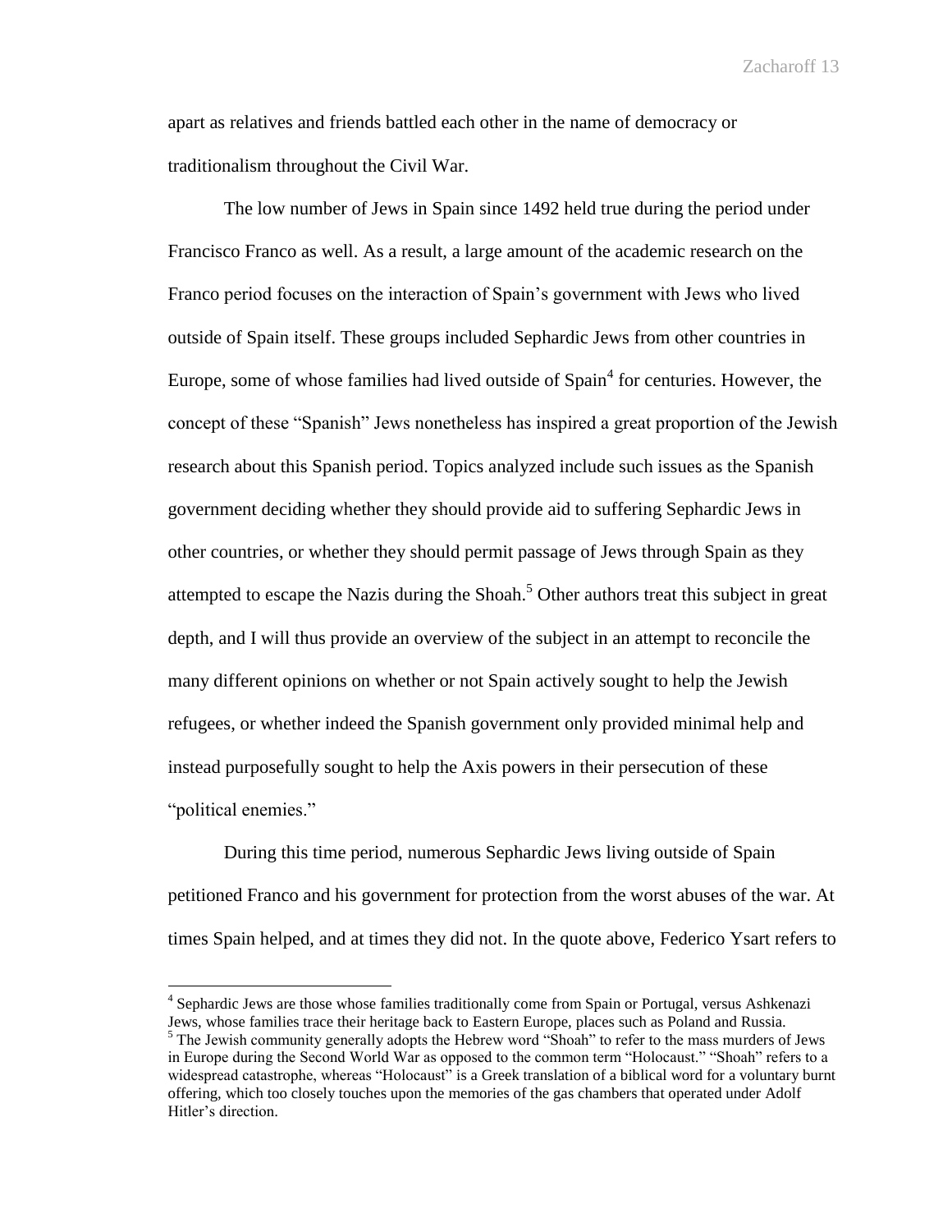apart as relatives and friends battled each other in the name of democracy or traditionalism throughout the Civil War.

The low number of Jews in Spain since 1492 held true during the period under Francisco Franco as well. As a result, a large amount of the academic research on the Franco period focuses on the interaction of Spain's government with Jews who lived outside of Spain itself. These groups included Sephardic Jews from other countries in Europe, some of whose families had lived outside of Spain[4] for centuries. However, the concept of these "Spanish" Jews nonetheless has inspired a great proportion of the Jewish research about this Spanish period. Topics analyzed include such issues as the Spanish government deciding whether they should provide aid to suffering Sephardic Jews in other countries, or whether they should permit passage of Jews through Spain as they attempted to escape the Nazis during the Shoah.[5] Other authors treat this subject in great depth, and I will thus provide an overview of the subject in an attempt to reconcile the many different opinions on whether or not Spain actively sought to help the Jewish refugees, or whether indeed the Spanish government only provided minimal help and instead purposefully sought to help the Axis powers in their persecution of these "political enemies."

During this time period, numerous Sephardic Jews living outside of Spain petitioned Franco and his government for protection from the worst abuses of the war. At times Spain helped, and at times they did not. In the quote above, Federico Ysart refers to

---

[4] Sephardic Jews are those whose families traditionally come from Spain or Portugal, versus Ashkenazi Jews, whose families trace their heritage back to Eastern Europe, places such as Poland and Russia.

[5] The Jewish community generally adopts the Hebrew word "Shoah" to refer to the mass murders of Jews in Europe during the Second World War as opposed to the common term "Holocaust." "Shoah" refers to a widespread catastrophe, whereas "Holocaust" is a Greek translation of a biblical word for a voluntary burnt offering, which too closely touches upon the memories of the gas chambers that operated under Adolf Hitler's direction.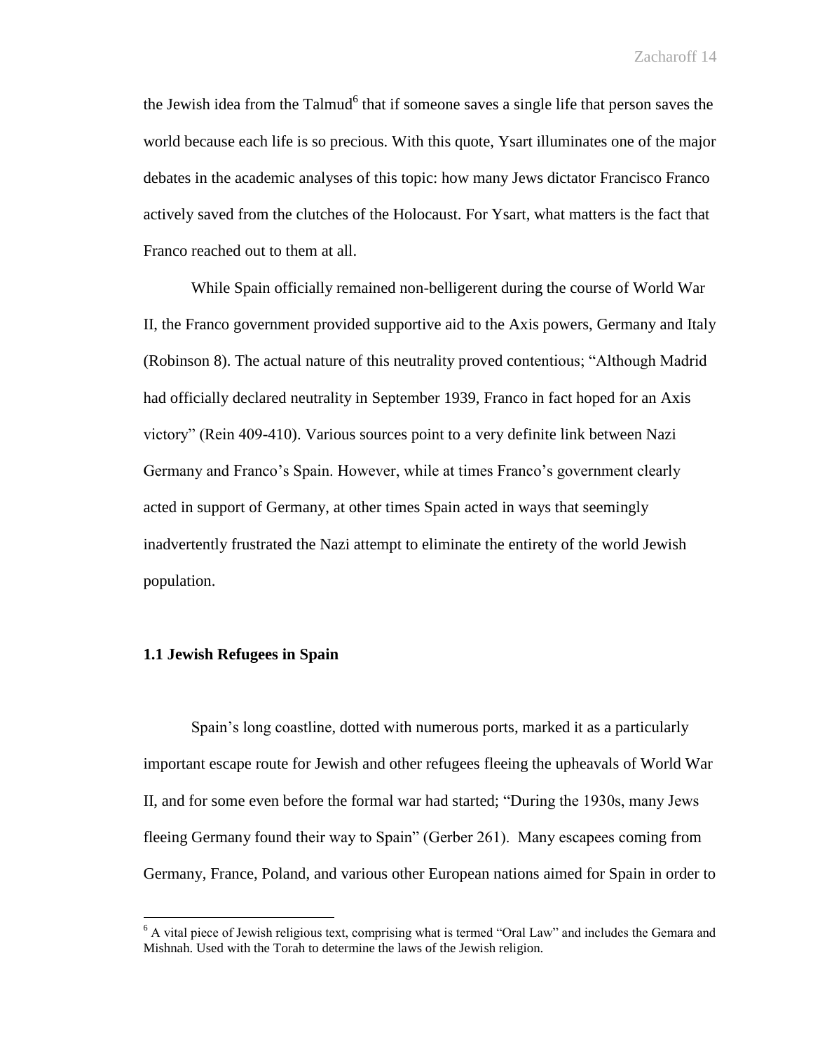the Jewish idea from the Talmud[6] that if someone saves a single life that person saves the world because each life is so precious. With this quote, Ysart illuminates one of the major debates in the academic analyses of this topic: how many Jews dictator Francisco Franco actively saved from the clutches of the Holocaust. For Ysart, what matters is the fact that Franco reached out to them at all.

While Spain officially remained non-belligerent during the course of World War II, the Franco government provided supportive aid to the Axis powers, Germany and Italy (Robinson 8). The actual nature of this neutrality proved contentious; "Although Madrid had officially declared neutrality in September 1939, Franco in fact hoped for an Axis victory" (Rein 409-410). Various sources point to a very definite link between Nazi Germany and Franco's Spain. However, while at times Franco's government clearly acted in support of Germany, at other times Spain acted in ways that seemingly inadvertently frustrated the Nazi attempt to eliminate the entirety of the world Jewish population.

### 1.1 Jewish Refugees in Spain

Spain's long coastline, dotted with numerous ports, marked it as a particularly important escape route for Jewish and other refugees fleeing the upheavals of World War II, and for some even before the formal war had started; "During the 1930s, many Jews fleeing Germany found their way to Spain" (Gerber 261). Many escapees coming from Germany, France, Poland, and various other European nations aimed for Spain in order to

---

[6] A vital piece of Jewish religious text, comprising what is termed "Oral Law" and includes the Gemara and Mishnah. Used with the Torah to determine the laws of the Jewish religion.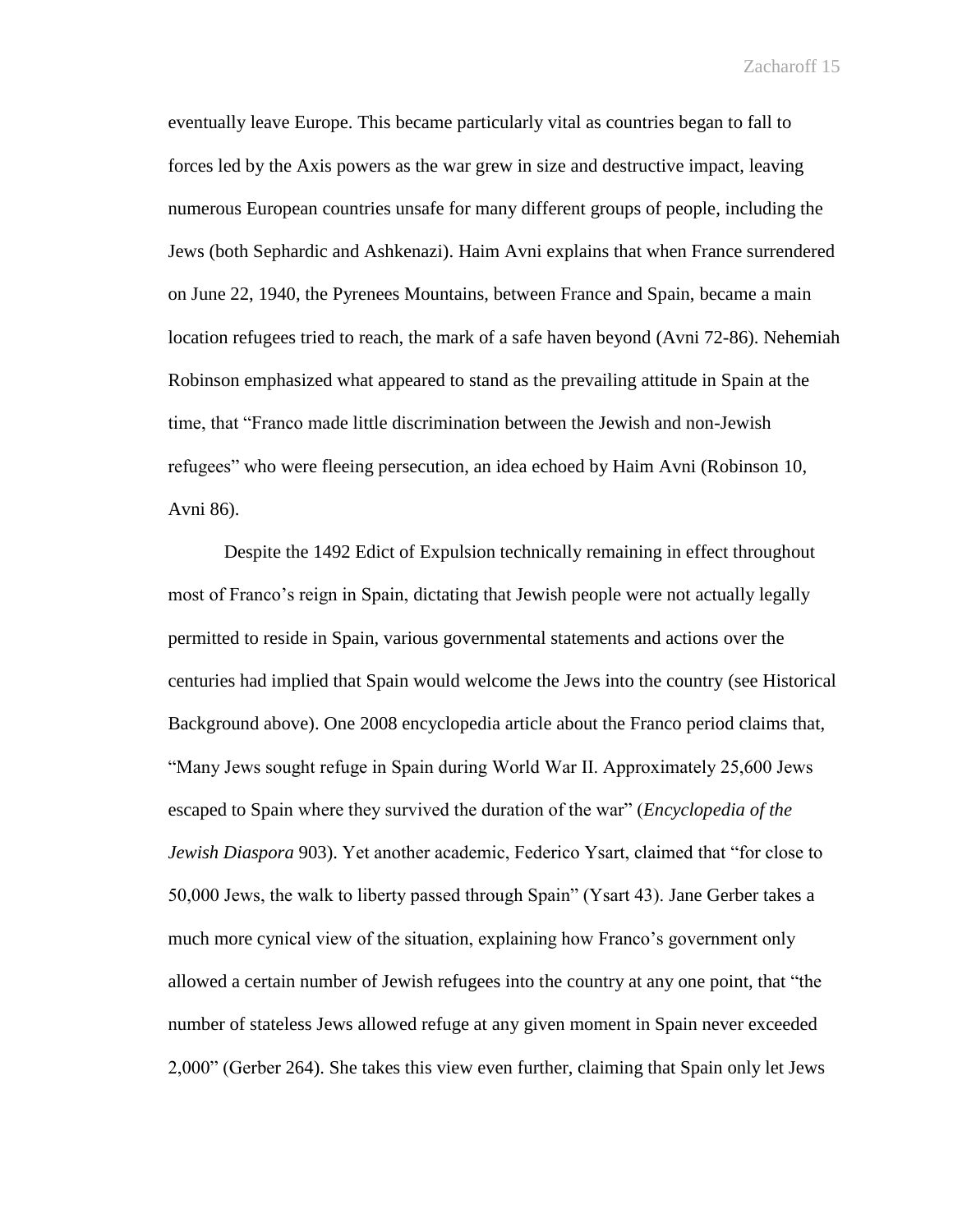eventually leave Europe. This became particularly vital as countries began to fall to forces led by the Axis powers as the war grew in size and destructive impact, leaving numerous European countries unsafe for many different groups of people, including the Jews (both Sephardic and Ashkenazi). Haim Avni explains that when France surrendered on June 22, 1940, the Pyrenees Mountains, between France and Spain, became a main location refugees tried to reach, the mark of a safe haven beyond (Avni 72-86). Nehemiah Robinson emphasized what appeared to stand as the prevailing attitude in Spain at the time, that "Franco made little discrimination between the Jewish and non-Jewish refugees" who were fleeing persecution, an idea echoed by Haim Avni (Robinson 10, Avni 86).

Despite the 1492 Edict of Expulsion technically remaining in effect throughout most of Franco's reign in Spain, dictating that Jewish people were not actually legally permitted to reside in Spain, various governmental statements and actions over the centuries had implied that Spain would welcome the Jews into the country (see Historical Background above). One 2008 encyclopedia article about the Franco period claims that, "Many Jews sought refuge in Spain during World War II. Approximately 25,600 Jews escaped to Spain where they survived the duration of the war" (*Encyclopedia of the Jewish Diaspora* 903). Yet another academic, Federico Ysart, claimed that "for close to 50,000 Jews, the walk to liberty passed through Spain" (Ysart 43). Jane Gerber takes a much more cynical view of the situation, explaining how Franco's government only allowed a certain number of Jewish refugees into the country at any one point, that "the number of stateless Jews allowed refuge at any given moment in Spain never exceeded 2,000" (Gerber 264). She takes this view even further, claiming that Spain only let Jews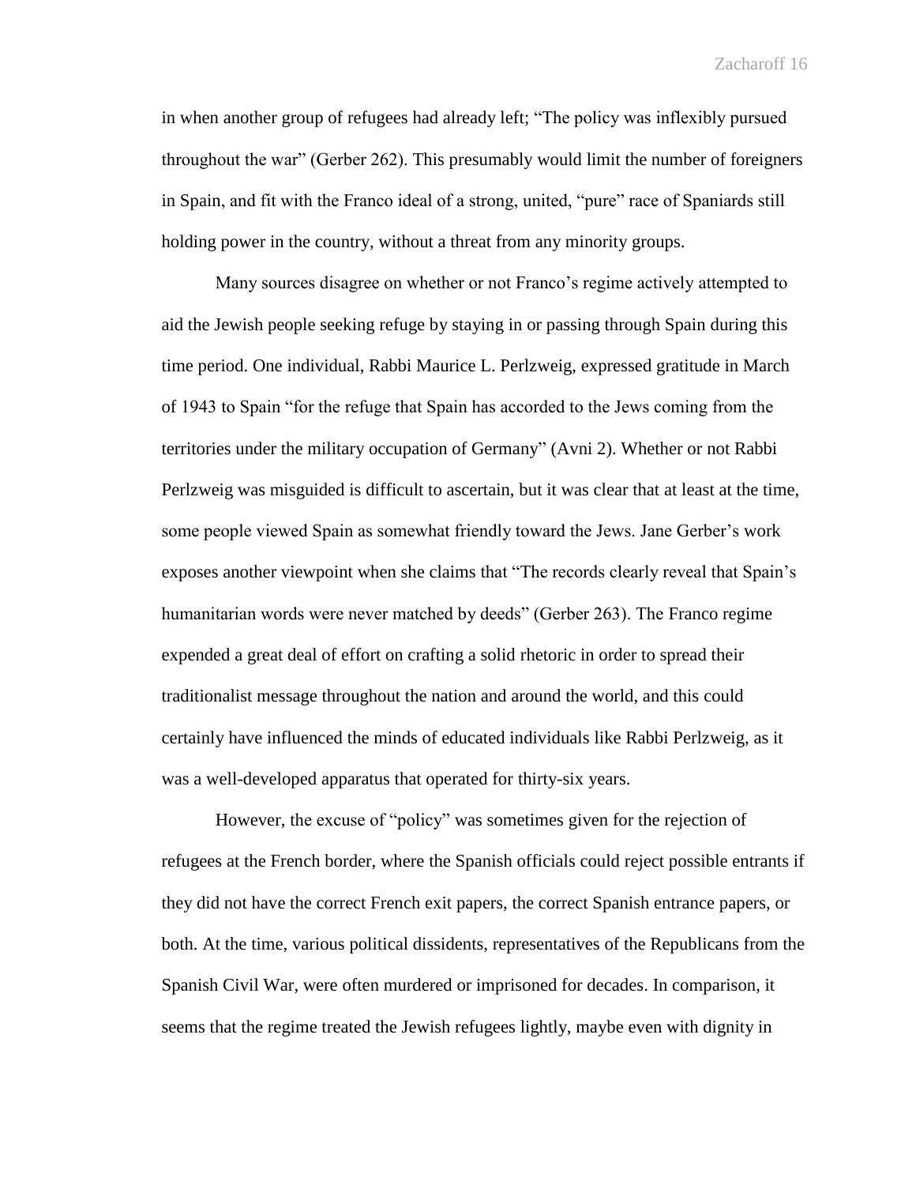in when another group of refugees had already left; "The policy was inflexibly pursued throughout the war" (Gerber 262). This presumably would limit the number of foreigners in Spain, and fit with the Franco ideal of a strong, united, "pure" race of Spaniards still holding power in the country, without a threat from any minority groups.

Many sources disagree on whether or not Franco's regime actively attempted to aid the Jewish people seeking refuge by staying in or passing through Spain during this time period. One individual, Rabbi Maurice L. Perlzweig, expressed gratitude in March of 1943 to Spain "for the refuge that Spain has accorded to the Jews coming from the territories under the military occupation of Germany" (Avni 2). Whether or not Rabbi Perlzweig was misguided is difficult to ascertain, but it was clear that at least at the time, some people viewed Spain as somewhat friendly toward the Jews. Jane Gerber's work exposes another viewpoint when she claims that "The records clearly reveal that Spain's humanitarian words were never matched by deeds" (Gerber 263). The Franco regime expended a great deal of effort on crafting a solid rhetoric in order to spread their traditionalist message throughout the nation and around the world, and this could certainly have influenced the minds of educated individuals like Rabbi Perlzweig, as it was a well-developed apparatus that operated for thirty-six years.

However, the excuse of "policy" was sometimes given for the rejection of refugees at the French border, where the Spanish officials could reject possible entrants if they did not have the correct French exit papers, the correct Spanish entrance papers, or both. At the time, various political dissidents, representatives of the Republicans from the Spanish Civil War, were often murdered or imprisoned for decades. In comparison, it seems that the regime treated the Jewish refugees lightly, maybe even with dignity in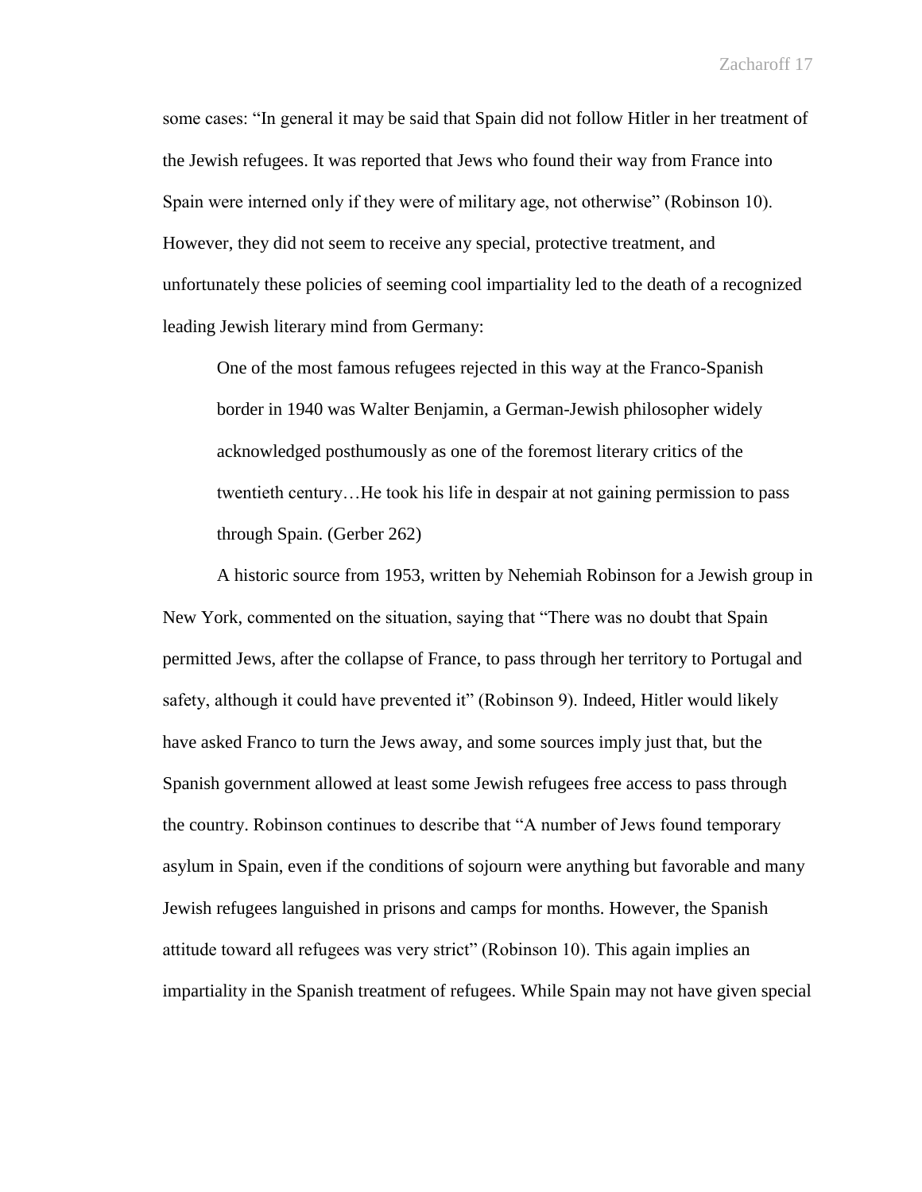some cases: "In general it may be said that Spain did not follow Hitler in her treatment of the Jewish refugees. It was reported that Jews who found their way from France into Spain were interned only if they were of military age, not otherwise" (Robinson 10). However, they did not seem to receive any special, protective treatment, and unfortunately these policies of seeming cool impartiality led to the death of a recognized leading Jewish literary mind from Germany:

> One of the most famous refugees rejected in this way at the Franco-Spanish border in 1940 was Walter Benjamin, a German-Jewish philosopher widely acknowledged posthumously as one of the foremost literary critics of the twentieth century…He took his life in despair at not gaining permission to pass through Spain. (Gerber 262)

A historic source from 1953, written by Nehemiah Robinson for a Jewish group in New York, commented on the situation, saying that "There was no doubt that Spain permitted Jews, after the collapse of France, to pass through her territory to Portugal and safety, although it could have prevented it" (Robinson 9). Indeed, Hitler would likely have asked Franco to turn the Jews away, and some sources imply just that, but the Spanish government allowed at least some Jewish refugees free access to pass through the country. Robinson continues to describe that "A number of Jews found temporary asylum in Spain, even if the conditions of sojourn were anything but favorable and many Jewish refugees languished in prisons and camps for months. However, the Spanish attitude toward all refugees was very strict" (Robinson 10). This again implies an impartiality in the Spanish treatment of refugees. While Spain may not have given special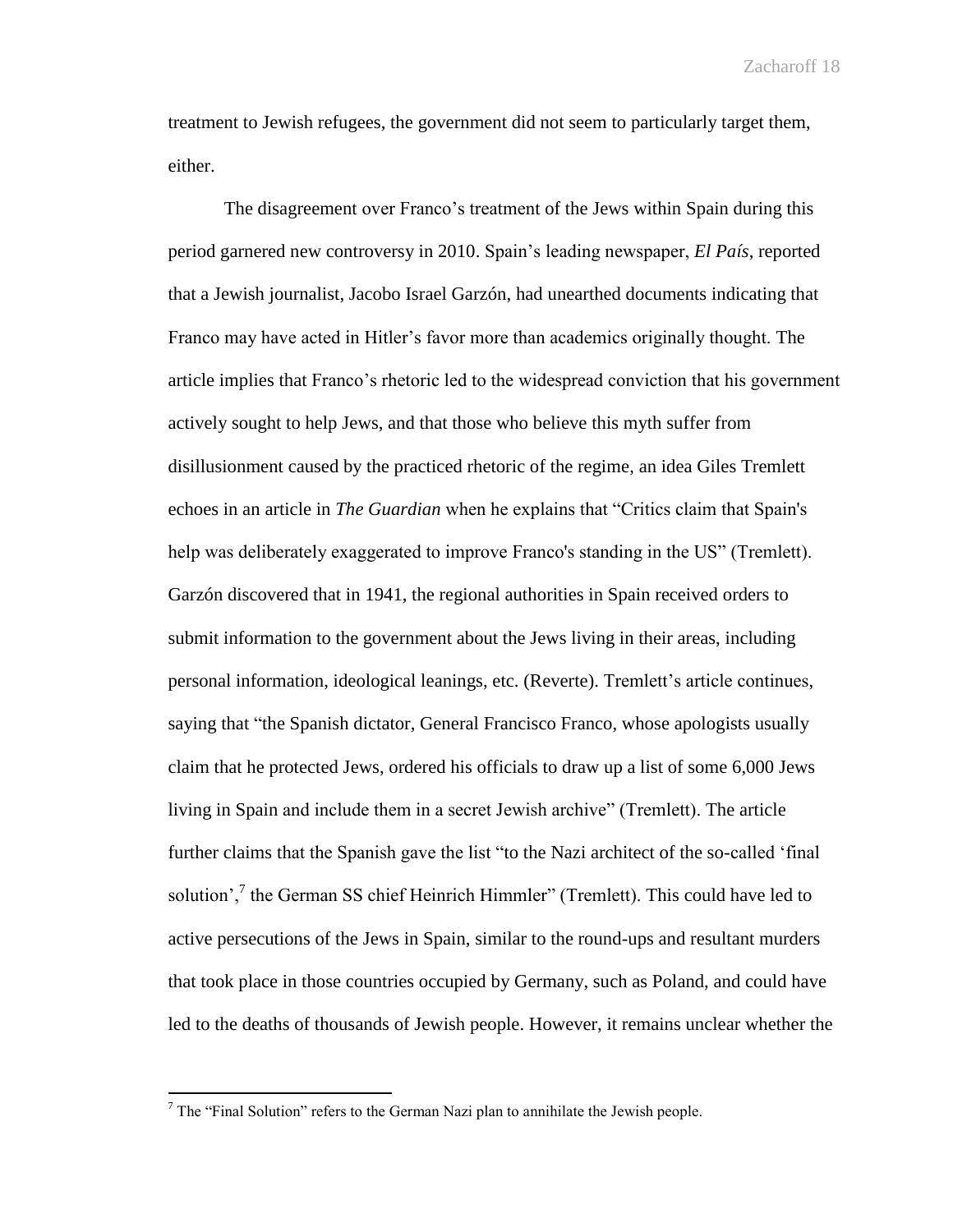treatment to Jewish refugees, the government did not seem to particularly target them, either.

The disagreement over Franco's treatment of the Jews within Spain during this period garnered new controversy in 2010. Spain's leading newspaper, *El País*, reported that a Jewish journalist, Jacobo Israel Garzón, had unearthed documents indicating that Franco may have acted in Hitler's favor more than academics originally thought. The article implies that Franco's rhetoric led to the widespread conviction that his government actively sought to help Jews, and that those who believe this myth suffer from disillusionment caused by the practiced rhetoric of the regime, an idea Giles Tremlett echoes in an article in *The Guardian* when he explains that "Critics claim that Spain's help was deliberately exaggerated to improve Franco's standing in the US" (Tremlett). Garzón discovered that in 1941, the regional authorities in Spain received orders to submit information to the government about the Jews living in their areas, including personal information, ideological leanings, etc. (Reverte). Tremlett's article continues, saying that "the Spanish dictator, General Francisco Franco, whose apologists usually claim that he protected Jews, ordered his officials to draw up a list of some 6,000 Jews living in Spain and include them in a secret Jewish archive" (Tremlett). The article further claims that the Spanish gave the list "to the Nazi architect of the so-called 'final solution',[7] the German SS chief Heinrich Himmler" (Tremlett). This could have led to active persecutions of the Jews in Spain, similar to the round-ups and resultant murders that took place in those countries occupied by Germany, such as Poland, and could have led to the deaths of thousands of Jewish people. However, it remains unclear whether the

[7] The "Final Solution" refers to the German Nazi plan to annihilate the Jewish people.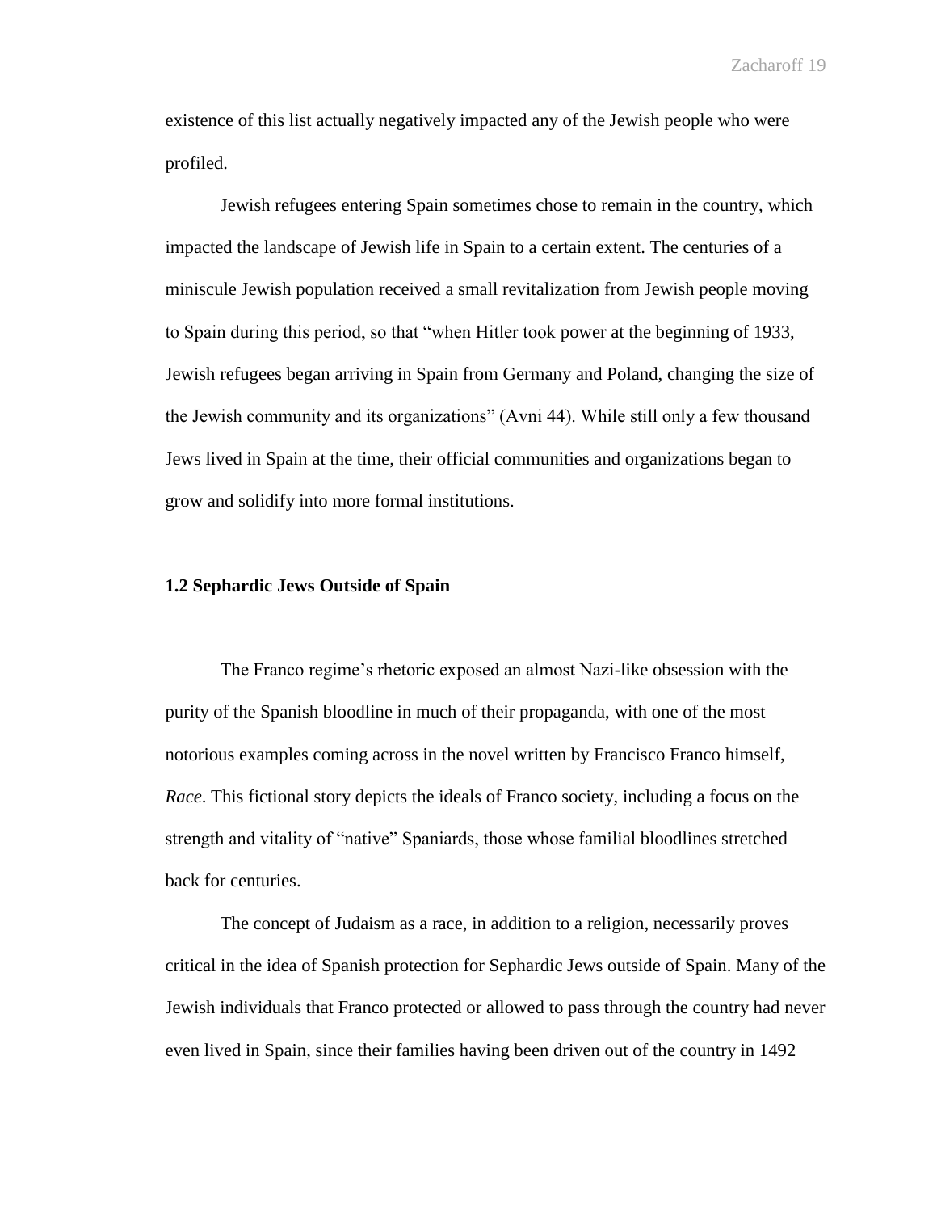existence of this list actually negatively impacted any of the Jewish people who were profiled.

Jewish refugees entering Spain sometimes chose to remain in the country, which impacted the landscape of Jewish life in Spain to a certain extent. The centuries of a miniscule Jewish population received a small revitalization from Jewish people moving to Spain during this period, so that "when Hitler took power at the beginning of 1933, Jewish refugees began arriving in Spain from Germany and Poland, changing the size of the Jewish community and its organizations" (Avni 44). While still only a few thousand Jews lived in Spain at the time, their official communities and organizations began to grow and solidify into more formal institutions.

### 1.2 Sephardic Jews Outside of Spain

The Franco regime's rhetoric exposed an almost Nazi-like obsession with the purity of the Spanish bloodline in much of their propaganda, with one of the most notorious examples coming across in the novel written by Francisco Franco himself, *Race*. This fictional story depicts the ideals of Franco society, including a focus on the strength and vitality of "native" Spaniards, those whose familial bloodlines stretched back for centuries.

The concept of Judaism as a race, in addition to a religion, necessarily proves critical in the idea of Spanish protection for Sephardic Jews outside of Spain. Many of the Jewish individuals that Franco protected or allowed to pass through the country had never even lived in Spain, since their families having been driven out of the country in 1492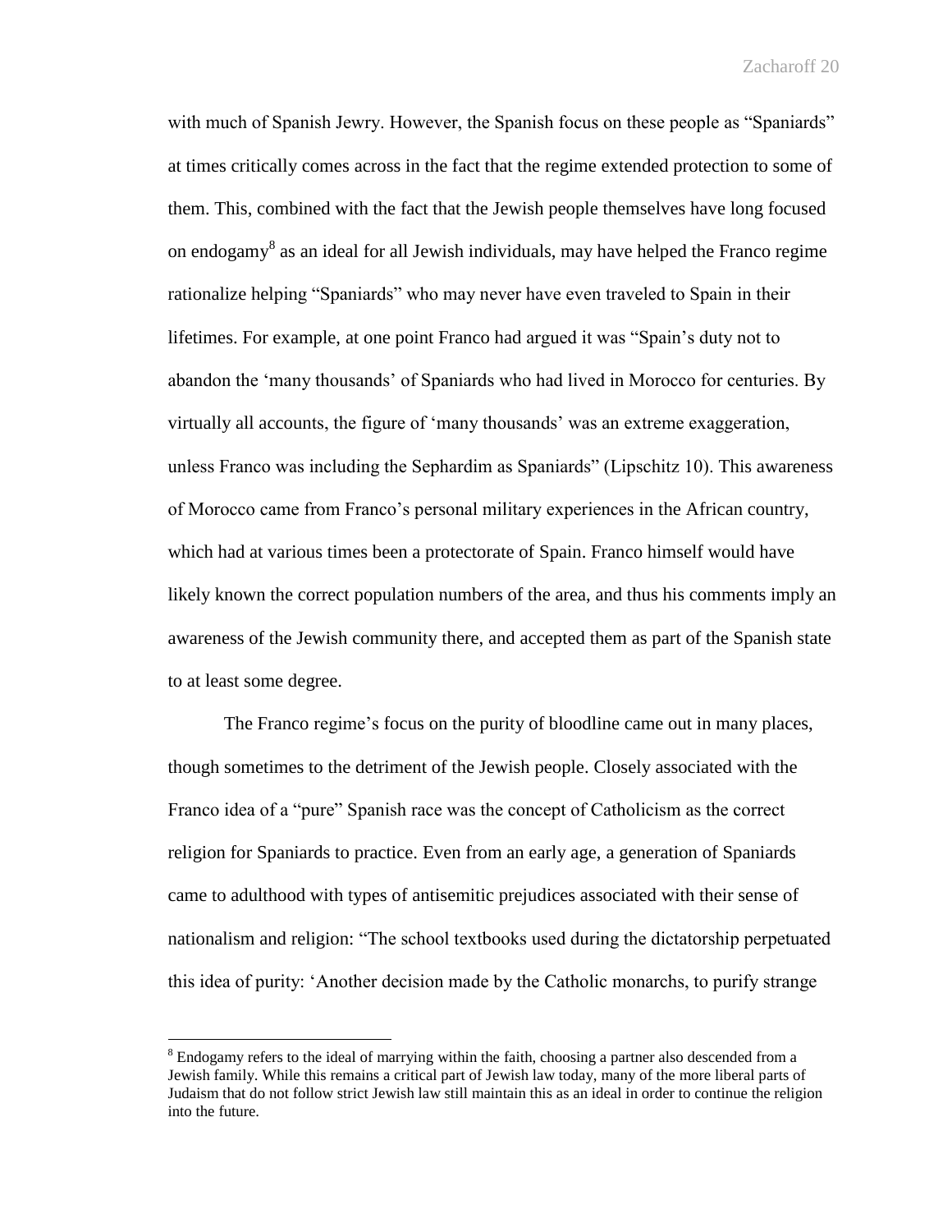with much of Spanish Jewry. However, the Spanish focus on these people as "Spaniards" at times critically comes across in the fact that the regime extended protection to some of them. This, combined with the fact that the Jewish people themselves have long focused on endogamy[8] as an ideal for all Jewish individuals, may have helped the Franco regime rationalize helping "Spaniards" who may never have even traveled to Spain in their lifetimes. For example, at one point Franco had argued it was "Spain's duty not to abandon the 'many thousands' of Spaniards who had lived in Morocco for centuries. By virtually all accounts, the figure of 'many thousands' was an extreme exaggeration, unless Franco was including the Sephardim as Spaniards" (Lipschitz 10). This awareness of Morocco came from Franco's personal military experiences in the African country, which had at various times been a protectorate of Spain. Franco himself would have likely known the correct population numbers of the area, and thus his comments imply an awareness of the Jewish community there, and accepted them as part of the Spanish state to at least some degree.

The Franco regime's focus on the purity of bloodline came out in many places, though sometimes to the detriment of the Jewish people. Closely associated with the Franco idea of a "pure" Spanish race was the concept of Catholicism as the correct religion for Spaniards to practice. Even from an early age, a generation of Spaniards came to adulthood with types of antisemitic prejudices associated with their sense of nationalism and religion: "The school textbooks used during the dictatorship perpetuated this idea of purity: 'Another decision made by the Catholic monarchs, to purify strange

[8] Endogamy refers to the ideal of marrying within the faith, choosing a partner also descended from a Jewish family. While this remains a critical part of Jewish law today, many of the more liberal parts of Judaism that do not follow strict Jewish law still maintain this as an ideal in order to continue the religion into the future.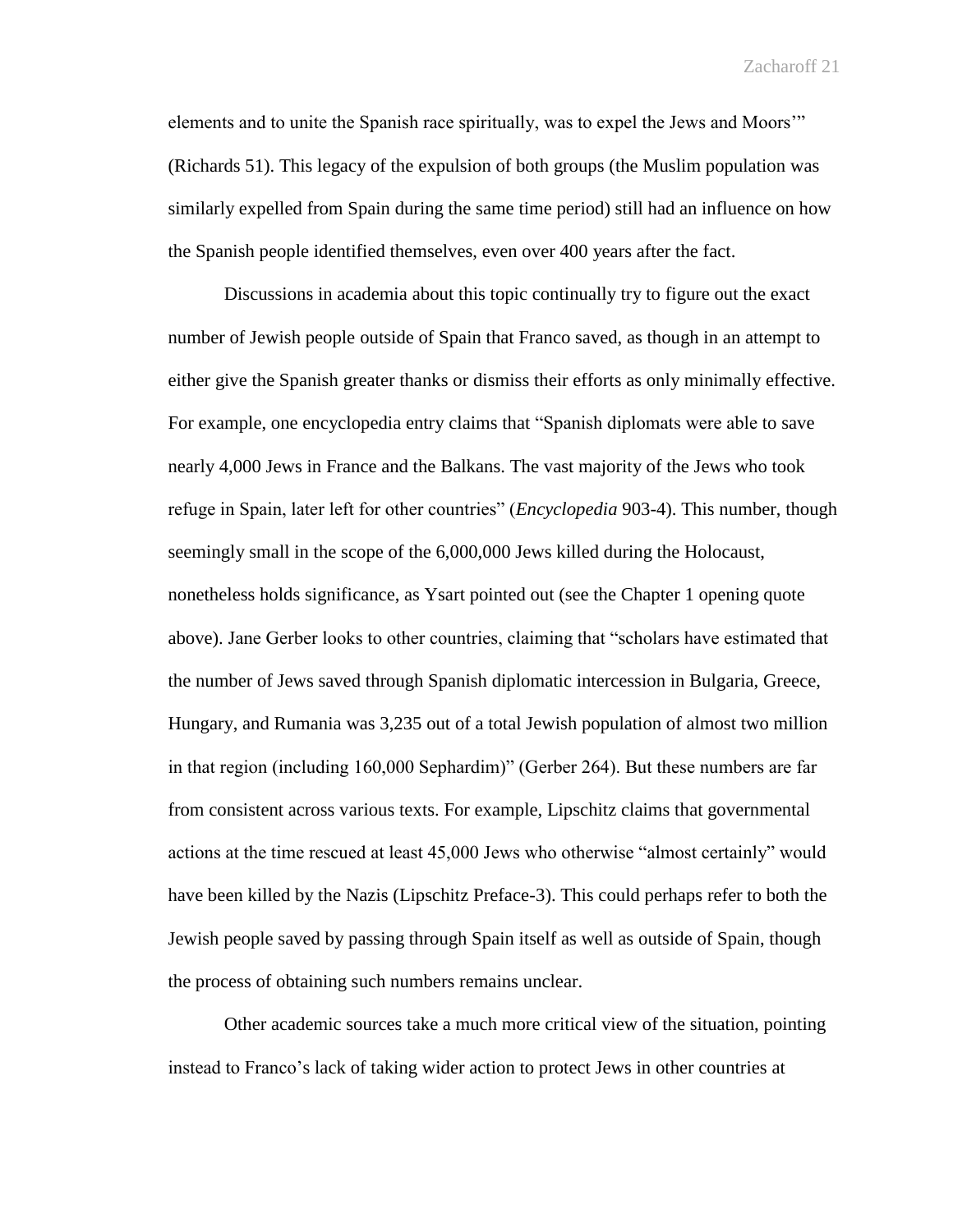elements and to unite the Spanish race spiritually, was to expel the Jews and Moors'" (Richards 51). This legacy of the expulsion of both groups (the Muslim population was similarly expelled from Spain during the same time period) still had an influence on how the Spanish people identified themselves, even over 400 years after the fact.

Discussions in academia about this topic continually try to figure out the exact number of Jewish people outside of Spain that Franco saved, as though in an attempt to either give the Spanish greater thanks or dismiss their efforts as only minimally effective. For example, one encyclopedia entry claims that "Spanish diplomats were able to save nearly 4,000 Jews in France and the Balkans. The vast majority of the Jews who took refuge in Spain, later left for other countries" (*Encyclopedia* 903-4). This number, though seemingly small in the scope of the 6,000,000 Jews killed during the Holocaust, nonetheless holds significance, as Ysart pointed out (see the Chapter 1 opening quote above). Jane Gerber looks to other countries, claiming that "scholars have estimated that the number of Jews saved through Spanish diplomatic intercession in Bulgaria, Greece, Hungary, and Rumania was 3,235 out of a total Jewish population of almost two million in that region (including 160,000 Sephardim)" (Gerber 264). But these numbers are far from consistent across various texts. For example, Lipschitz claims that governmental actions at the time rescued at least 45,000 Jews who otherwise "almost certainly" would have been killed by the Nazis (Lipschitz Preface-3). This could perhaps refer to both the Jewish people saved by passing through Spain itself as well as outside of Spain, though the process of obtaining such numbers remains unclear.

Other academic sources take a much more critical view of the situation, pointing instead to Franco's lack of taking wider action to protect Jews in other countries at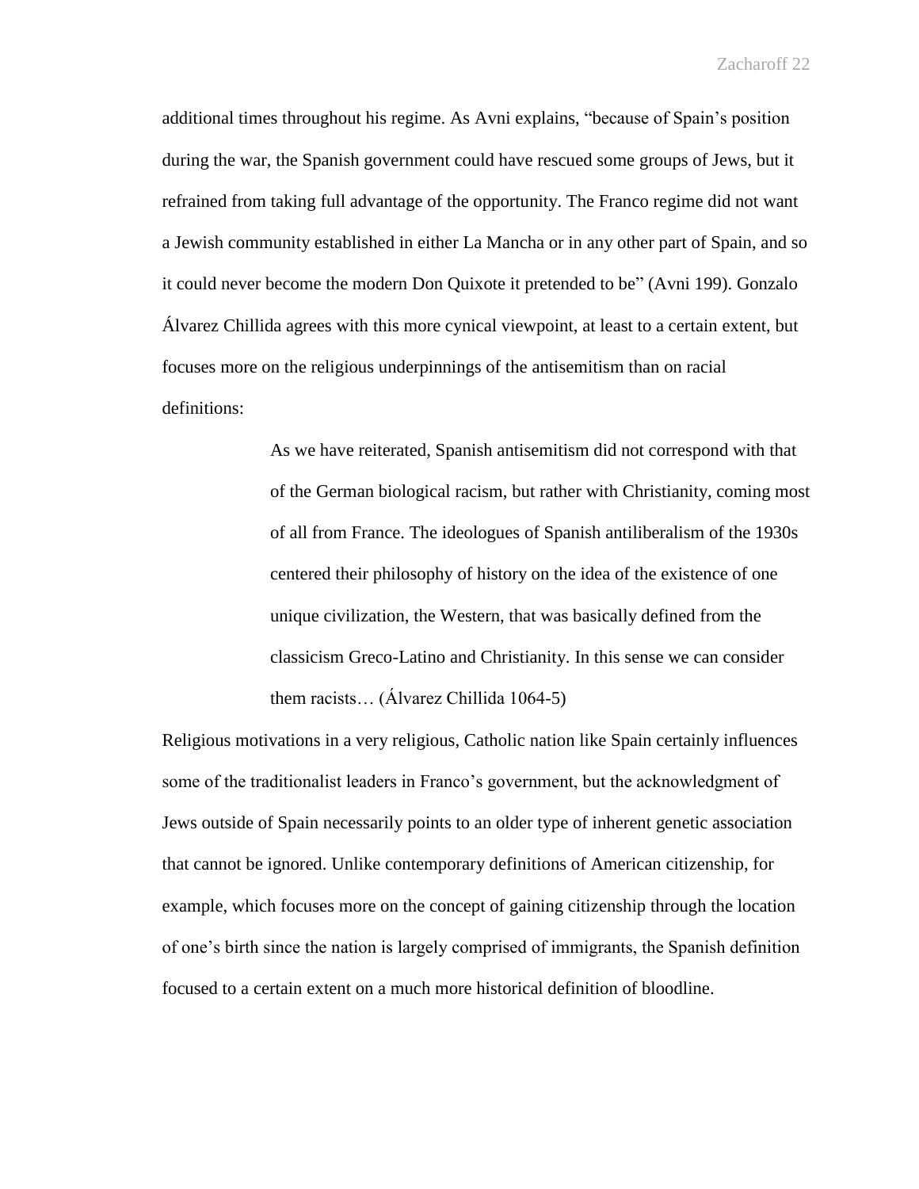additional times throughout his regime. As Avni explains, "because of Spain's position during the war, the Spanish government could have rescued some groups of Jews, but it refrained from taking full advantage of the opportunity. The Franco regime did not want a Jewish community established in either La Mancha or in any other part of Spain, and so it could never become the modern Don Quixote it pretended to be" (Avni 199). Gonzalo Álvarez Chillida agrees with this more cynical viewpoint, at least to a certain extent, but focuses more on the religious underpinnings of the antisemitism than on racial definitions:

> As we have reiterated, Spanish antisemitism did not correspond with that of the German biological racism, but rather with Christianity, coming most of all from France. The ideologues of Spanish antiliberalism of the 1930s centered their philosophy of history on the idea of the existence of one unique civilization, the Western, that was basically defined from the classicism Greco-Latino and Christianity. In this sense we can consider them racists… (Álvarez Chillida 1064-5)

Religious motivations in a very religious, Catholic nation like Spain certainly influences some of the traditionalist leaders in Franco's government, but the acknowledgment of Jews outside of Spain necessarily points to an older type of inherent genetic association that cannot be ignored. Unlike contemporary definitions of American citizenship, for example, which focuses more on the concept of gaining citizenship through the location of one's birth since the nation is largely comprised of immigrants, the Spanish definition focused to a certain extent on a much more historical definition of bloodline.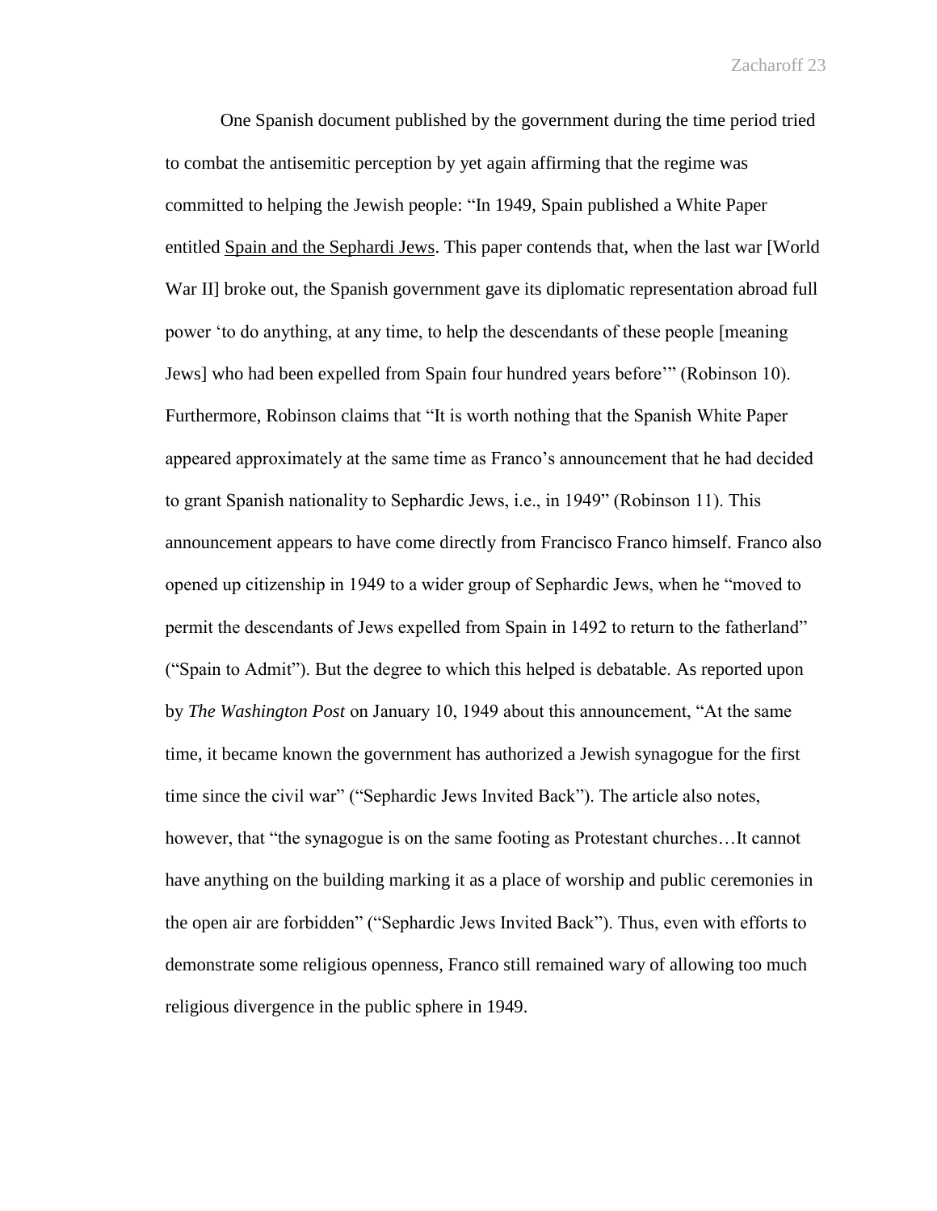One Spanish document published by the government during the time period tried to combat the antisemitic perception by yet again affirming that the regime was committed to helping the Jewish people: "In 1949, Spain published a White Paper entitled <u>Spain and the Sephardi Jews</u>. This paper contends that, when the last war [World War II] broke out, the Spanish government gave its diplomatic representation abroad full power 'to do anything, at any time, to help the descendants of these people [meaning Jews] who had been expelled from Spain four hundred years before'" (Robinson 10). Furthermore, Robinson claims that "It is worth nothing that the Spanish White Paper appeared approximately at the same time as Franco's announcement that he had decided to grant Spanish nationality to Sephardic Jews, i.e., in 1949" (Robinson 11). This announcement appears to have come directly from Francisco Franco himself. Franco also opened up citizenship in 1949 to a wider group of Sephardic Jews, when he "moved to permit the descendants of Jews expelled from Spain in 1492 to return to the fatherland" ("Spain to Admit"). But the degree to which this helped is debatable. As reported upon by *The Washington Post* on January 10, 1949 about this announcement, "At the same time, it became known the government has authorized a Jewish synagogue for the first time since the civil war" ("Sephardic Jews Invited Back"). The article also notes, however, that "the synagogue is on the same footing as Protestant churches…It cannot have anything on the building marking it as a place of worship and public ceremonies in the open air are forbidden" ("Sephardic Jews Invited Back"). Thus, even with efforts to demonstrate some religious openness, Franco still remained wary of allowing too much religious divergence in the public sphere in 1949.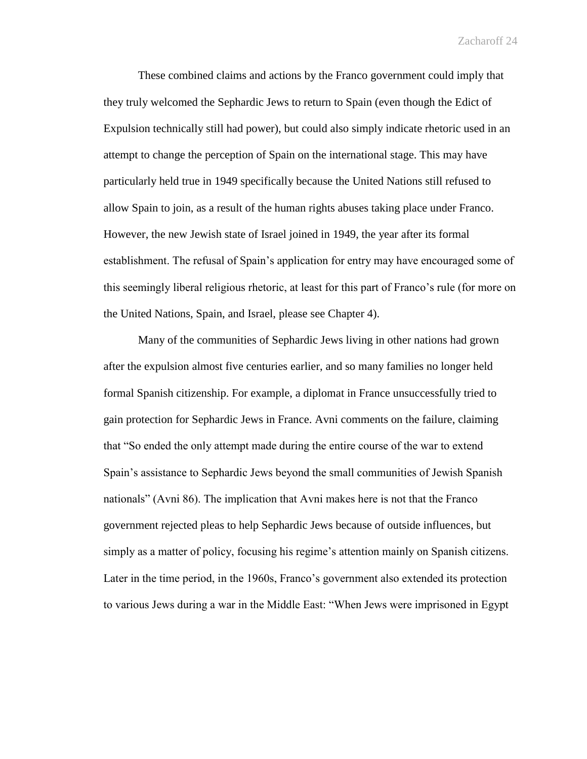These combined claims and actions by the Franco government could imply that they truly welcomed the Sephardic Jews to return to Spain (even though the Edict of Expulsion technically still had power), but could also simply indicate rhetoric used in an attempt to change the perception of Spain on the international stage. This may have particularly held true in 1949 specifically because the United Nations still refused to allow Spain to join, as a result of the human rights abuses taking place under Franco. However, the new Jewish state of Israel joined in 1949, the year after its formal establishment. The refusal of Spain's application for entry may have encouraged some of this seemingly liberal religious rhetoric, at least for this part of Franco's rule (for more on the United Nations, Spain, and Israel, please see Chapter 4).

Many of the communities of Sephardic Jews living in other nations had grown after the expulsion almost five centuries earlier, and so many families no longer held formal Spanish citizenship. For example, a diplomat in France unsuccessfully tried to gain protection for Sephardic Jews in France. Avni comments on the failure, claiming that "So ended the only attempt made during the entire course of the war to extend Spain's assistance to Sephardic Jews beyond the small communities of Jewish Spanish nationals" (Avni 86). The implication that Avni makes here is not that the Franco government rejected pleas to help Sephardic Jews because of outside influences, but simply as a matter of policy, focusing his regime's attention mainly on Spanish citizens. Later in the time period, in the 1960s, Franco's government also extended its protection to various Jews during a war in the Middle East: "When Jews were imprisoned in Egypt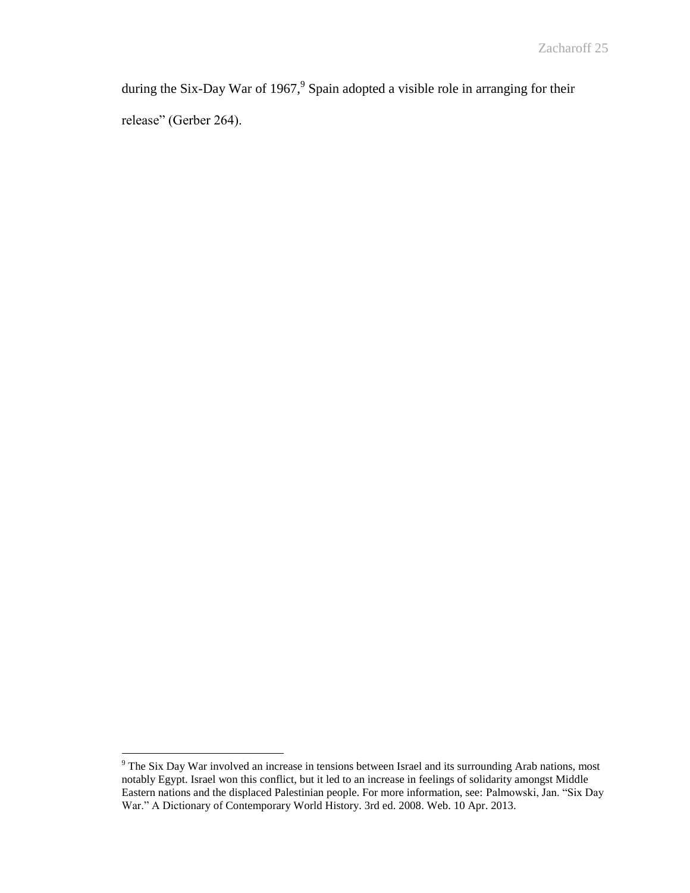during the Six-Day War of 1967,[9] Spain adopted a visible role in arranging for their release" (Gerber 264).

---

[9] The Six Day War involved an increase in tensions between Israel and its surrounding Arab nations, most notably Egypt. Israel won this conflict, but it led to an increase in feelings of solidarity amongst Middle Eastern nations and the displaced Palestinian people. For more information, see: Palmowski, Jan. "Six Day War." A Dictionary of Contemporary World History. 3rd ed. 2008. Web. 10 Apr. 2013.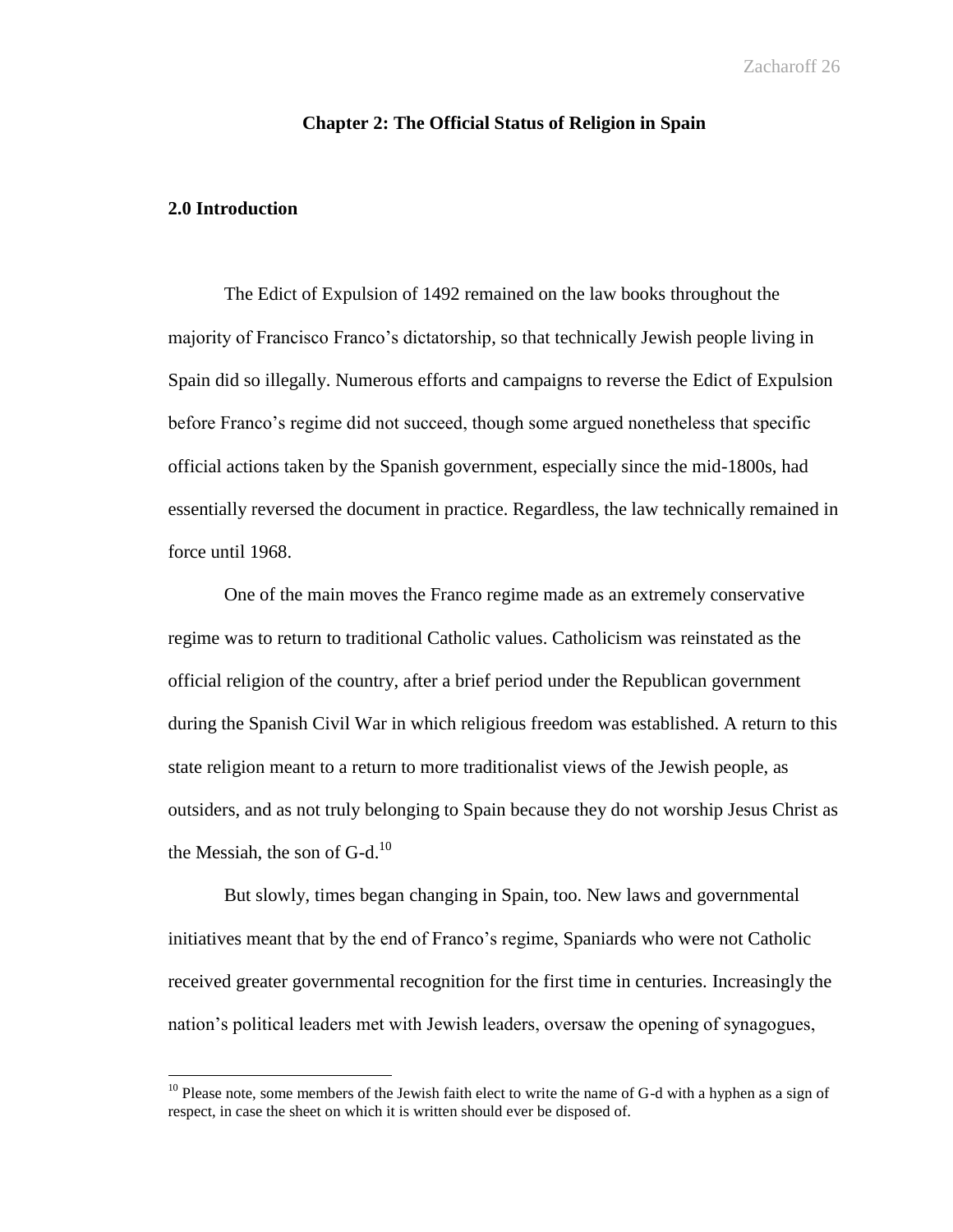## Chapter 2: The Official Status of Religion in Spain

### 2.0 Introduction

The Edict of Expulsion of 1492 remained on the law books throughout the majority of Francisco Franco's dictatorship, so that technically Jewish people living in Spain did so illegally. Numerous efforts and campaigns to reverse the Edict of Expulsion before Franco's regime did not succeed, though some argued nonetheless that specific official actions taken by the Spanish government, especially since the mid-1800s, had essentially reversed the document in practice. Regardless, the law technically remained in force until 1968.

One of the main moves the Franco regime made as an extremely conservative regime was to return to traditional Catholic values. Catholicism was reinstated as the official religion of the country, after a brief period under the Republican government during the Spanish Civil War in which religious freedom was established. A return to this state religion meant to a return to more traditionalist views of the Jewish people, as outsiders, and as not truly belonging to Spain because they do not worship Jesus Christ as the Messiah, the son of G-d.[10]

But slowly, times began changing in Spain, too. New laws and governmental initiatives meant that by the end of Franco's regime, Spaniards who were not Catholic received greater governmental recognition for the first time in centuries. Increasingly the nation's political leaders met with Jewish leaders, oversaw the opening of synagogues,

[10] Please note, some members of the Jewish faith elect to write the name of G-d with a hyphen as a sign of respect, in case the sheet on which it is written should ever be disposed of.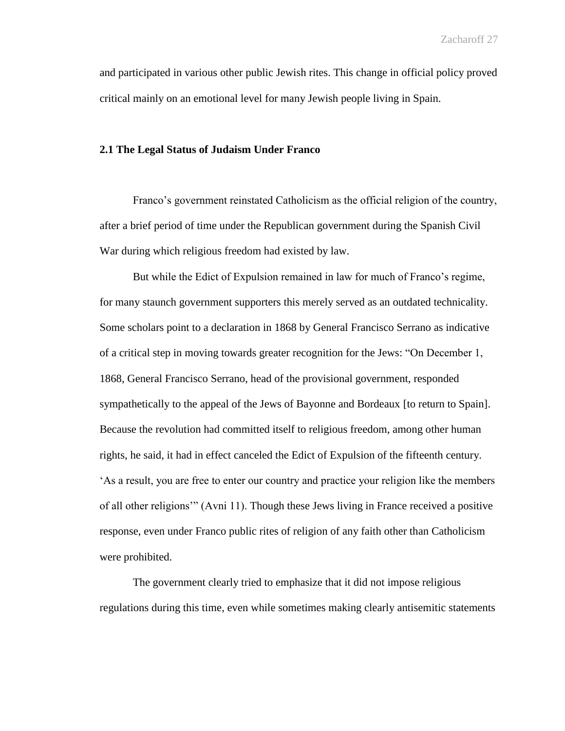and participated in various other public Jewish rites. This change in official policy proved critical mainly on an emotional level for many Jewish people living in Spain.

### 2.1 The Legal Status of Judaism Under Franco

Franco's government reinstated Catholicism as the official religion of the country, after a brief period of time under the Republican government during the Spanish Civil War during which religious freedom had existed by law.

But while the Edict of Expulsion remained in law for much of Franco's regime, for many staunch government supporters this merely served as an outdated technicality. Some scholars point to a declaration in 1868 by General Francisco Serrano as indicative of a critical step in moving towards greater recognition for the Jews: "On December 1, 1868, General Francisco Serrano, head of the provisional government, responded sympathetically to the appeal of the Jews of Bayonne and Bordeaux [to return to Spain]. Because the revolution had committed itself to religious freedom, among other human rights, he said, it had in effect canceled the Edict of Expulsion of the fifteenth century. 'As a result, you are free to enter our country and practice your religion like the members of all other religions'" (Avni 11). Though these Jews living in France received a positive response, even under Franco public rites of religion of any faith other than Catholicism were prohibited.

The government clearly tried to emphasize that it did not impose religious regulations during this time, even while sometimes making clearly antisemitic statements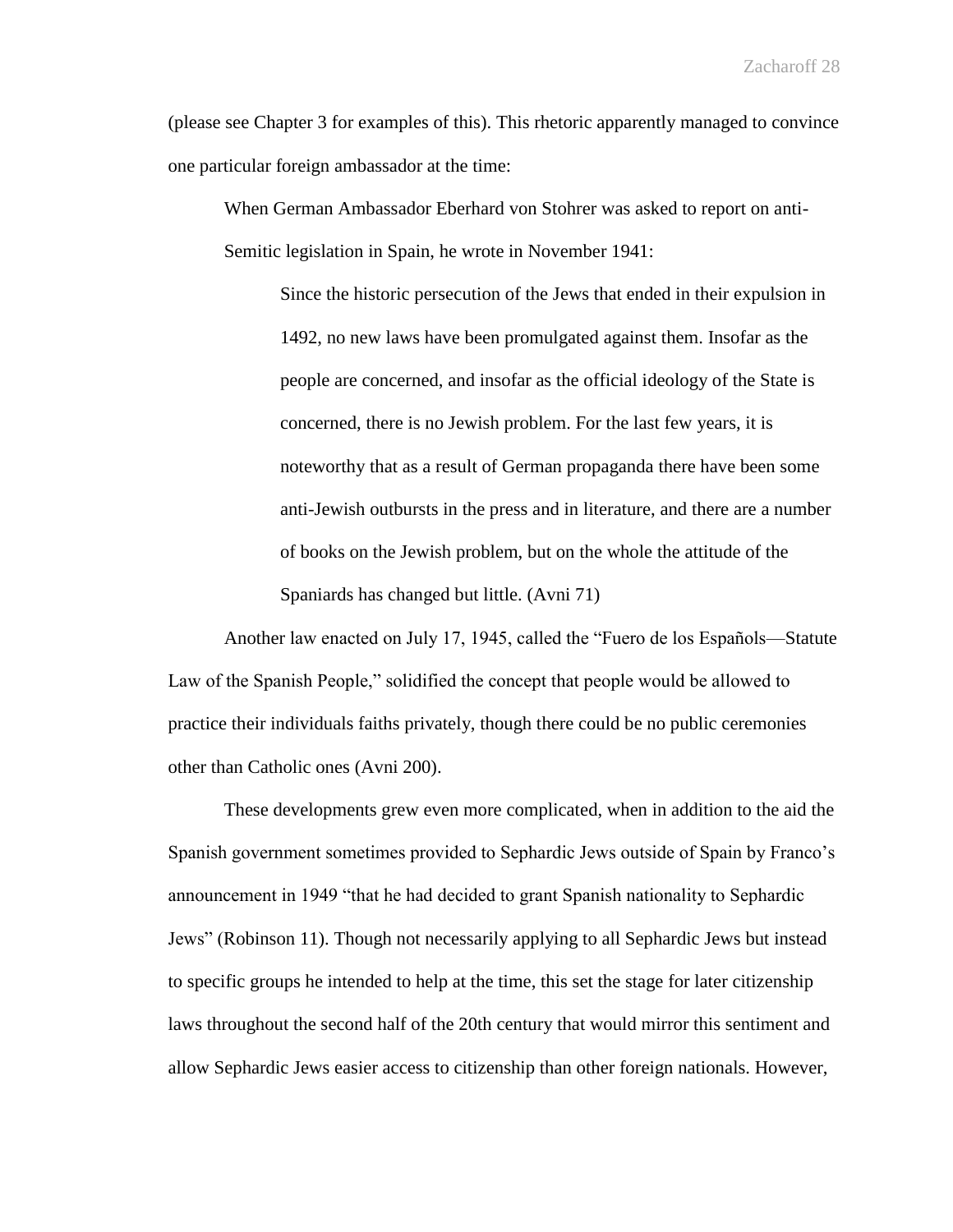(please see Chapter 3 for examples of this). This rhetoric apparently managed to convince one particular foreign ambassador at the time:

> When German Ambassador Eberhard von Stohrer was asked to report on anti-Semitic legislation in Spain, he wrote in November 1941:
>
> > Since the historic persecution of the Jews that ended in their expulsion in 1492, no new laws have been promulgated against them. Insofar as the people are concerned, and insofar as the official ideology of the State is concerned, there is no Jewish problem. For the last few years, it is noteworthy that as a result of German propaganda there have been some anti-Jewish outbursts in the press and in literature, and there are a number of books on the Jewish problem, but on the whole the attitude of the Spaniards has changed but little. (Avni 71)

Another law enacted on July 17, 1945, called the "Fuero de los Españoles—Statute Law of the Spanish People," solidified the concept that people would be allowed to practice their individuals faiths privately, though there could be no public ceremonies other than Catholic ones (Avni 200).

These developments grew even more complicated, when in addition to the aid the Spanish government sometimes provided to Sephardic Jews outside of Spain by Franco's announcement in 1949 "that he had decided to grant Spanish nationality to Sephardic Jews" (Robinson 11). Though not necessarily applying to all Sephardic Jews but instead to specific groups he intended to help at the time, this set the stage for later citizenship laws throughout the second half of the 20th century that would mirror this sentiment and allow Sephardic Jews easier access to citizenship than other foreign nationals. However,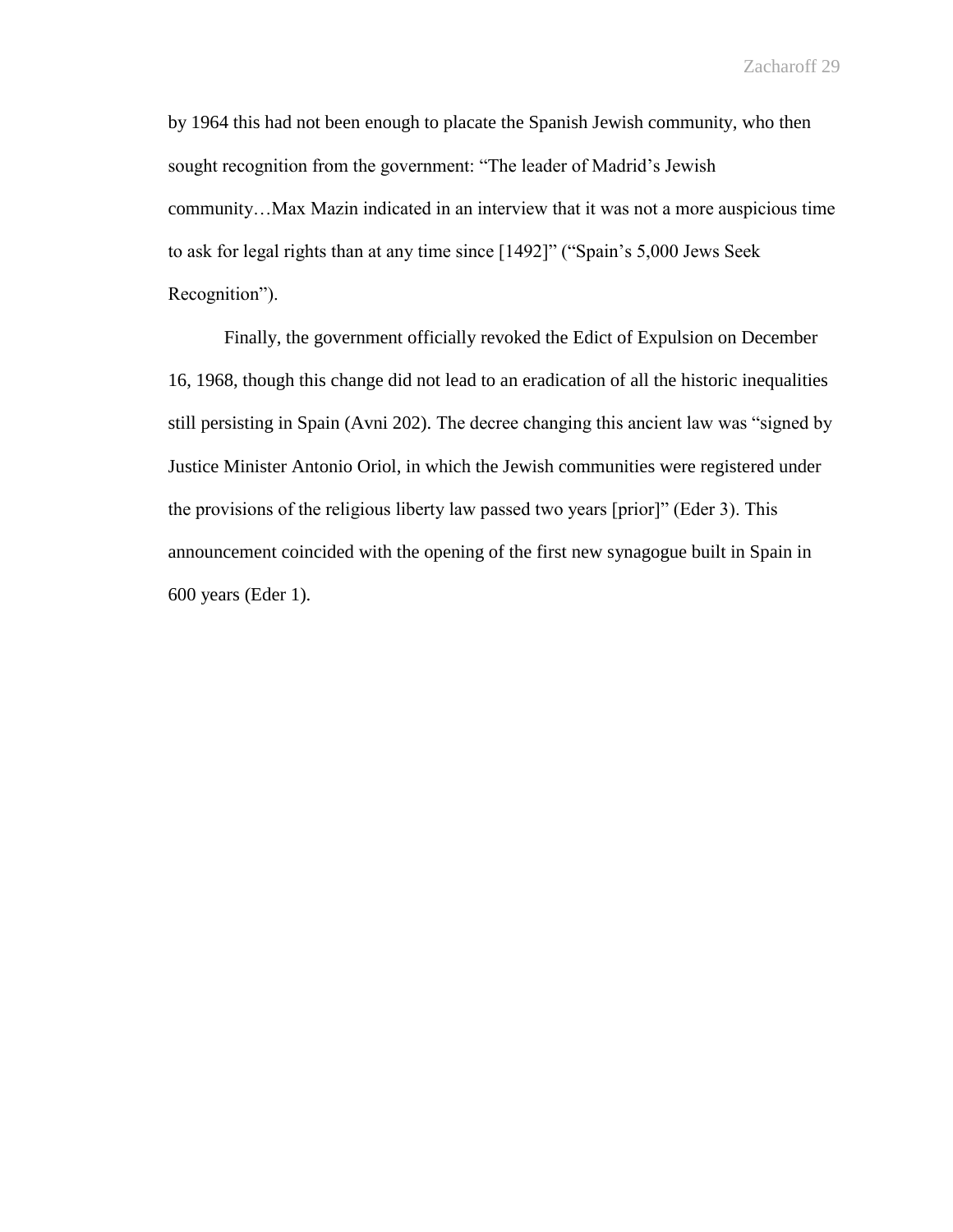by 1964 this had not been enough to placate the Spanish Jewish community, who then sought recognition from the government: "The leader of Madrid's Jewish community…Max Mazin indicated in an interview that it was not a more auspicious time to ask for legal rights than at any time since [1492]" ("Spain's 5,000 Jews Seek Recognition").

Finally, the government officially revoked the Edict of Expulsion on December 16, 1968, though this change did not lead to an eradication of all the historic inequalities still persisting in Spain (Avni 202). The decree changing this ancient law was "signed by Justice Minister Antonio Oriol, in which the Jewish communities were registered under the provisions of the religious liberty law passed two years [prior]" (Eder 3). This announcement coincided with the opening of the first new synagogue built in Spain in 600 years (Eder 1).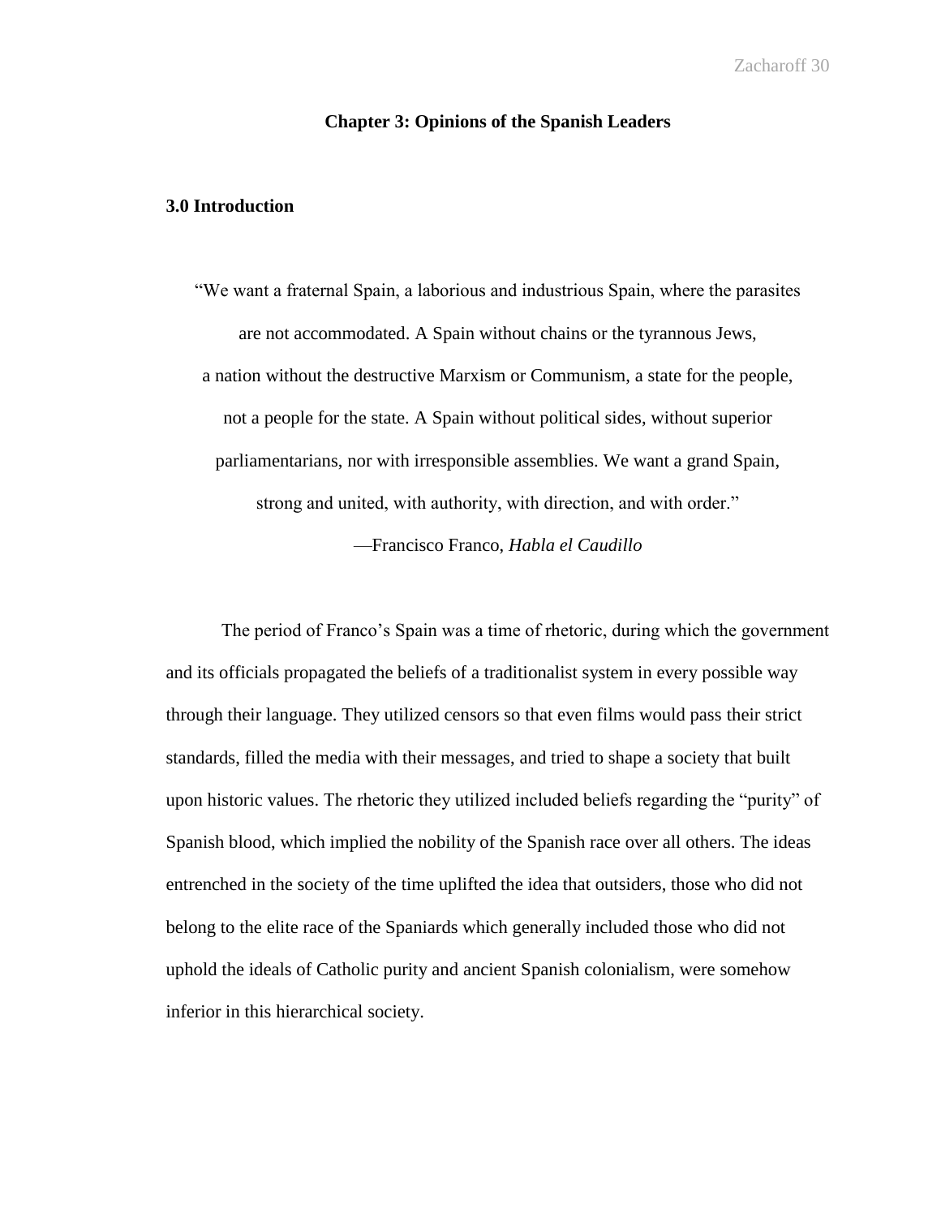## Chapter 3: Opinions of the Spanish Leaders

### 3.0 Introduction

> "We want a fraternal Spain, a laborious and industrious Spain, where the parasites are not accommodated. A Spain without chains or the tyrannous Jews, a nation without the destructive Marxism or Communism, a state for the people, not a people for the state. A Spain without political sides, without superior parliamentarians, nor with irresponsible assemblies. We want a grand Spain, strong and united, with authority, with direction, and with order."
>
> —Francisco Franco, *Habla el Caudillo*

The period of Franco's Spain was a time of rhetoric, during which the government and its officials propagated the beliefs of a traditionalist system in every possible way through their language. They utilized censors so that even films would pass their strict standards, filled the media with their messages, and tried to shape a society that built upon historic values. The rhetoric they utilized included beliefs regarding the "purity" of Spanish blood, which implied the nobility of the Spanish race over all others. The ideas entrenched in the society of the time uplifted the idea that outsiders, those who did not belong to the elite race of the Spaniards which generally included those who did not uphold the ideals of Catholic purity and ancient Spanish colonialism, were somehow inferior in this hierarchical society.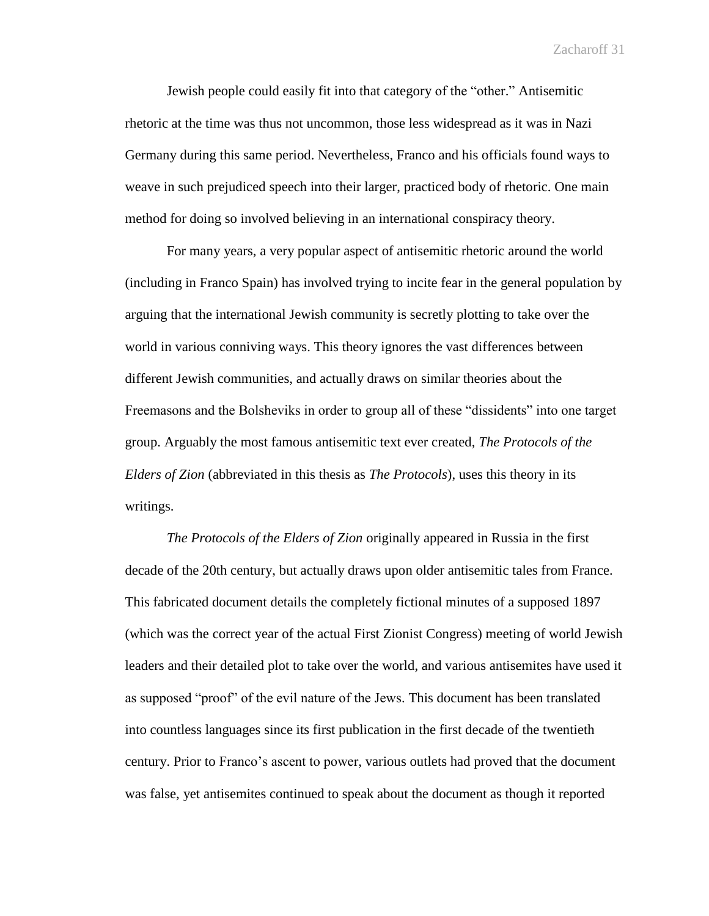Jewish people could easily fit into that category of the "other." Antisemitic rhetoric at the time was thus not uncommon, those less widespread as it was in Nazi Germany during this same period. Nevertheless, Franco and his officials found ways to weave in such prejudiced speech into their larger, practiced body of rhetoric. One main method for doing so involved believing in an international conspiracy theory.

For many years, a very popular aspect of antisemitic rhetoric around the world (including in Franco Spain) has involved trying to incite fear in the general population by arguing that the international Jewish community is secretly plotting to take over the world in various conniving ways. This theory ignores the vast differences between different Jewish communities, and actually draws on similar theories about the Freemasons and the Bolsheviks in order to group all of these "dissidents" into one target group. Arguably the most famous antisemitic text ever created, *The Protocols of the Elders of Zion* (abbreviated in this thesis as *The Protocols*), uses this theory in its writings.

*The Protocols of the Elders of Zion* originally appeared in Russia in the first decade of the 20th century, but actually draws upon older antisemitic tales from France. This fabricated document details the completely fictional minutes of a supposed 1897 (which was the correct year of the actual First Zionist Congress) meeting of world Jewish leaders and their detailed plot to take over the world, and various antisemites have used it as supposed "proof" of the evil nature of the Jews. This document has been translated into countless languages since its first publication in the first decade of the twentieth century. Prior to Franco's ascent to power, various outlets had proved that the document was false, yet antisemites continued to speak about the document as though it reported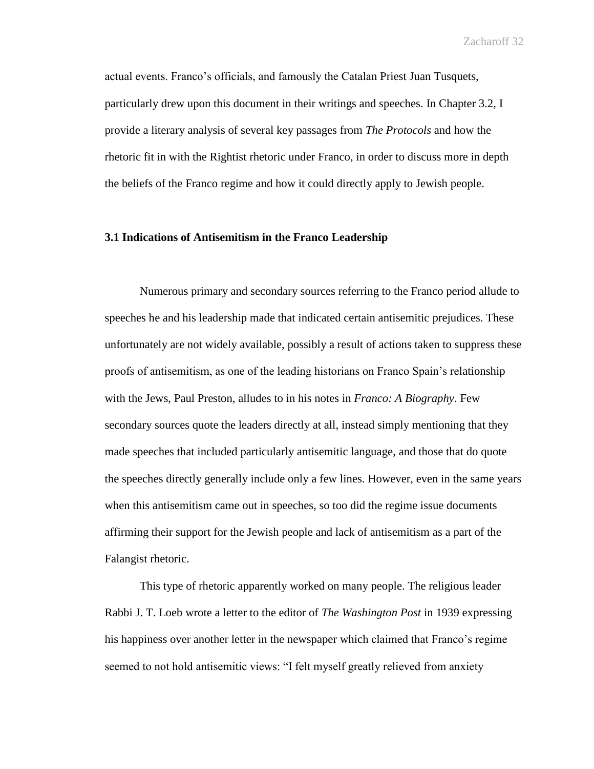actual events. Franco's officials, and famously the Catalan Priest Juan Tusquets, particularly drew upon this document in their writings and speeches. In Chapter 3.2, I provide a literary analysis of several key passages from *The Protocols* and how the rhetoric fit in with the Rightist rhetoric under Franco, in order to discuss more in depth the beliefs of the Franco regime and how it could directly apply to Jewish people.

### 3.1 Indications of Antisemitism in the Franco Leadership

Numerous primary and secondary sources referring to the Franco period allude to speeches he and his leadership made that indicated certain antisemitic prejudices. These unfortunately are not widely available, possibly a result of actions taken to suppress these proofs of antisemitism, as one of the leading historians on Franco Spain's relationship with the Jews, Paul Preston, alludes to in his notes in *Franco: A Biography*. Few secondary sources quote the leaders directly at all, instead simply mentioning that they made speeches that included particularly antisemitic language, and those that do quote the speeches directly generally include only a few lines. However, even in the same years when this antisemitism came out in speeches, so too did the regime issue documents affirming their support for the Jewish people and lack of antisemitism as a part of the Falangist rhetoric.

This type of rhetoric apparently worked on many people. The religious leader Rabbi J. T. Loeb wrote a letter to the editor of *The Washington Post* in 1939 expressing his happiness over another letter in the newspaper which claimed that Franco's regime seemed to not hold antisemitic views: "I felt myself greatly relieved from anxiety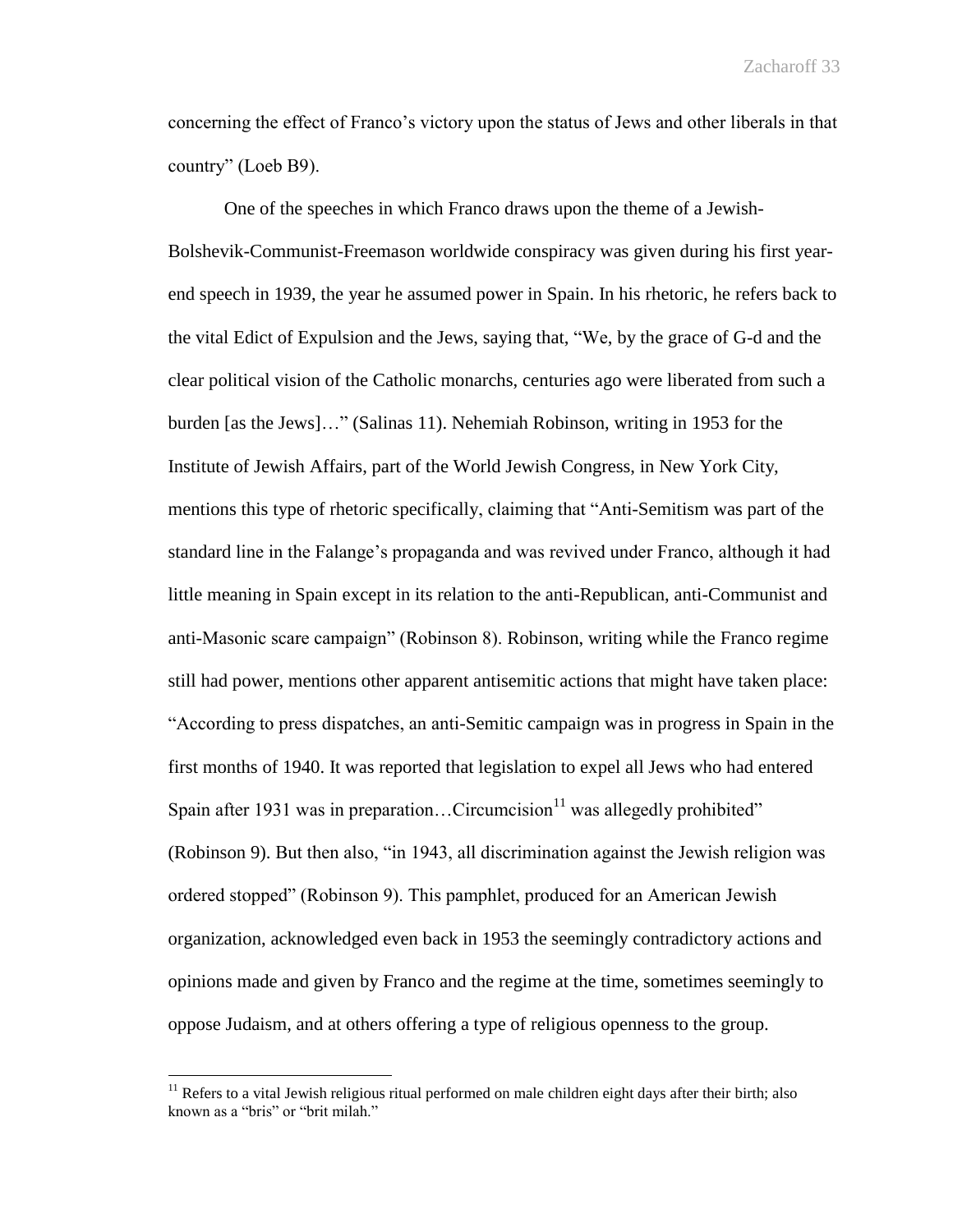concerning the effect of Franco's victory upon the status of Jews and other liberals in that country" (Loeb B9).

One of the speeches in which Franco draws upon the theme of a Jewish-Bolshevik-Communist-Freemason worldwide conspiracy was given during his first year-end speech in 1939, the year he assumed power in Spain. In his rhetoric, he refers back to the vital Edict of Expulsion and the Jews, saying that, "We, by the grace of G-d and the clear political vision of the Catholic monarchs, centuries ago were liberated from such a burden [as the Jews]…" (Salinas 11). Nehemiah Robinson, writing in 1953 for the Institute of Jewish Affairs, part of the World Jewish Congress, in New York City, mentions this type of rhetoric specifically, claiming that "Anti-Semitism was part of the standard line in the Falange's propaganda and was revived under Franco, although it had little meaning in Spain except in its relation to the anti-Republican, anti-Communist and anti-Masonic scare campaign" (Robinson 8). Robinson, writing while the Franco regime still had power, mentions other apparent antisemitic actions that might have taken place: "According to press dispatches, an anti-Semitic campaign was in progress in Spain in the first months of 1940. It was reported that legislation to expel all Jews who had entered Spain after 1931 was in preparation…Circumcision[11] was allegedly prohibited" (Robinson 9). But then also, "in 1943, all discrimination against the Jewish religion was ordered stopped" (Robinson 9). This pamphlet, produced for an American Jewish organization, acknowledged even back in 1953 the seemingly contradictory actions and opinions made and given by Franco and the regime at the time, sometimes seemingly to oppose Judaism, and at others offering a type of religious openness to the group.

[11] Refers to a vital Jewish religious ritual performed on male children eight days after their birth; also known as a "bris" or "brit milah."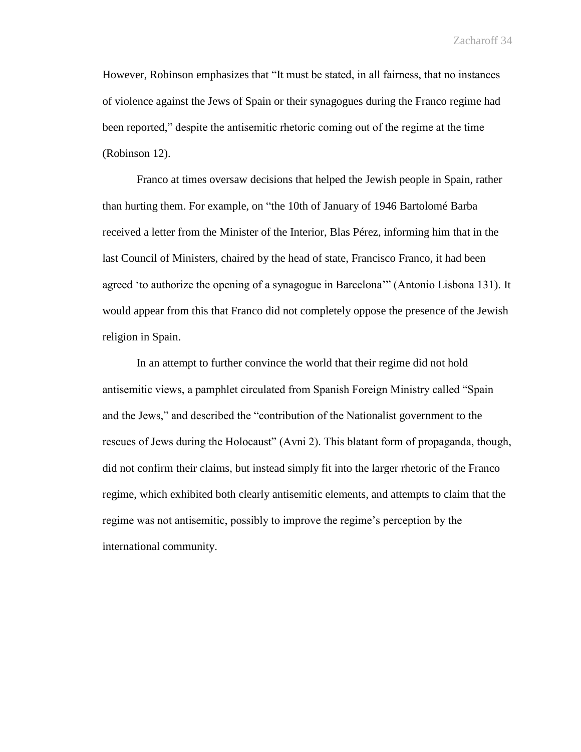However, Robinson emphasizes that "It must be stated, in all fairness, that no instances of violence against the Jews of Spain or their synagogues during the Franco regime had been reported," despite the antisemitic rhetoric coming out of the regime at the time (Robinson 12).

Franco at times oversaw decisions that helped the Jewish people in Spain, rather than hurting them. For example, on "the 10th of January of 1946 Bartolomé Barba received a letter from the Minister of the Interior, Blas Pérez, informing him that in the last Council of Ministers, chaired by the head of state, Francisco Franco, it had been agreed 'to authorize the opening of a synagogue in Barcelona'" (Antonio Lisbona 131). It would appear from this that Franco did not completely oppose the presence of the Jewish religion in Spain.

In an attempt to further convince the world that their regime did not hold antisemitic views, a pamphlet circulated from Spanish Foreign Ministry called "Spain and the Jews," and described the "contribution of the Nationalist government to the rescues of Jews during the Holocaust" (Avni 2). This blatant form of propaganda, though, did not confirm their claims, but instead simply fit into the larger rhetoric of the Franco regime, which exhibited both clearly antisemitic elements, and attempts to claim that the regime was not antisemitic, possibly to improve the regime's perception by the international community.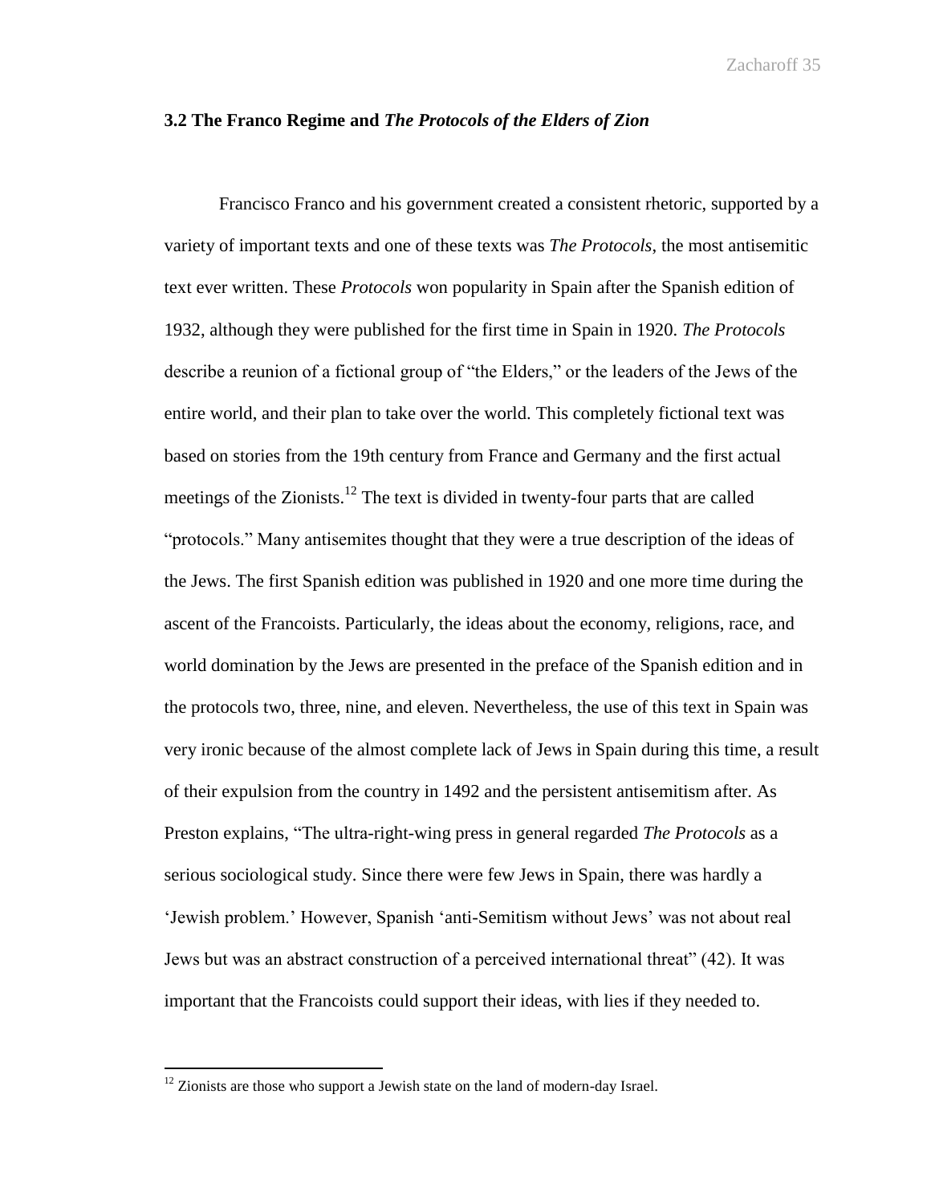### 3.2 The Franco Regime and *The Protocols of the Elders of Zion*

Francisco Franco and his government created a consistent rhetoric, supported by a variety of important texts and one of these texts was *The Protocols*, the most antisemitic text ever written. These *Protocols* won popularity in Spain after the Spanish edition of 1932, although they were published for the first time in Spain in 1920. *The Protocols* describe a reunion of a fictional group of "the Elders," or the leaders of the Jews of the entire world, and their plan to take over the world. This completely fictional text was based on stories from the 19th century from France and Germany and the first actual meetings of the Zionists.[12] The text is divided in twenty-four parts that are called "protocols." Many antisemites thought that they were a true description of the ideas of the Jews. The first Spanish edition was published in 1920 and one more time during the ascent of the Francoists. Particularly, the ideas about the economy, religions, race, and world domination by the Jews are presented in the preface of the Spanish edition and in the protocols two, three, nine, and eleven. Nevertheless, the use of this text in Spain was very ironic because of the almost complete lack of Jews in Spain during this time, a result of their expulsion from the country in 1492 and the persistent antisemitism after. As Preston explains, "The ultra-right-wing press in general regarded *The Protocols* as a serious sociological study. Since there were few Jews in Spain, there was hardly a 'Jewish problem.' However, Spanish 'anti-Semitism without Jews' was not about real Jews but was an abstract construction of a perceived international threat" (42). It was important that the Francoists could support their ideas, with lies if they needed to.

[12] Zionists are those who support a Jewish state on the land of modern-day Israel.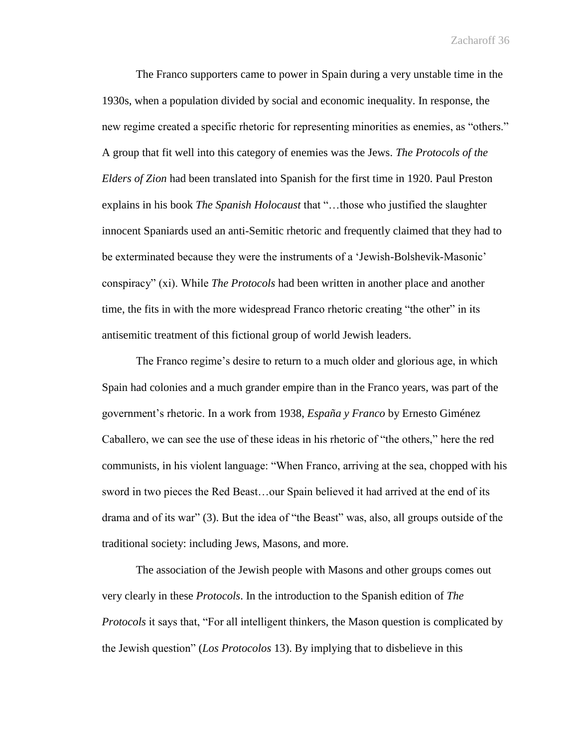The Franco supporters came to power in Spain during a very unstable time in the 1930s, when a population divided by social and economic inequality. In response, the new regime created a specific rhetoric for representing minorities as enemies, as "others." A group that fit well into this category of enemies was the Jews. *The Protocols of the Elders of Zion* had been translated into Spanish for the first time in 1920. Paul Preston explains in his book *The Spanish Holocaust* that "…those who justified the slaughter innocent Spaniards used an anti-Semitic rhetoric and frequently claimed that they had to be exterminated because they were the instruments of a 'Jewish-Bolshevik-Masonic' conspiracy" (xi). While *The Protocols* had been written in another place and another time, the fits in with the more widespread Franco rhetoric creating "the other" in its antisemitic treatment of this fictional group of world Jewish leaders.

The Franco regime's desire to return to a much older and glorious age, in which Spain had colonies and a much grander empire than in the Franco years, was part of the government's rhetoric. In a work from 1938, *España y Franco* by Ernesto Giménez Caballero, we can see the use of these ideas in his rhetoric of "the others," here the red communists, in his violent language: "When Franco, arriving at the sea, chopped with his sword in two pieces the Red Beast…our Spain believed it had arrived at the end of its drama and of its war" (3). But the idea of "the Beast" was, also, all groups outside of the traditional society: including Jews, Masons, and more.

The association of the Jewish people with Masons and other groups comes out very clearly in these *Protocols*. In the introduction to the Spanish edition of *The Protocols* it says that, "For all intelligent thinkers, the Mason question is complicated by the Jewish question" (*Los Protocolos* 13). By implying that to disbelieve in this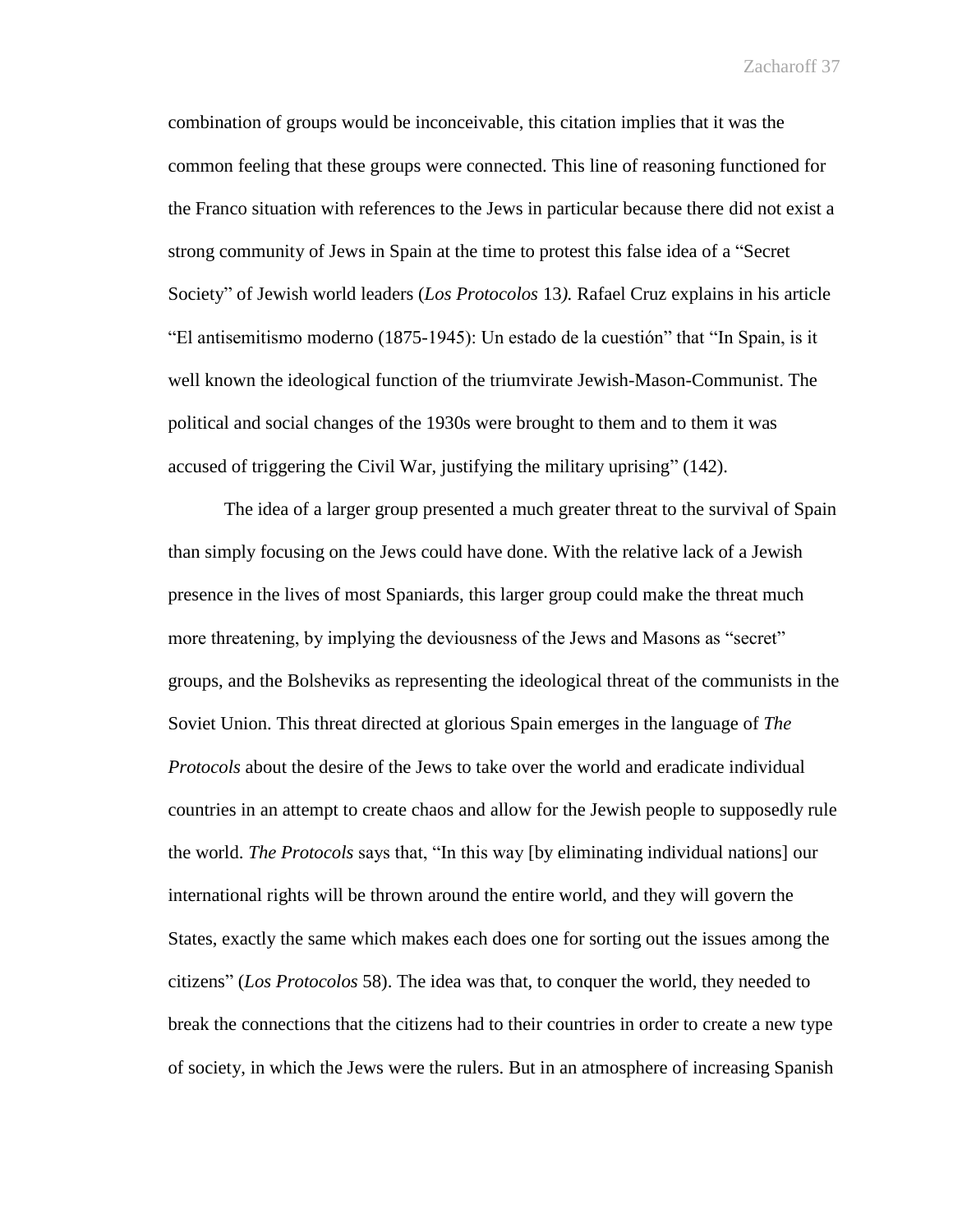combination of groups would be inconceivable, this citation implies that it was the common feeling that these groups were connected. This line of reasoning functioned for the Franco situation with references to the Jews in particular because there did not exist a strong community of Jews in Spain at the time to protest this false idea of a "Secret Society" of Jewish world leaders (*Los Protocolos* 13*).* Rafael Cruz explains in his article "El antisemitismo moderno (1875-1945): Un estado de la cuestión" that "In Spain, is it well known the ideological function of the triumvirate Jewish-Mason-Communist. The political and social changes of the 1930s were brought to them and to them it was accused of triggering the Civil War, justifying the military uprising" (142).

The idea of a larger group presented a much greater threat to the survival of Spain than simply focusing on the Jews could have done. With the relative lack of a Jewish presence in the lives of most Spaniards, this larger group could make the threat much more threatening, by implying the deviousness of the Jews and Masons as "secret" groups, and the Bolsheviks as representing the ideological threat of the communists in the Soviet Union. This threat directed at glorious Spain emerges in the language of *The Protocols* about the desire of the Jews to take over the world and eradicate individual countries in an attempt to create chaos and allow for the Jewish people to supposedly rule the world. *The Protocols* says that, "In this way [by eliminating individual nations] our international rights will be thrown around the entire world, and they will govern the States, exactly the same which makes each does one for sorting out the issues among the citizens" (*Los Protocolos* 58). The idea was that, to conquer the world, they needed to break the connections that the citizens had to their countries in order to create a new type of society, in which the Jews were the rulers. But in an atmosphere of increasing Spanish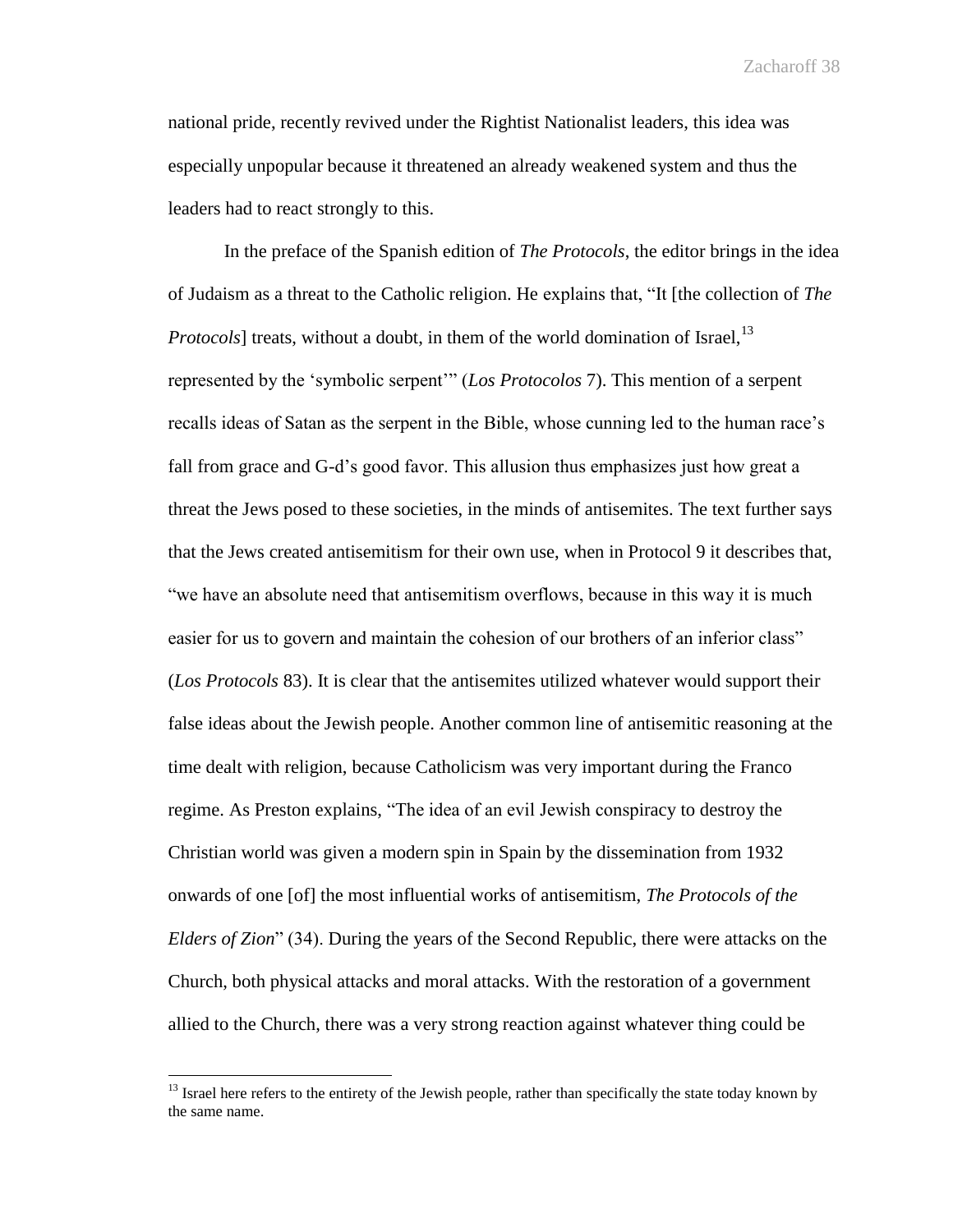national pride, recently revived under the Rightist Nationalist leaders, this idea was especially unpopular because it threatened an already weakened system and thus the leaders had to react strongly to this.

In the preface of the Spanish edition of *The Protocols*, the editor brings in the idea of Judaism as a threat to the Catholic religion. He explains that, "It [the collection of *The Protocols*] treats, without a doubt, in them of the world domination of Israel,[13] represented by the 'symbolic serpent'" (*Los Protocolos* 7). This mention of a serpent recalls ideas of Satan as the serpent in the Bible, whose cunning led to the human race's fall from grace and G-d's good favor. This allusion thus emphasizes just how great a threat the Jews posed to these societies, in the minds of antisemites. The text further says that the Jews created antisemitism for their own use, when in Protocol 9 it describes that, "we have an absolute need that antisemitism overflows, because in this way it is much easier for us to govern and maintain the cohesion of our brothers of an inferior class" (*Los Protocols* 83). It is clear that the antisemites utilized whatever would support their false ideas about the Jewish people. Another common line of antisemitic reasoning at the time dealt with religion, because Catholicism was very important during the Franco regime. As Preston explains, "The idea of an evil Jewish conspiracy to destroy the Christian world was given a modern spin in Spain by the dissemination from 1932 onwards of one [of] the most influential works of antisemitism, *The Protocols of the Elders of Zion*" (34). During the years of the Second Republic, there were attacks on the Church, both physical attacks and moral attacks. With the restoration of a government allied to the Church, there was a very strong reaction against whatever thing could be

[13] Israel here refers to the entirety of the Jewish people, rather than specifically the state today known by the same name.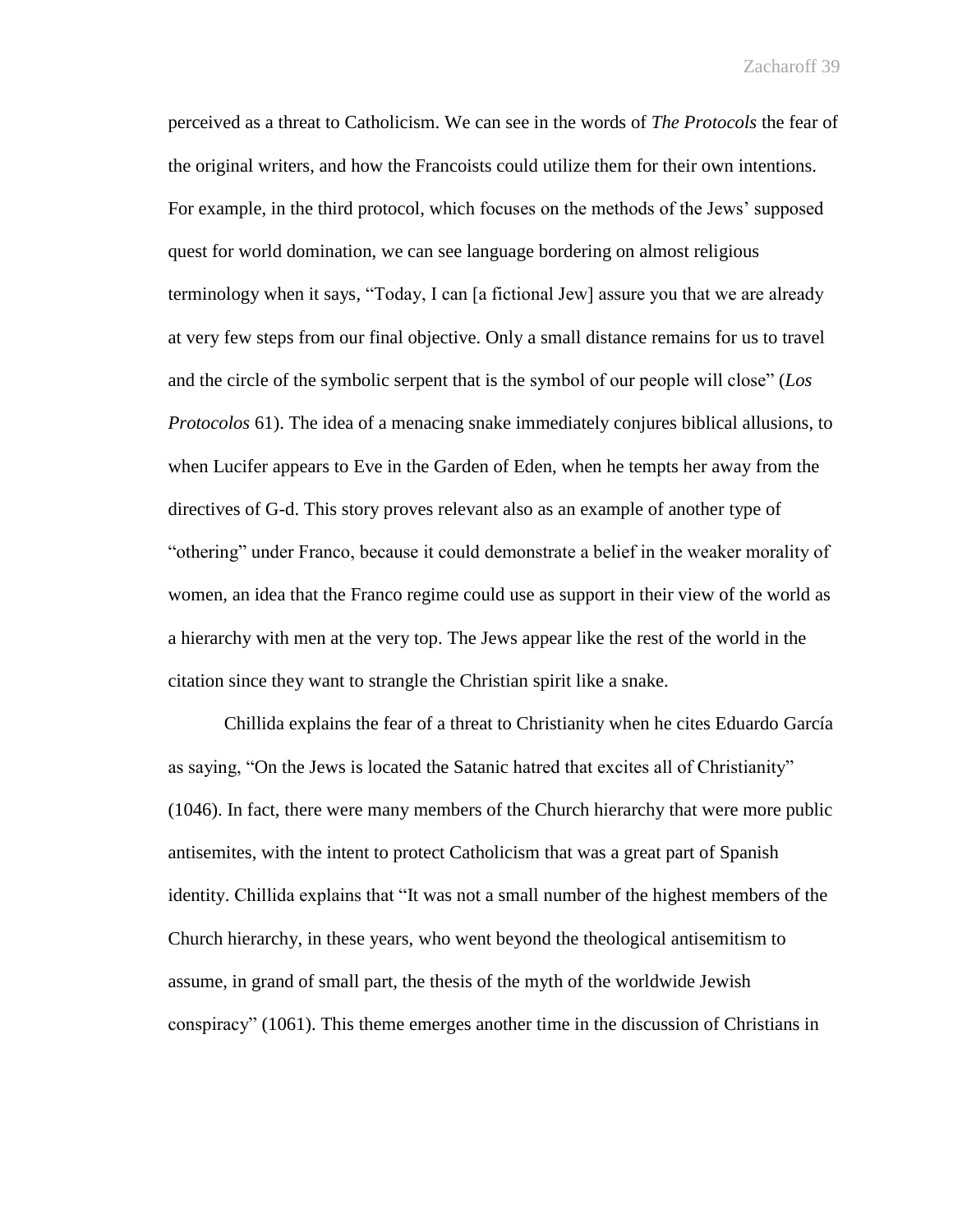perceived as a threat to Catholicism. We can see in the words of *The Protocols* the fear of the original writers, and how the Francoists could utilize them for their own intentions. For example, in the third protocol, which focuses on the methods of the Jews' supposed quest for world domination, we can see language bordering on almost religious terminology when it says, "Today, I can [a fictional Jew] assure you that we are already at very few steps from our final objective. Only a small distance remains for us to travel and the circle of the symbolic serpent that is the symbol of our people will close" (*Los Protocolos* 61). The idea of a menacing snake immediately conjures biblical allusions, to when Lucifer appears to Eve in the Garden of Eden, when he tempts her away from the directives of G-d. This story proves relevant also as an example of another type of "othering" under Franco, because it could demonstrate a belief in the weaker morality of women, an idea that the Franco regime could use as support in their view of the world as a hierarchy with men at the very top. The Jews appear like the rest of the world in the citation since they want to strangle the Christian spirit like a snake.

Chillida explains the fear of a threat to Christianity when he cites Eduardo García as saying, "On the Jews is located the Satanic hatred that excites all of Christianity" (1046). In fact, there were many members of the Church hierarchy that were more public antisemites, with the intent to protect Catholicism that was a great part of Spanish identity. Chillida explains that "It was not a small number of the highest members of the Church hierarchy, in these years, who went beyond the theological antisemitism to assume, in grand of small part, the thesis of the myth of the worldwide Jewish conspiracy" (1061). This theme emerges another time in the discussion of Christians in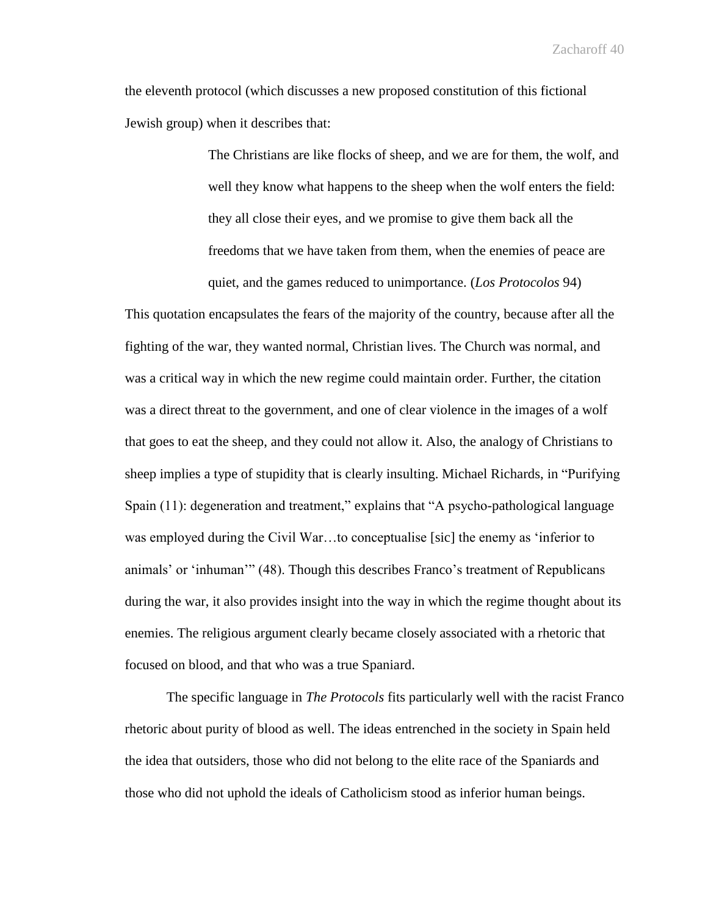the eleventh protocol (which discusses a new proposed constitution of this fictional Jewish group) when it describes that:

> The Christians are like flocks of sheep, and we are for them, the wolf, and well they know what happens to the sheep when the wolf enters the field: they all close their eyes, and we promise to give them back all the freedoms that we have taken from them, when the enemies of peace are quiet, and the games reduced to unimportance. (*Los Protocolos* 94)

This quotation encapsulates the fears of the majority of the country, because after all the fighting of the war, they wanted normal, Christian lives. The Church was normal, and was a critical way in which the new regime could maintain order. Further, the citation was a direct threat to the government, and one of clear violence in the images of a wolf that goes to eat the sheep, and they could not allow it. Also, the analogy of Christians to sheep implies a type of stupidity that is clearly insulting. Michael Richards, in "Purifying Spain (11): degeneration and treatment," explains that "A psycho-pathological language was employed during the Civil War…to conceptualise [sic] the enemy as 'inferior to animals' or 'inhuman'" (48). Though this describes Franco's treatment of Republicans during the war, it also provides insight into the way in which the regime thought about its enemies. The religious argument clearly became closely associated with a rhetoric that focused on blood, and that who was a true Spaniard.

The specific language in *The Protocols* fits particularly well with the racist Franco rhetoric about purity of blood as well. The ideas entrenched in the society in Spain held the idea that outsiders, those who did not belong to the elite race of the Spaniards and those who did not uphold the ideals of Catholicism stood as inferior human beings.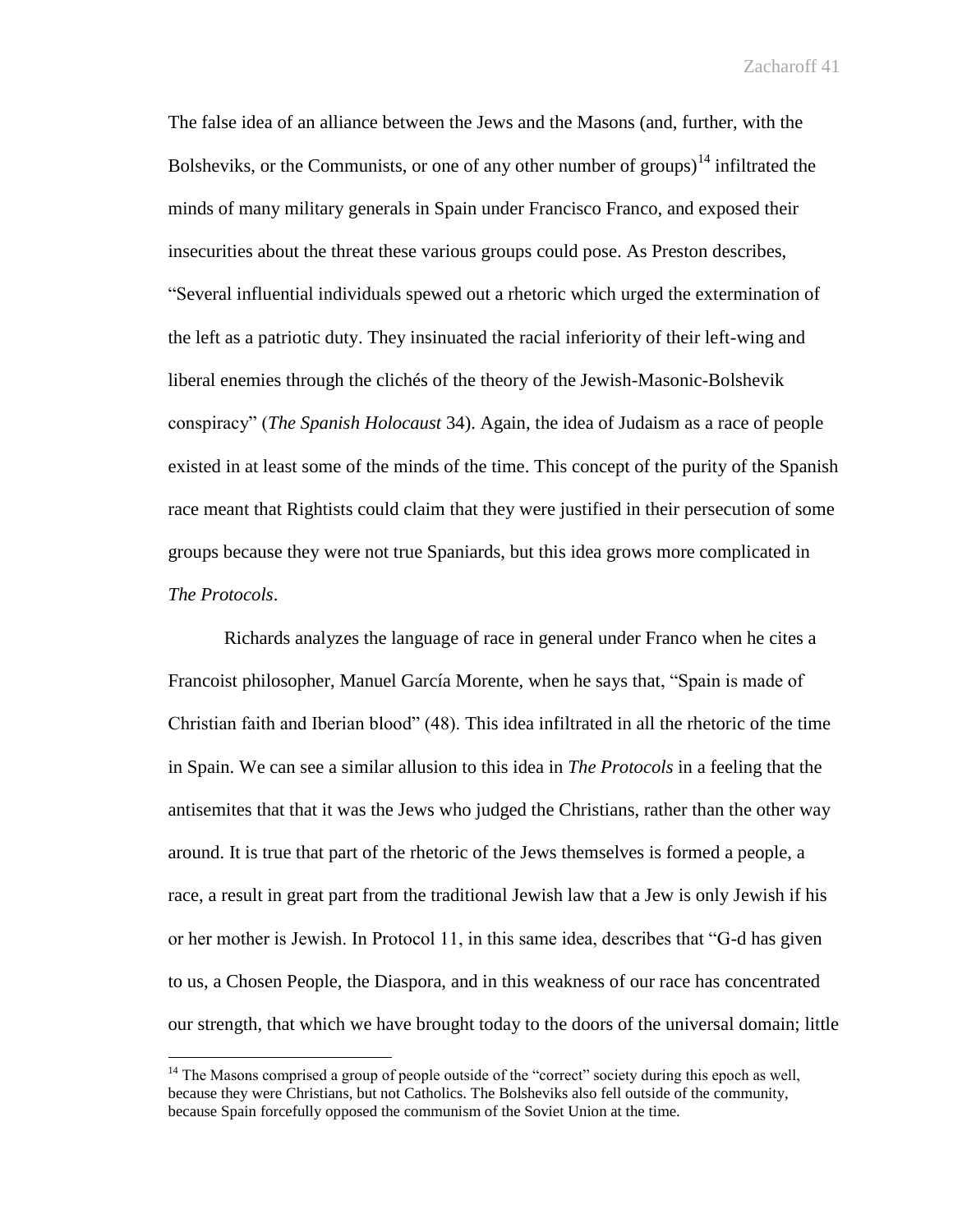The false idea of an alliance between the Jews and the Masons (and, further, with the Bolsheviks, or the Communists, or one of any other number of groups)[14] infiltrated the minds of many military generals in Spain under Francisco Franco, and exposed their insecurities about the threat these various groups could pose. As Preston describes, "Several influential individuals spewed out a rhetoric which urged the extermination of the left as a patriotic duty. They insinuated the racial inferiority of their left-wing and liberal enemies through the clichés of the theory of the Jewish-Masonic-Bolshevik conspiracy" (*The Spanish Holocaust* 34). Again, the idea of Judaism as a race of people existed in at least some of the minds of the time. This concept of the purity of the Spanish race meant that Rightists could claim that they were justified in their persecution of some groups because they were not true Spaniards, but this idea grows more complicated in *The Protocols*.

Richards analyzes the language of race in general under Franco when he cites a Francoist philosopher, Manuel García Morente, when he says that, "Spain is made of Christian faith and Iberian blood" (48). This idea infiltrated in all the rhetoric of the time in Spain. We can see a similar allusion to this idea in *The Protocols* in a feeling that the antisemites that that it was the Jews who judged the Christians, rather than the other way around. It is true that part of the rhetoric of the Jews themselves is formed a people, a race, a result in great part from the traditional Jewish law that a Jew is only Jewish if his or her mother is Jewish. In Protocol 11, in this same idea, describes that "G-d has given to us, a Chosen People, the Diaspora, and in this weakness of our race has concentrated our strength, that which we have brought today to the doors of the universal domain; little

[14] The Masons comprised a group of people outside of the "correct" society during this epoch as well, because they were Christians, but not Catholics. The Bolsheviks also fell outside of the community, because Spain forcefully opposed the communism of the Soviet Union at the time.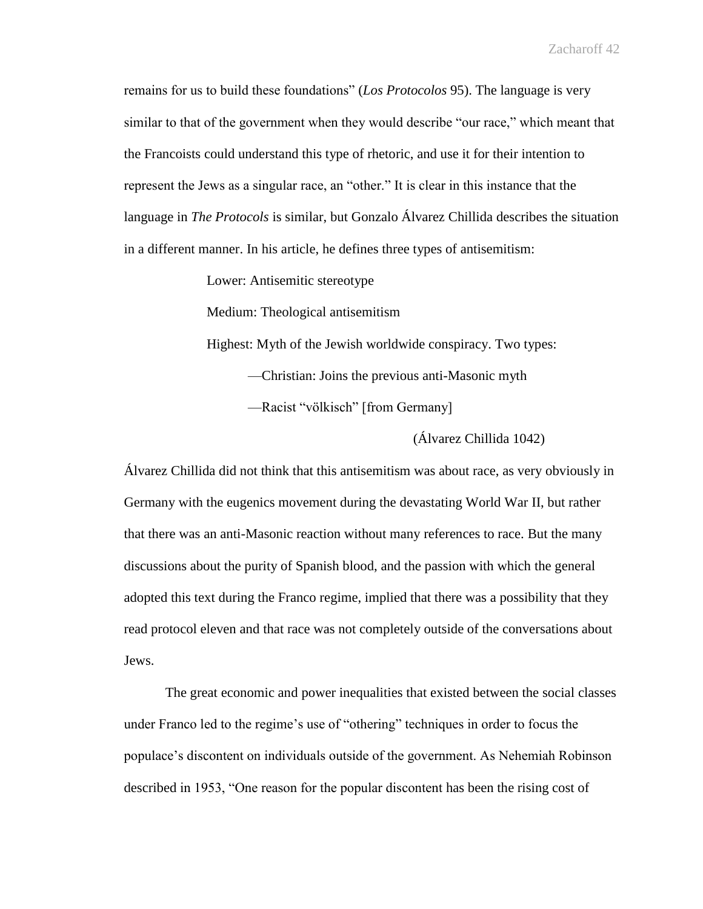remains for us to build these foundations" (*Los Protocolos* 95). The language is very similar to that of the government when they would describe "our race," which meant that the Francoists could understand this type of rhetoric, and use it for their intention to represent the Jews as a singular race, an "other." It is clear in this instance that the language in *The Protocols* is similar, but Gonzalo Álvarez Chillida describes the situation in a different manner. In his article, he defines three types of antisemitism:

> Lower: Antisemitic stereotype
>
> Medium: Theological antisemitism
>
> Highest: Myth of the Jewish worldwide conspiracy. Two types:
>
> —Christian: Joins the previous anti-Masonic myth
>
> —Racist "völkisch" [from Germany]
>
> (Álvarez Chillida 1042)

Álvarez Chillida did not think that this antisemitism was about race, as very obviously in Germany with the eugenics movement during the devastating World War II, but rather that there was an anti-Masonic reaction without many references to race. But the many discussions about the purity of Spanish blood, and the passion with which the general adopted this text during the Franco regime, implied that there was a possibility that they read protocol eleven and that race was not completely outside of the conversations about Jews.

The great economic and power inequalities that existed between the social classes under Franco led to the regime's use of "othering" techniques in order to focus the populace's discontent on individuals outside of the government. As Nehemiah Robinson described in 1953, "One reason for the popular discontent has been the rising cost of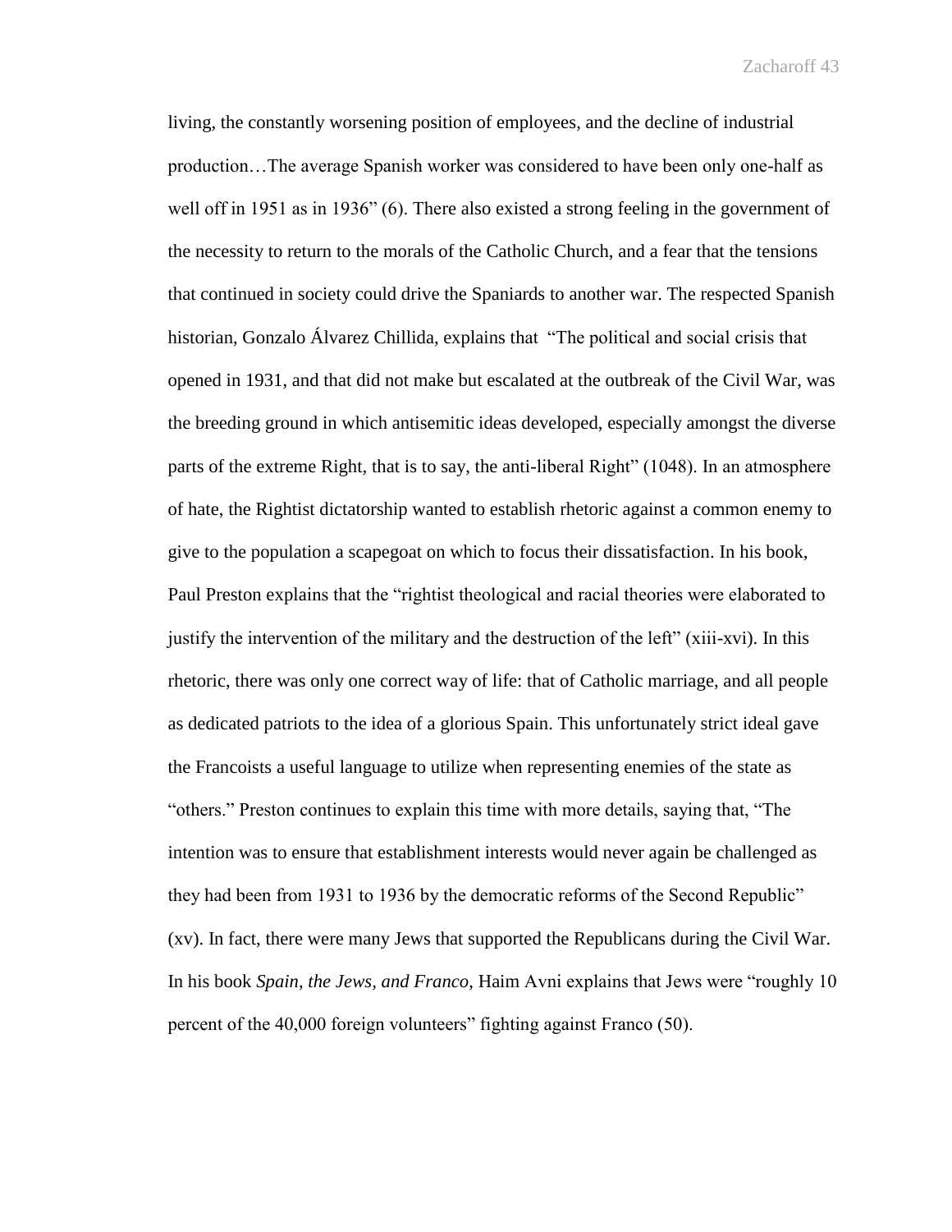living, the constantly worsening position of employees, and the decline of industrial production…The average Spanish worker was considered to have been only one-half as well off in 1951 as in 1936" (6). There also existed a strong feeling in the government of the necessity to return to the morals of the Catholic Church, and a fear that the tensions that continued in society could drive the Spaniards to another war. The respected Spanish historian, Gonzalo Álvarez Chillida, explains that "The political and social crisis that opened in 1931, and that did not make but escalated at the outbreak of the Civil War, was the breeding ground in which antisemitic ideas developed, especially amongst the diverse parts of the extreme Right, that is to say, the anti-liberal Right" (1048). In an atmosphere of hate, the Rightist dictatorship wanted to establish rhetoric against a common enemy to give to the population a scapegoat on which to focus their dissatisfaction. In his book, Paul Preston explains that the "rightist theological and racial theories were elaborated to justify the intervention of the military and the destruction of the left" (xiii-xvi). In this rhetoric, there was only one correct way of life: that of Catholic marriage, and all people as dedicated patriots to the idea of a glorious Spain. This unfortunately strict ideal gave the Francoists a useful language to utilize when representing enemies of the state as "others." Preston continues to explain this time with more details, saying that, "The intention was to ensure that establishment interests would never again be challenged as they had been from 1931 to 1936 by the democratic reforms of the Second Republic" (xv). In fact, there were many Jews that supported the Republicans during the Civil War. In his book *Spain, the Jews, and Franco*, Haim Avni explains that Jews were "roughly 10 percent of the 40,000 foreign volunteers" fighting against Franco (50).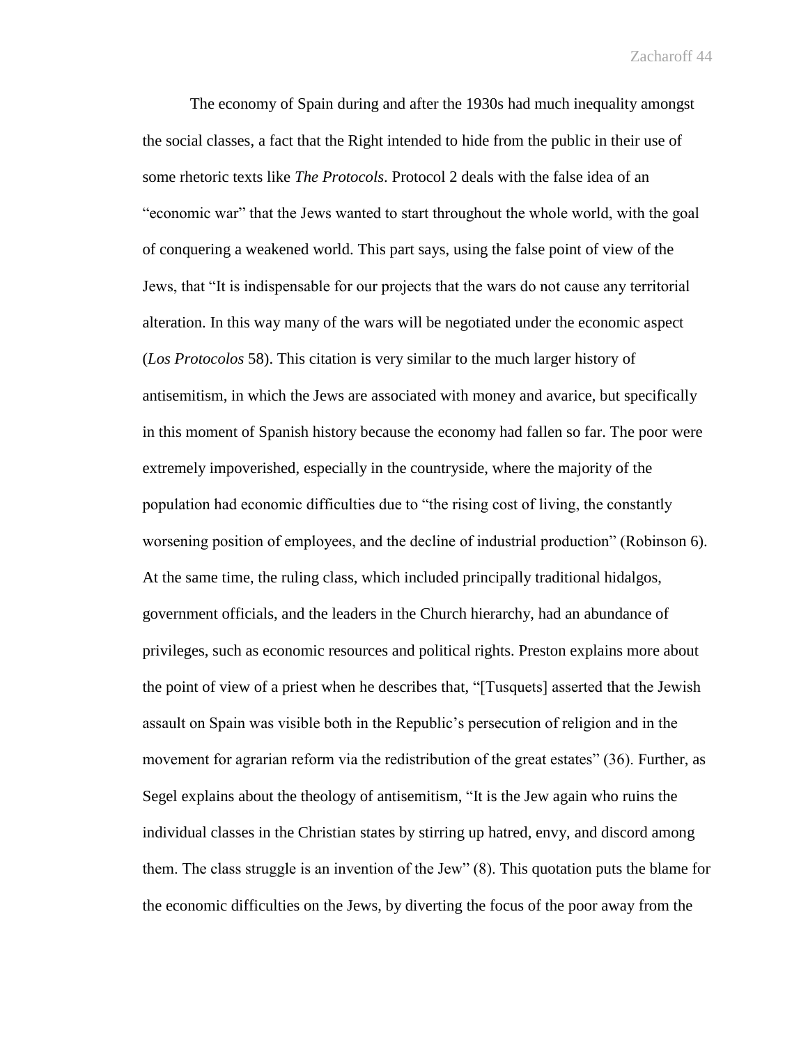The economy of Spain during and after the 1930s had much inequality amongst the social classes, a fact that the Right intended to hide from the public in their use of some rhetoric texts like *The Protocols*. Protocol 2 deals with the false idea of an "economic war" that the Jews wanted to start throughout the whole world, with the goal of conquering a weakened world. This part says, using the false point of view of the Jews, that "It is indispensable for our projects that the wars do not cause any territorial alteration. In this way many of the wars will be negotiated under the economic aspect (*Los Protocolos* 58). This citation is very similar to the much larger history of antisemitism, in which the Jews are associated with money and avarice, but specifically in this moment of Spanish history because the economy had fallen so far. The poor were extremely impoverished, especially in the countryside, where the majority of the population had economic difficulties due to "the rising cost of living, the constantly worsening position of employees, and the decline of industrial production" (Robinson 6). At the same time, the ruling class, which included principally traditional hidalgos, government officials, and the leaders in the Church hierarchy, had an abundance of privileges, such as economic resources and political rights. Preston explains more about the point of view of a priest when he describes that, "[Tusquets] asserted that the Jewish assault on Spain was visible both in the Republic's persecution of religion and in the movement for agrarian reform via the redistribution of the great estates" (36). Further, as Segel explains about the theology of antisemitism, "It is the Jew again who ruins the individual classes in the Christian states by stirring up hatred, envy, and discord among them. The class struggle is an invention of the Jew" (8). This quotation puts the blame for the economic difficulties on the Jews, by diverting the focus of the poor away from the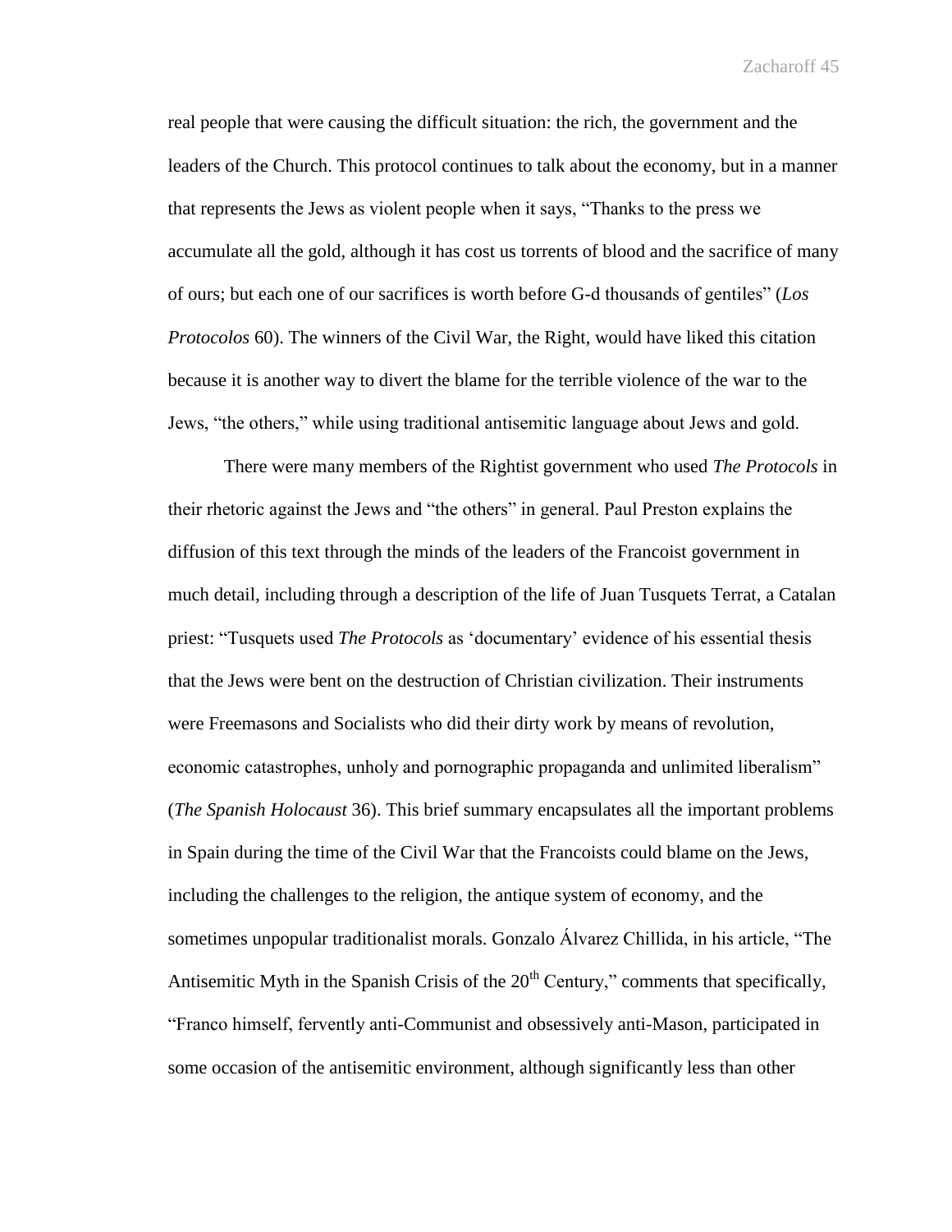real people that were causing the difficult situation: the rich, the government and the leaders of the Church. This protocol continues to talk about the economy, but in a manner that represents the Jews as violent people when it says, "Thanks to the press we accumulate all the gold, although it has cost us torrents of blood and the sacrifice of many of ours; but each one of our sacrifices is worth before G-d thousands of gentiles" (*Los Protocolos* 60). The winners of the Civil War, the Right, would have liked this citation because it is another way to divert the blame for the terrible violence of the war to the Jews, "the others," while using traditional antisemitic language about Jews and gold.

There were many members of the Rightist government who used *The Protocols* in their rhetoric against the Jews and "the others" in general. Paul Preston explains the diffusion of this text through the minds of the leaders of the Francoist government in much detail, including through a description of the life of Juan Tusquets Terrat, a Catalan priest: "Tusquets used *The Protocols* as 'documentary' evidence of his essential thesis that the Jews were bent on the destruction of Christian civilization. Their instruments were Freemasons and Socialists who did their dirty work by means of revolution, economic catastrophes, unholy and pornographic propaganda and unlimited liberalism" (*The Spanish Holocaust* 36). This brief summary encapsulates all the important problems in Spain during the time of the Civil War that the Francoists could blame on the Jews, including the challenges to the religion, the antique system of economy, and the sometimes unpopular traditionalist morals. Gonzalo Álvarez Chillida, in his article, "The Antisemitic Myth in the Spanish Crisis of the 20th Century," comments that specifically, "Franco himself, fervently anti-Communist and obsessively anti-Mason, participated in some occasion of the antisemitic environment, although significantly less than other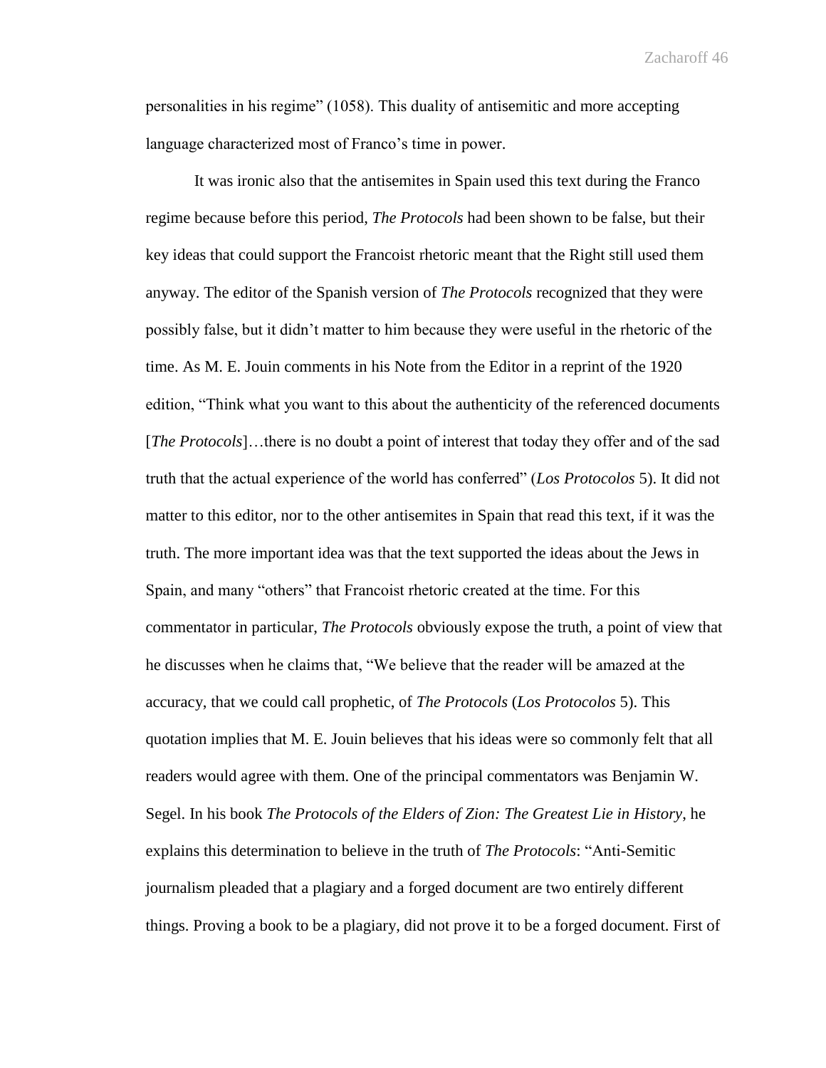personalities in his regime" (1058). This duality of antisemitic and more accepting language characterized most of Franco's time in power.

It was ironic also that the antisemites in Spain used this text during the Franco regime because before this period, *The Protocols* had been shown to be false, but their key ideas that could support the Francoist rhetoric meant that the Right still used them anyway. The editor of the Spanish version of *The Protocols* recognized that they were possibly false, but it didn't matter to him because they were useful in the rhetoric of the time. As M. E. Jouin comments in his Note from the Editor in a reprint of the 1920 edition, "Think what you want to this about the authenticity of the referenced documents [*The Protocols*]…there is no doubt a point of interest that today they offer and of the sad truth that the actual experience of the world has conferred" (*Los Protocolos* 5). It did not matter to this editor, nor to the other antisemites in Spain that read this text, if it was the truth. The more important idea was that the text supported the ideas about the Jews in Spain, and many "others" that Francoist rhetoric created at the time. For this commentator in particular, *The Protocols* obviously expose the truth, a point of view that he discusses when he claims that, "We believe that the reader will be amazed at the accuracy, that we could call prophetic, of *The Protocols* (*Los Protocolos* 5). This quotation implies that M. E. Jouin believes that his ideas were so commonly felt that all readers would agree with them. One of the principal commentators was Benjamin W. Segel. In his book *The Protocols of the Elders of Zion: The Greatest Lie in History*, he explains this determination to believe in the truth of *The Protocols*: "Anti-Semitic journalism pleaded that a plagiary and a forged document are two entirely different things. Proving a book to be a plagiary, did not prove it to be a forged document. First of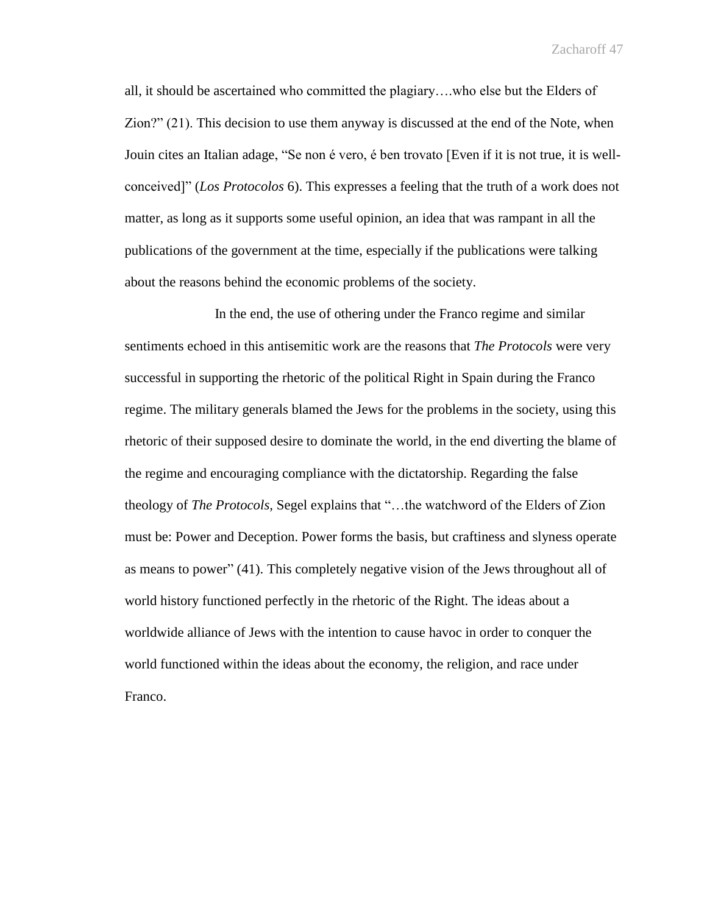all, it should be ascertained who committed the plagiary….who else but the Elders of Zion?" (21). This decision to use them anyway is discussed at the end of the Note, when Jouin cites an Italian adage, "Se non é vero, é ben trovato [Even if it is not true, it is well-conceived]" (*Los Protocolos* 6). This expresses a feeling that the truth of a work does not matter, as long as it supports some useful opinion, an idea that was rampant in all the publications of the government at the time, especially if the publications were talking about the reasons behind the economic problems of the society.

In the end, the use of othering under the Franco regime and similar sentiments echoed in this antisemitic work are the reasons that *The Protocols* were very successful in supporting the rhetoric of the political Right in Spain during the Franco regime. The military generals blamed the Jews for the problems in the society, using this rhetoric of their supposed desire to dominate the world, in the end diverting the blame of the regime and encouraging compliance with the dictatorship. Regarding the false theology of *The Protocols,* Segel explains that "…the watchword of the Elders of Zion must be: Power and Deception. Power forms the basis, but craftiness and slyness operate as means to power" (41). This completely negative vision of the Jews throughout all of world history functioned perfectly in the rhetoric of the Right. The ideas about a worldwide alliance of Jews with the intention to cause havoc in order to conquer the world functioned within the ideas about the economy, the religion, and race under Franco.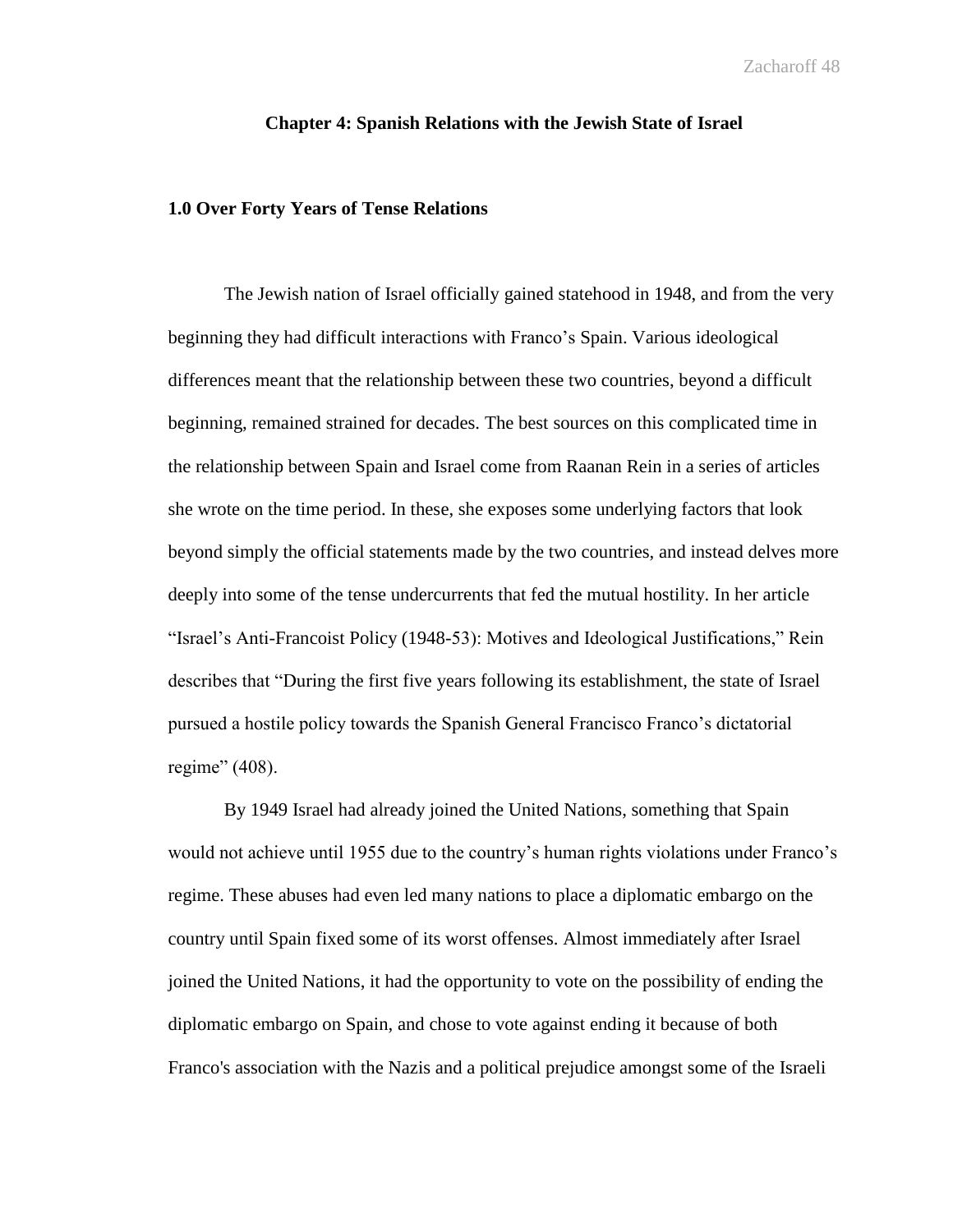## Chapter 4: Spanish Relations with the Jewish State of Israel

### 1.0 Over Forty Years of Tense Relations

The Jewish nation of Israel officially gained statehood in 1948, and from the very beginning they had difficult interactions with Franco's Spain. Various ideological differences meant that the relationship between these two countries, beyond a difficult beginning, remained strained for decades. The best sources on this complicated time in the relationship between Spain and Israel come from Raanan Rein in a series of articles she wrote on the time period. In these, she exposes some underlying factors that look beyond simply the official statements made by the two countries, and instead delves more deeply into some of the tense undercurrents that fed the mutual hostility. In her article "Israel's Anti-Francoist Policy (1948-53): Motives and Ideological Justifications," Rein describes that "During the first five years following its establishment, the state of Israel pursued a hostile policy towards the Spanish General Francisco Franco's dictatorial regime" (408).

By 1949 Israel had already joined the United Nations, something that Spain would not achieve until 1955 due to the country's human rights violations under Franco's regime. These abuses had even led many nations to place a diplomatic embargo on the country until Spain fixed some of its worst offenses. Almost immediately after Israel joined the United Nations, it had the opportunity to vote on the possibility of ending the diplomatic embargo on Spain, and chose to vote against ending it because of both Franco's association with the Nazis and a political prejudice amongst some of the Israeli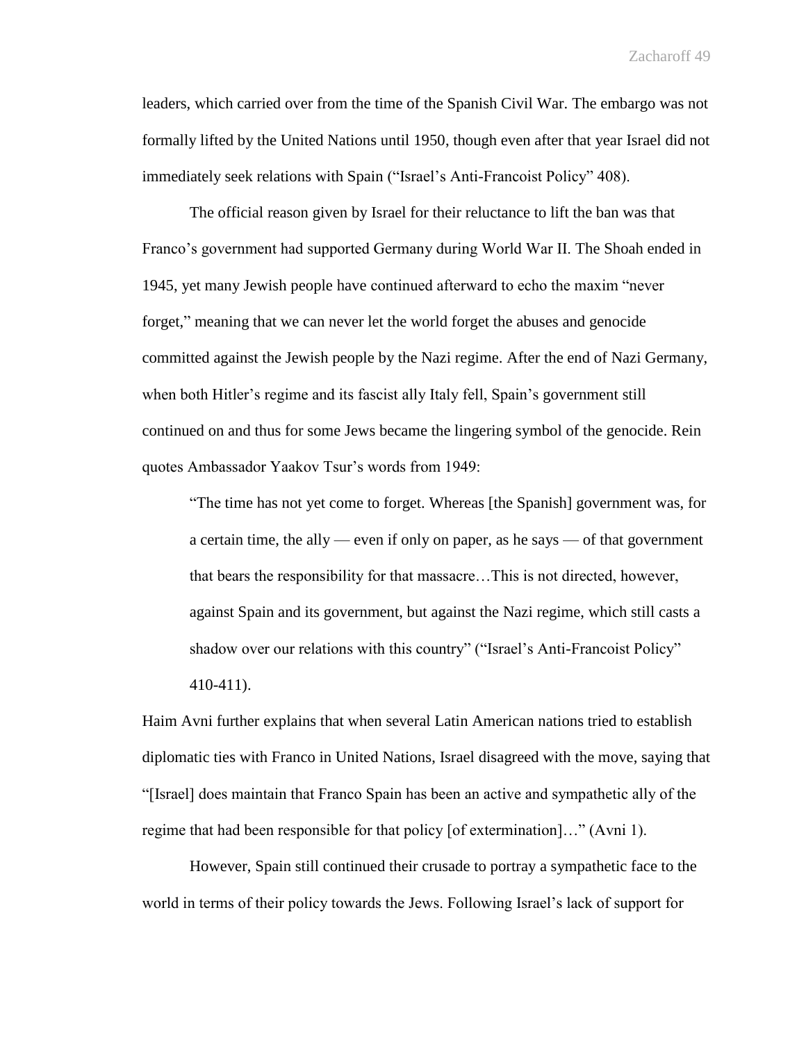leaders, which carried over from the time of the Spanish Civil War. The embargo was not formally lifted by the United Nations until 1950, though even after that year Israel did not immediately seek relations with Spain ("Israel's Anti-Francoist Policy" 408).

The official reason given by Israel for their reluctance to lift the ban was that Franco's government had supported Germany during World War II. The Shoah ended in 1945, yet many Jewish people have continued afterward to echo the maxim "never forget," meaning that we can never let the world forget the abuses and genocide committed against the Jewish people by the Nazi regime. After the end of Nazi Germany, when both Hitler's regime and its fascist ally Italy fell, Spain's government still continued on and thus for some Jews became the lingering symbol of the genocide. Rein quotes Ambassador Yaakov Tsur's words from 1949:

> "The time has not yet come to forget. Whereas [the Spanish] government was, for a certain time, the ally — even if only on paper, as he says — of that government that bears the responsibility for that massacre…This is not directed, however, against Spain and its government, but against the Nazi regime, which still casts a shadow over our relations with this country" ("Israel's Anti-Francoist Policy" 410-411).

Haim Avni further explains that when several Latin American nations tried to establish diplomatic ties with Franco in United Nations, Israel disagreed with the move, saying that "[Israel] does maintain that Franco Spain has been an active and sympathetic ally of the regime that had been responsible for that policy [of extermination]…" (Avni 1).

However, Spain still continued their crusade to portray a sympathetic face to the world in terms of their policy towards the Jews. Following Israel's lack of support for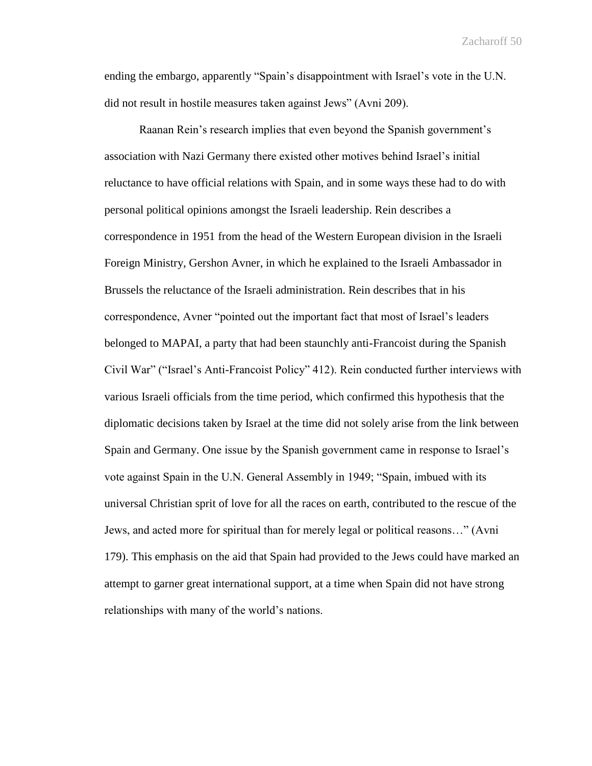ending the embargo, apparently "Spain's disappointment with Israel's vote in the U.N. did not result in hostile measures taken against Jews" (Avni 209).

Raanan Rein's research implies that even beyond the Spanish government's association with Nazi Germany there existed other motives behind Israel's initial reluctance to have official relations with Spain, and in some ways these had to do with personal political opinions amongst the Israeli leadership. Rein describes a correspondence in 1951 from the head of the Western European division in the Israeli Foreign Ministry, Gershon Avner, in which he explained to the Israeli Ambassador in Brussels the reluctance of the Israeli administration. Rein describes that in his correspondence, Avner "pointed out the important fact that most of Israel's leaders belonged to MAPAI, a party that had been staunchly anti-Francoist during the Spanish Civil War" ("Israel's Anti-Francoist Policy" 412). Rein conducted further interviews with various Israeli officials from the time period, which confirmed this hypothesis that the diplomatic decisions taken by Israel at the time did not solely arise from the link between Spain and Germany. One issue by the Spanish government came in response to Israel's vote against Spain in the U.N. General Assembly in 1949; "Spain, imbued with its universal Christian sprit of love for all the races on earth, contributed to the rescue of the Jews, and acted more for spiritual than for merely legal or political reasons…" (Avni 179). This emphasis on the aid that Spain had provided to the Jews could have marked an attempt to garner great international support, at a time when Spain did not have strong relationships with many of the world's nations.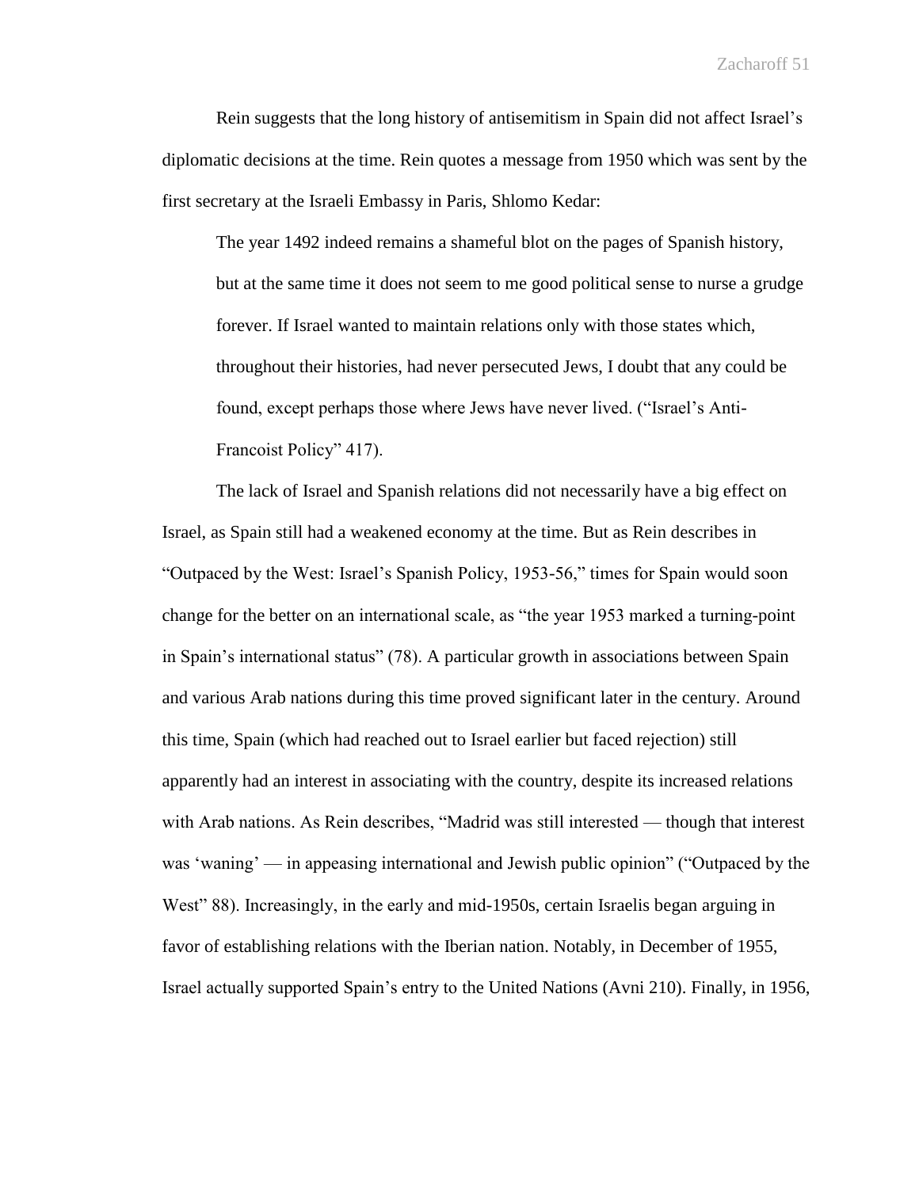Rein suggests that the long history of antisemitism in Spain did not affect Israel's diplomatic decisions at the time. Rein quotes a message from 1950 which was sent by the first secretary at the Israeli Embassy in Paris, Shlomo Kedar:

> The year 1492 indeed remains a shameful blot on the pages of Spanish history, but at the same time it does not seem to me good political sense to nurse a grudge forever. If Israel wanted to maintain relations only with those states which, throughout their histories, had never persecuted Jews, I doubt that any could be found, except perhaps those where Jews have never lived. ("Israel's Anti-Francoist Policy" 417).

The lack of Israel and Spanish relations did not necessarily have a big effect on Israel, as Spain still had a weakened economy at the time. But as Rein describes in "Outpaced by the West: Israel's Spanish Policy, 1953-56," times for Spain would soon change for the better on an international scale, as "the year 1953 marked a turning-point in Spain's international status" (78). A particular growth in associations between Spain and various Arab nations during this time proved significant later in the century. Around this time, Spain (which had reached out to Israel earlier but faced rejection) still apparently had an interest in associating with the country, despite its increased relations with Arab nations. As Rein describes, "Madrid was still interested — though that interest was 'waning' — in appeasing international and Jewish public opinion" ("Outpaced by the West" 88). Increasingly, in the early and mid-1950s, certain Israelis began arguing in favor of establishing relations with the Iberian nation. Notably, in December of 1955, Israel actually supported Spain's entry to the United Nations (Avni 210). Finally, in 1956,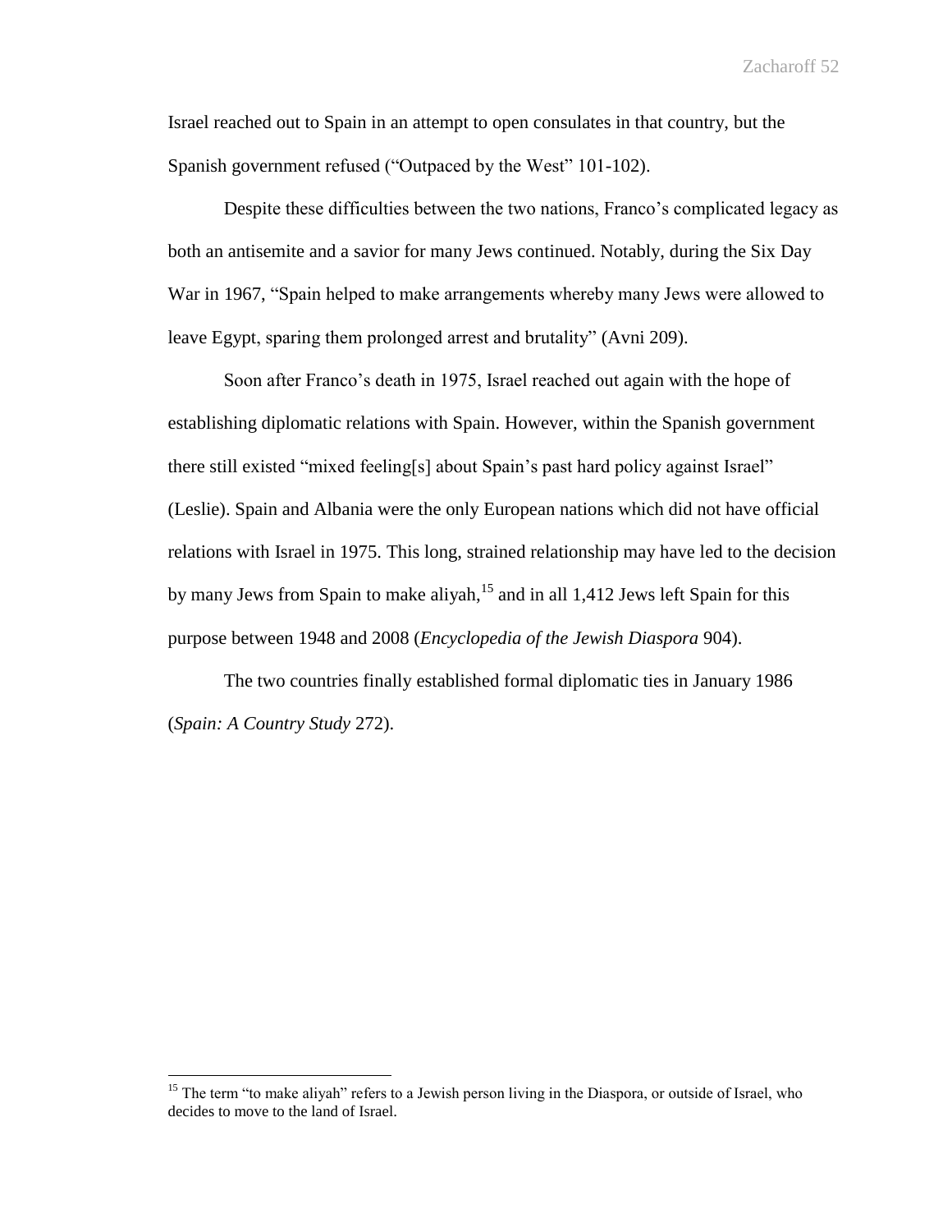Israel reached out to Spain in an attempt to open consulates in that country, but the Spanish government refused ("Outpaced by the West" 101-102).

Despite these difficulties between the two nations, Franco's complicated legacy as both an antisemite and a savior for many Jews continued. Notably, during the Six Day War in 1967, "Spain helped to make arrangements whereby many Jews were allowed to leave Egypt, sparing them prolonged arrest and brutality" (Avni 209).

Soon after Franco's death in 1975, Israel reached out again with the hope of establishing diplomatic relations with Spain. However, within the Spanish government there still existed "mixed feeling[s] about Spain's past hard policy against Israel" (Leslie). Spain and Albania were the only European nations which did not have official relations with Israel in 1975. This long, strained relationship may have led to the decision by many Jews from Spain to make aliyah,[15] and in all 1,412 Jews left Spain for this purpose between 1948 and 2008 (*Encyclopedia of the Jewish Diaspora* 904).

The two countries finally established formal diplomatic ties in January 1986 (*Spain: A Country Study* 272).

[15] The term "to make aliyah" refers to a Jewish person living in the Diaspora, or outside of Israel, who decides to move to the land of Israel.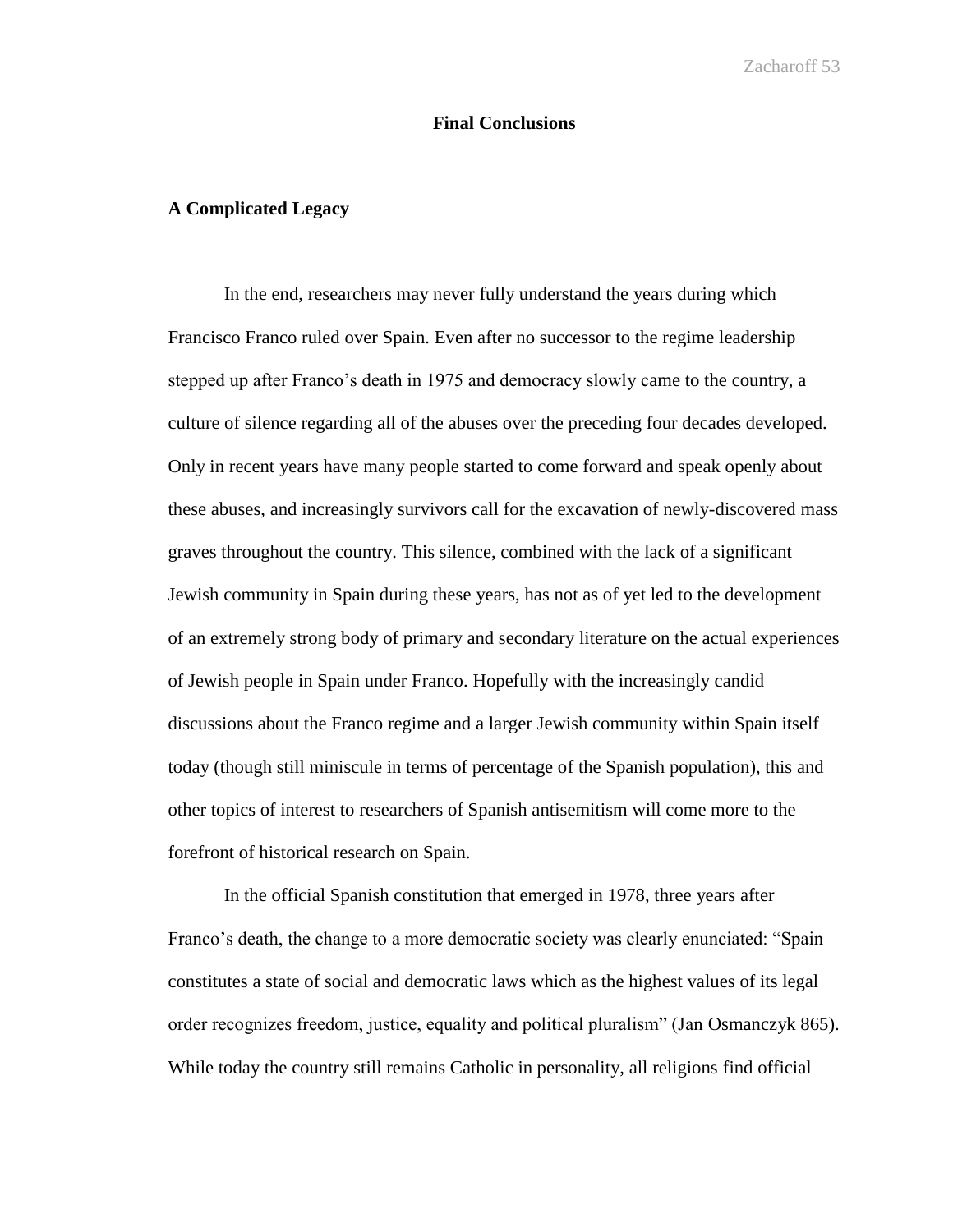# Final Conclusions

## A Complicated Legacy

In the end, researchers may never fully understand the years during which Francisco Franco ruled over Spain. Even after no successor to the regime leadership stepped up after Franco's death in 1975 and democracy slowly came to the country, a culture of silence regarding all of the abuses over the preceding four decades developed. Only in recent years have many people started to come forward and speak openly about these abuses, and increasingly survivors call for the excavation of newly-discovered mass graves throughout the country. This silence, combined with the lack of a significant Jewish community in Spain during these years, has not as of yet led to the development of an extremely strong body of primary and secondary literature on the actual experiences of Jewish people in Spain under Franco. Hopefully with the increasingly candid discussions about the Franco regime and a larger Jewish community within Spain itself today (though still miniscule in terms of percentage of the Spanish population), this and other topics of interest to researchers of Spanish antisemitism will come more to the forefront of historical research on Spain.

In the official Spanish constitution that emerged in 1978, three years after Franco's death, the change to a more democratic society was clearly enunciated: "Spain constitutes a state of social and democratic laws which as the highest values of its legal order recognizes freedom, justice, equality and political pluralism" (Jan Osmanczyk 865). While today the country still remains Catholic in personality, all religions find official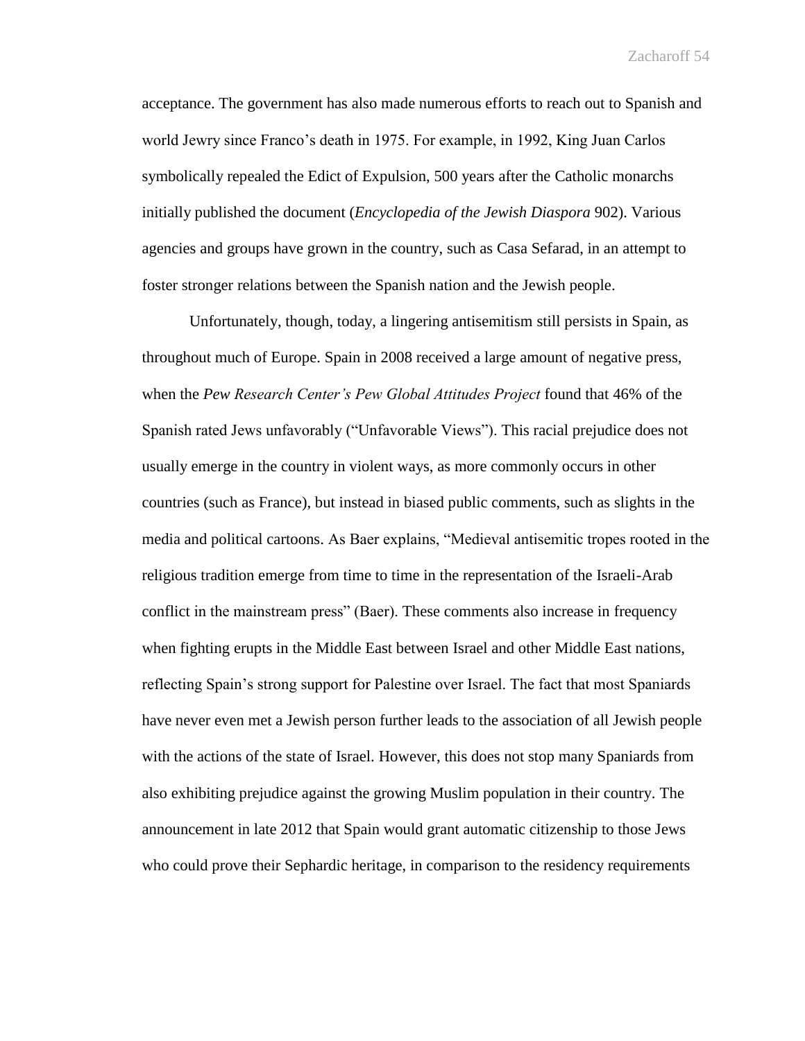acceptance. The government has also made numerous efforts to reach out to Spanish and world Jewry since Franco's death in 1975. For example, in 1992, King Juan Carlos symbolically repealed the Edict of Expulsion, 500 years after the Catholic monarchs initially published the document (*Encyclopedia of the Jewish Diaspora* 902). Various agencies and groups have grown in the country, such as Casa Sefarad, in an attempt to foster stronger relations between the Spanish nation and the Jewish people.

Unfortunately, though, today, a lingering antisemitism still persists in Spain, as throughout much of Europe. Spain in 2008 received a large amount of negative press, when the *Pew Research Center's Pew Global Attitudes Project* found that 46% of the Spanish rated Jews unfavorably ("Unfavorable Views"). This racial prejudice does not usually emerge in the country in violent ways, as more commonly occurs in other countries (such as France), but instead in biased public comments, such as slights in the media and political cartoons. As Baer explains, "Medieval antisemitic tropes rooted in the religious tradition emerge from time to time in the representation of the Israeli-Arab conflict in the mainstream press" (Baer). These comments also increase in frequency when fighting erupts in the Middle East between Israel and other Middle East nations, reflecting Spain's strong support for Palestine over Israel. The fact that most Spaniards have never even met a Jewish person further leads to the association of all Jewish people with the actions of the state of Israel. However, this does not stop many Spaniards from also exhibiting prejudice against the growing Muslim population in their country. The announcement in late 2012 that Spain would grant automatic citizenship to those Jews who could prove their Sephardic heritage, in comparison to the residency requirements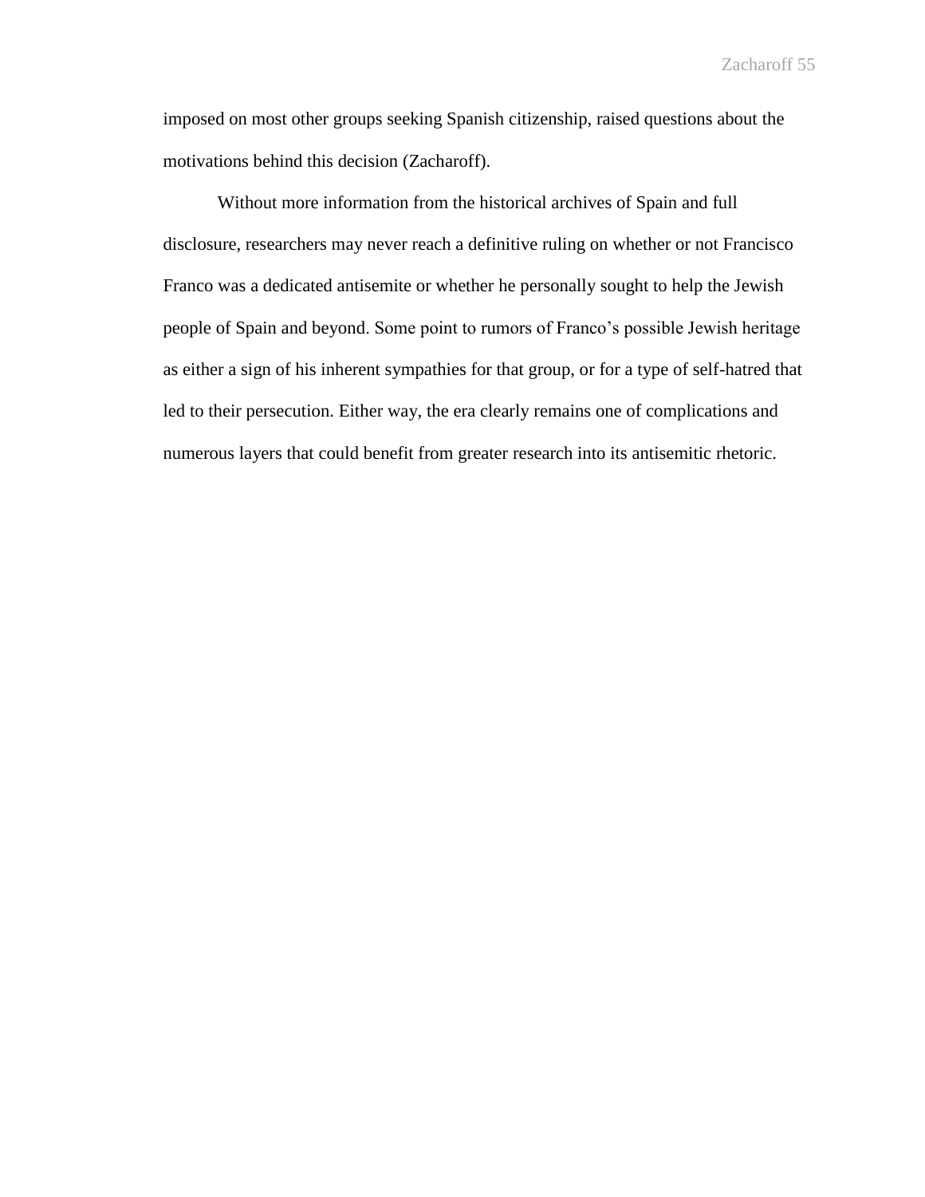imposed on most other groups seeking Spanish citizenship, raised questions about the motivations behind this decision (Zacharoff).

Without more information from the historical archives of Spain and full disclosure, researchers may never reach a definitive ruling on whether or not Francisco Franco was a dedicated antisemite or whether he personally sought to help the Jewish people of Spain and beyond. Some point to rumors of Franco's possible Jewish heritage as either a sign of his inherent sympathies for that group, or for a type of self-hatred that led to their persecution. Either way, the era clearly remains one of complications and numerous layers that could benefit from greater research into its antisemitic rhetoric.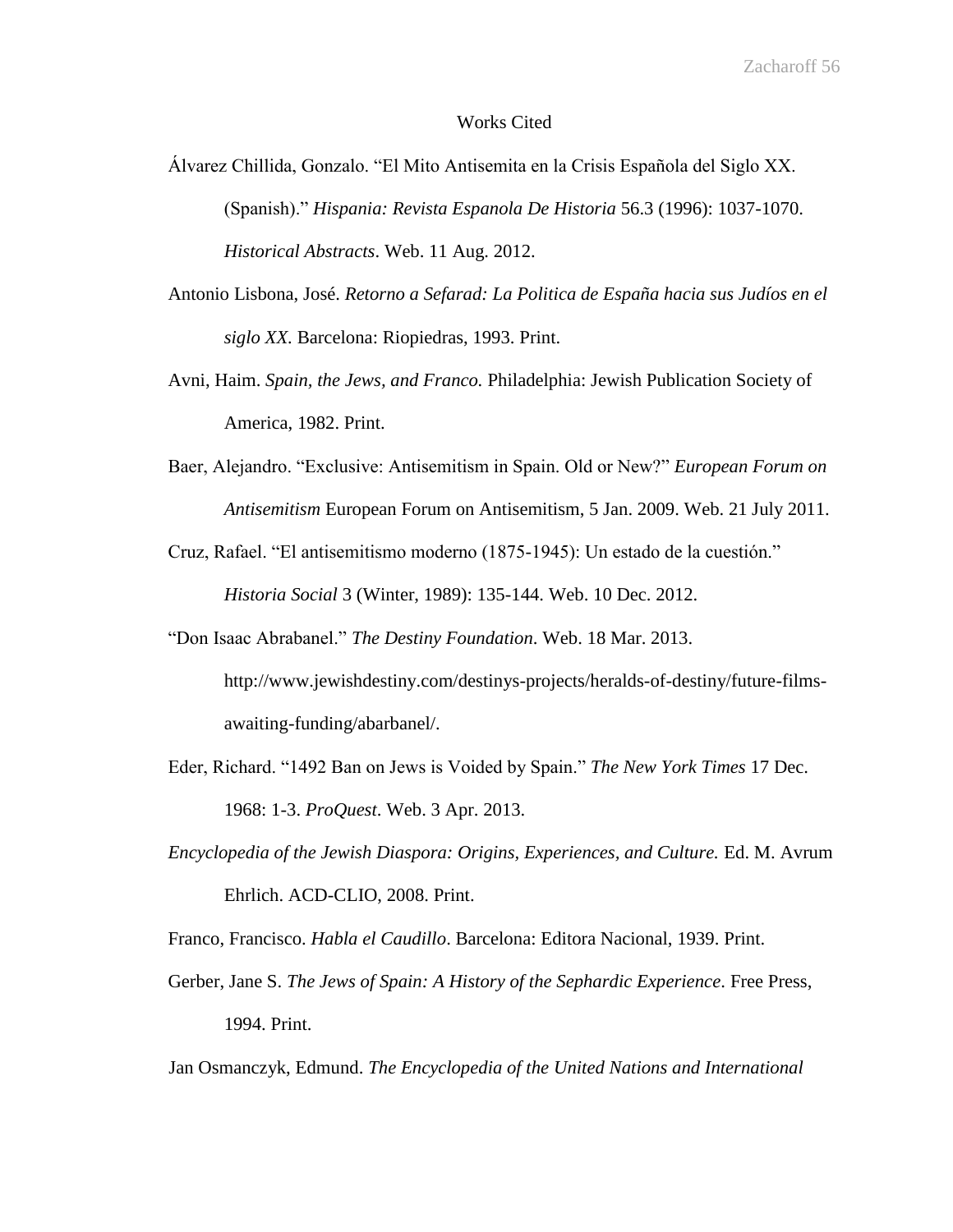# Works Cited

Álvarez Chillida, Gonzalo. "El Mito Antisemita en la Crisis Española del Siglo XX. (Spanish)." *Hispania: Revista Espanola De Historia* 56.3 (1996): 1037-1070. *Historical Abstracts*. Web. 11 Aug. 2012.

Antonio Lisbona, José. *Retorno a Sefarad: La Politica de España hacia sus Judíos en el siglo XX.* Barcelona: Riopiedras, 1993. Print.

Avni, Haim. *Spain, the Jews, and Franco.* Philadelphia: Jewish Publication Society of America, 1982. Print.

Baer, Alejandro. "Exclusive: Antisemitism in Spain. Old or New?" *European Forum on Antisemitism* European Forum on Antisemitism, 5 Jan. 2009. Web. 21 July 2011.

Cruz, Rafael. "El antisemitismo moderno (1875-1945): Un estado de la cuestión." *Historia Social* 3 (Winter, 1989): 135-144. Web. 10 Dec. 2012.

"Don Isaac Abrabanel." *The Destiny Foundation*. Web. 18 Mar. 2013. http://www.jewishdestiny.com/destinys-projects/heralds-of-destiny/future-films-awaiting-funding/abarbanel/.

Eder, Richard. "1492 Ban on Jews is Voided by Spain." *The New York Times* 17 Dec. 1968: 1-3. *ProQuest*. Web. 3 Apr. 2013.

*Encyclopedia of the Jewish Diaspora: Origins, Experiences, and Culture.* Ed. M. Avrum Ehrlich. ACD-CLIO, 2008. Print.

Franco, Francisco. *Habla el Caudillo*. Barcelona: Editora Nacional, 1939. Print.

Gerber, Jane S. *The Jews of Spain: A History of the Sephardic Experience*. Free Press, 1994. Print.

Jan Osmanczyk, Edmund. *The Encyclopedia of the United Nations and International*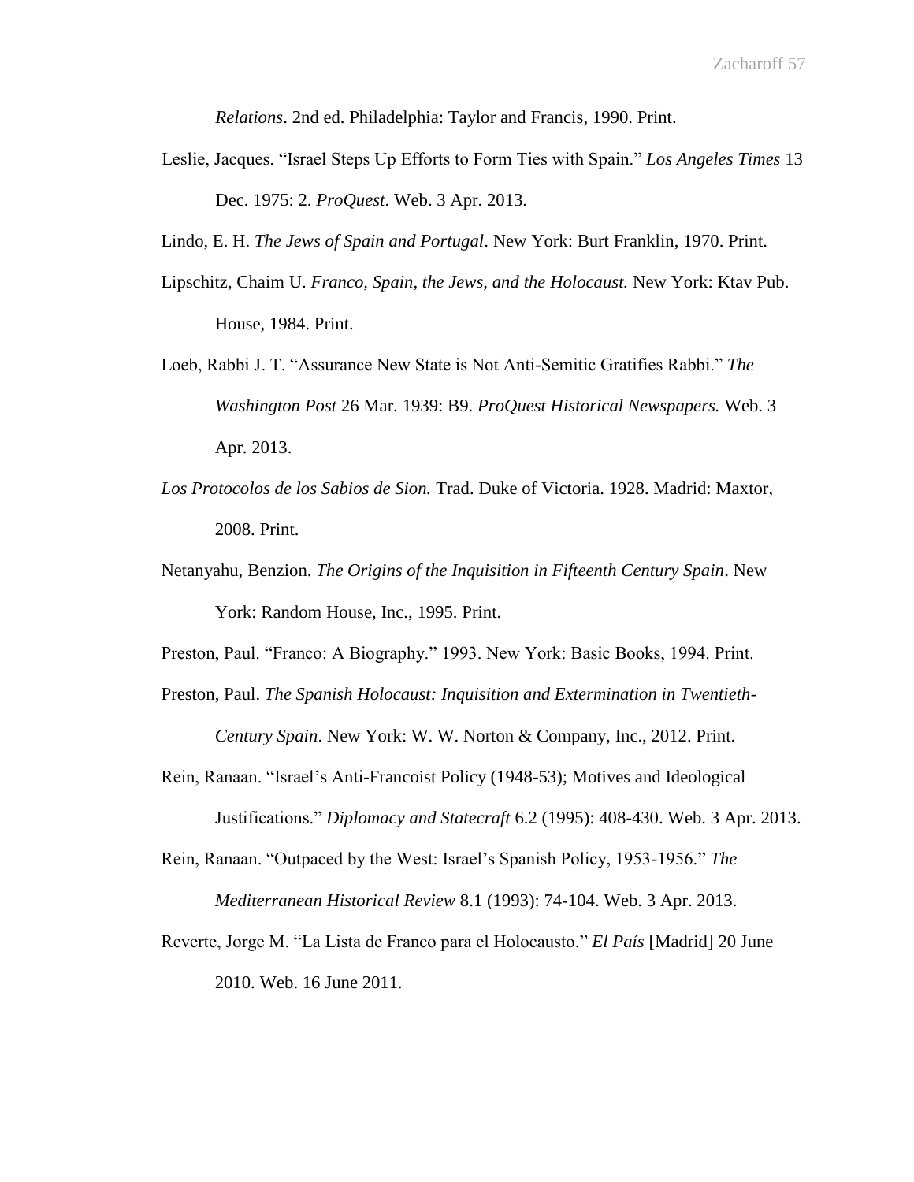*Relations*. 2nd ed. Philadelphia: Taylor and Francis, 1990. Print.

Leslie, Jacques. "Israel Steps Up Efforts to Form Ties with Spain." *Los Angeles Times* 13 Dec. 1975: 2. *ProQuest*. Web. 3 Apr. 2013.

Lindo, E. H. *The Jews of Spain and Portugal*. New York: Burt Franklin, 1970. Print.

Lipschitz, Chaim U. *Franco, Spain, the Jews, and the Holocaust.* New York: Ktav Pub. House, 1984. Print.

Loeb, Rabbi J. T. "Assurance New State is Not Anti-Semitic Gratifies Rabbi." *The Washington Post* 26 Mar. 1939: B9. *ProQuest Historical Newspapers.* Web. 3 Apr. 2013.

*Los Protocolos de los Sabios de Sion.* Trad. Duke of Victoria. 1928. Madrid: Maxtor, 2008. Print.

Netanyahu, Benzion. *The Origins of the Inquisition in Fifteenth Century Spain*. New York: Random House, Inc., 1995. Print.

Preston, Paul. "Franco: A Biography." 1993. New York: Basic Books, 1994. Print.

Preston, Paul. *The Spanish Holocaust: Inquisition and Extermination in Twentieth-Century Spain*. New York: W. W. Norton & Company, Inc., 2012. Print.

Rein, Ranaan. "Israel's Anti-Francoist Policy (1948-53); Motives and Ideological Justifications." *Diplomacy and Statecraft* 6.2 (1995): 408-430. Web. 3 Apr. 2013.

Rein, Ranaan. "Outpaced by the West: Israel's Spanish Policy, 1953-1956." *The Mediterranean Historical Review* 8.1 (1993): 74-104. Web. 3 Apr. 2013.

Reverte, Jorge M. "La Lista de Franco para el Holocausto." *El País* [Madrid] 20 June 2010. Web. 16 June 2011.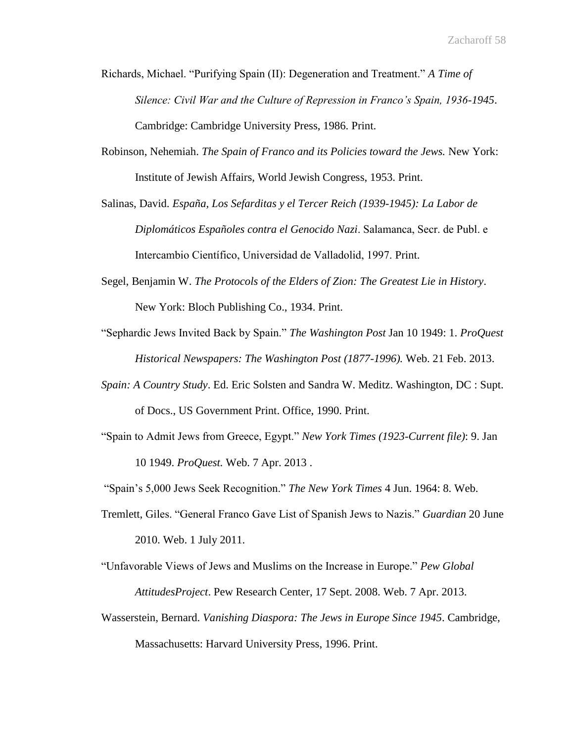Richards, Michael. "Purifying Spain (II): Degeneration and Treatment." *A Time of Silence: Civil War and the Culture of Repression in Franco's Spain, 1936-1945*. Cambridge: Cambridge University Press, 1986. Print.

Robinson, Nehemiah. *The Spain of Franco and its Policies toward the Jews.* New York: Institute of Jewish Affairs, World Jewish Congress, 1953. Print.

Salinas, David. *España, Los Sefarditas y el Tercer Reich (1939-1945): La Labor de Diplomáticos Españoles contra el Genocido Nazi*. Salamanca, Secr. de Publ. e Intercambio Científico, Universidad de Valladolid, 1997. Print.

Segel, Benjamin W. *The Protocols of the Elders of Zion: The Greatest Lie in History*. New York: Bloch Publishing Co., 1934. Print.

"Sephardic Jews Invited Back by Spain." *The Washington Post* Jan 10 1949: 1. *ProQuest Historical Newspapers: The Washington Post (1877-1996).* Web. 21 Feb. 2013.

*Spain: A Country Study*. Ed. Eric Solsten and Sandra W. Meditz. Washington, DC : Supt. of Docs., US Government Print. Office, 1990. Print.

"Spain to Admit Jews from Greece, Egypt." *New York Times (1923-Current file)*: 9. Jan 10 1949. *ProQuest.* Web. 7 Apr. 2013 .

"Spain's 5,000 Jews Seek Recognition." *The New York Times* 4 Jun. 1964: 8. Web.

Tremlett, Giles. "General Franco Gave List of Spanish Jews to Nazis." *Guardian* 20 June 2010. Web. 1 July 2011.

"Unfavorable Views of Jews and Muslims on the Increase in Europe." *Pew Global AttitudesProject*. Pew Research Center, 17 Sept. 2008. Web. 7 Apr. 2013.

Wasserstein, Bernard. *Vanishing Diaspora: The Jews in Europe Since 1945*. Cambridge, Massachusetts: Harvard University Press, 1996. Print.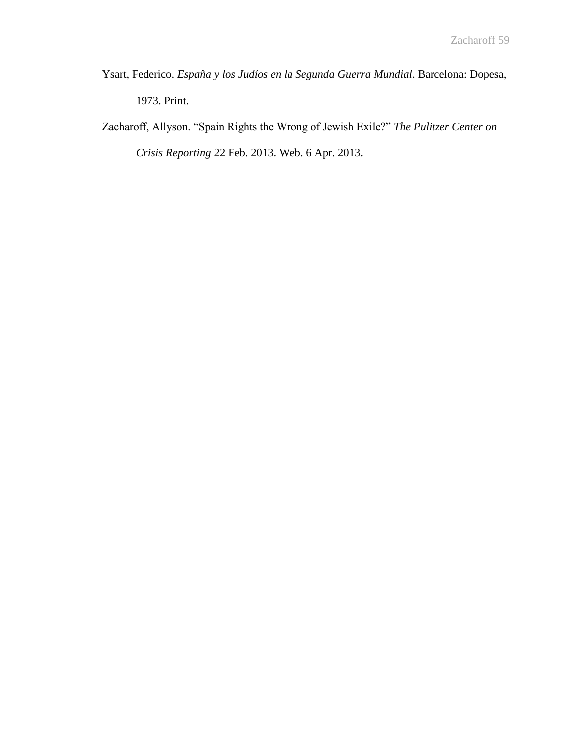Ysart, Federico. *España y los Judíos en la Segunda Guerra Mundial*. Barcelona: Dopesa, 1973. Print.

Zacharoff, Allyson. "Spain Rights the Wrong of Jewish Exile?" *The Pulitzer Center on Crisis Reporting* 22 Feb. 2013. Web. 6 Apr. 2013.